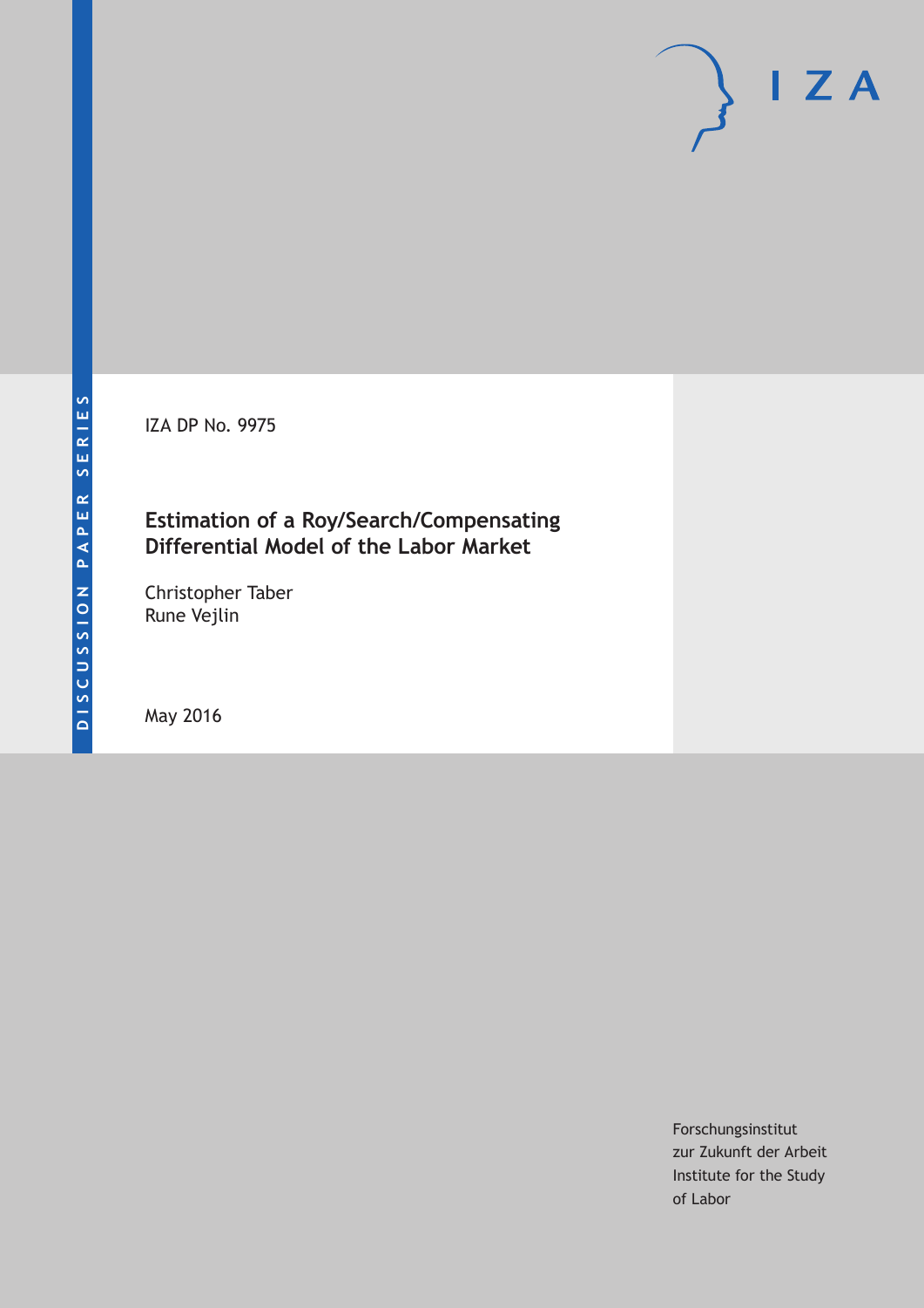DISCUSSION PAPER SERIES

IZA DP No. 9975

# Estimation of a Roy/Search/Compensating Differential Model of the Labor Market

Christopher Taber
Rune Vejlin

May 2016

Forschungsinstitut
zur Zukunft der Arbeit
Institute for the Study
of Labor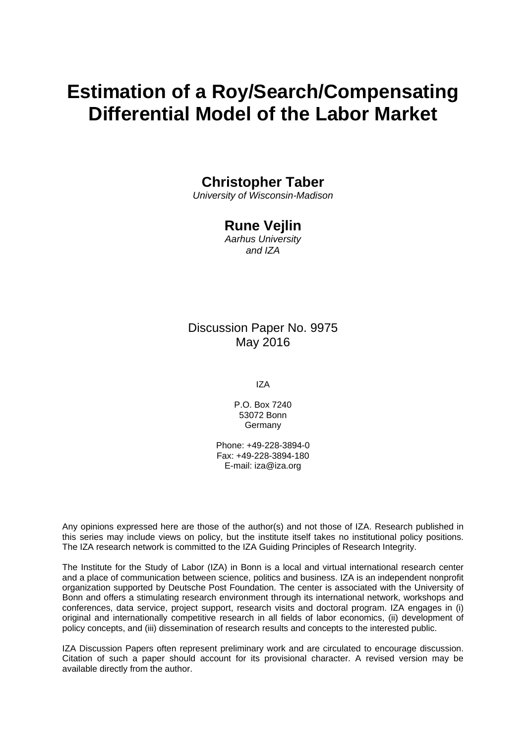# Estimation of a Roy/Search/Compensating Differential Model of the Labor Market

**Christopher Taber**
*University of Wisconsin-Madison*

**Rune Vejlin**
*Aarhus University*
*and IZA*

Discussion Paper No. 9975
May 2016

IZA

P.O. Box 7240
53072 Bonn
Germany

Phone: +49-228-3894-0
Fax: +49-228-3894-180
E-mail: iza@iza.org

Any opinions expressed here are those of the author(s) and not those of IZA. Research published in this series may include views on policy, but the institute itself takes no institutional policy positions. The IZA research network is committed to the IZA Guiding Principles of Research Integrity.

The Institute for the Study of Labor (IZA) in Bonn is a local and virtual international research center and a place of communication between science, politics and business. IZA is an independent nonprofit organization supported by Deutsche Post Foundation. The center is associated with the University of Bonn and offers a stimulating research environment through its international network, workshops and conferences, data service, project support, research visits and doctoral program. IZA engages in (i) original and internationally competitive research in all fields of labor economics, (ii) development of policy concepts, and (iii) dissemination of research results and concepts to the interested public.

IZA Discussion Papers often represent preliminary work and are circulated to encourage discussion. Citation of such a paper should account for its provisional character. A revised version may be available directly from the author.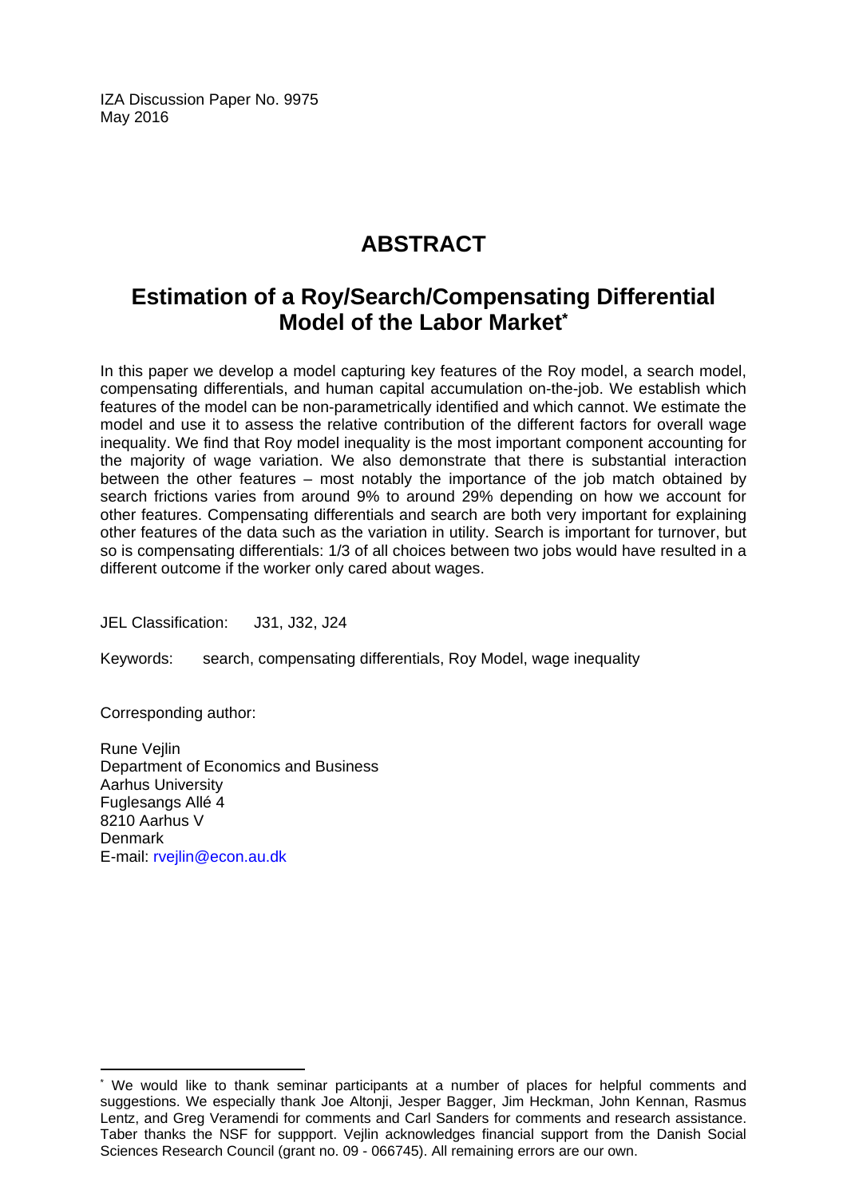IZA Discussion Paper No. 9975
May 2016

# ABSTRACT

## Estimation of a Roy/Search/Compensating Differential Model of the Labor Market*

In this paper we develop a model capturing key features of the Roy model, a search model, compensating differentials, and human capital accumulation on-the-job. We establish which features of the model can be non-parametrically identified and which cannot. We estimate the model and use it to assess the relative contribution of the different factors for overall wage inequality. We find that Roy model inequality is the most important component accounting for the majority of wage variation. We also demonstrate that there is substantial interaction between the other features – most notably the importance of the job match obtained by search frictions varies from around 9% to around 29% depending on how we account for other features. Compensating differentials and search are both very important for explaining other features of the data such as the variation in utility. Search is important for turnover, but so is compensating differentials: 1/3 of all choices between two jobs would have resulted in a different outcome if the worker only cared about wages.

JEL Classification: J31, J32, J24

Keywords: search, compensating differentials, Roy Model, wage inequality

Corresponding author:

Rune Vejlin
Department of Economics and Business
Aarhus University
Fuglesangs Allé 4
8210 Aarhus V
Denmark
E-mail: rvejlin@econ.au.dk

---

* We would like to thank seminar participants at a number of places for helpful comments and suggestions. We especially thank Joe Altonji, Jesper Bagger, Jim Heckman, John Kennan, Rasmus Lentz, and Greg Veramendi for comments and Carl Sanders for comments and research assistance. Taber thanks the NSF for suppport. Vejlin acknowledges financial support from the Danish Social Sciences Research Council (grant no. 09 - 066745). All remaining errors are our own.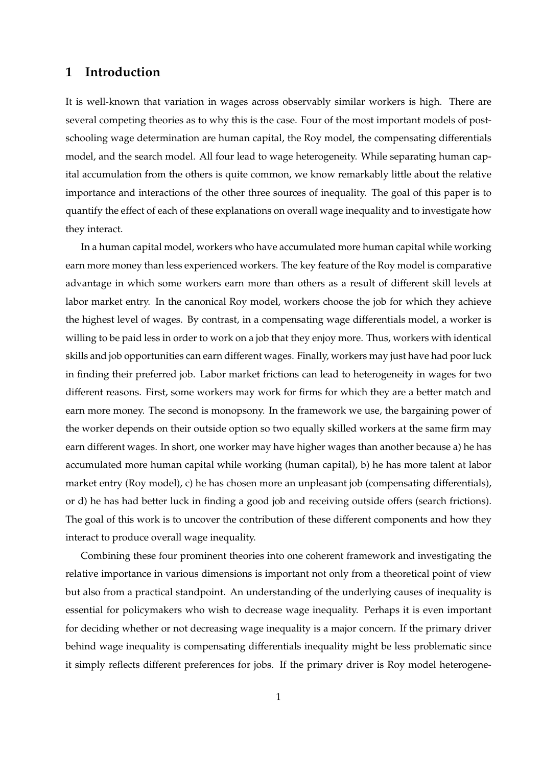# 1 Introduction

It is well-known that variation in wages across observably similar workers is high. There are several competing theories as to why this is the case. Four of the most important models of post-schooling wage determination are human capital, the Roy model, the compensating differentials model, and the search model. All four lead to wage heterogeneity. While separating human capital accumulation from the others is quite common, we know remarkably little about the relative importance and interactions of the other three sources of inequality. The goal of this paper is to quantify the effect of each of these explanations on overall wage inequality and to investigate how they interact.

In a human capital model, workers who have accumulated more human capital while working earn more money than less experienced workers. The key feature of the Roy model is comparative advantage in which some workers earn more than others as a result of different skill levels at labor market entry. In the canonical Roy model, workers choose the job for which they achieve the highest level of wages. By contrast, in a compensating wage differentials model, a worker is willing to be paid less in order to work on a job that they enjoy more. Thus, workers with identical skills and job opportunities can earn different wages. Finally, workers may just have had poor luck in finding their preferred job. Labor market frictions can lead to heterogeneity in wages for two different reasons. First, some workers may work for firms for which they are a better match and earn more money. The second is monopsony. In the framework we use, the bargaining power of the worker depends on their outside option so two equally skilled workers at the same firm may earn different wages. In short, one worker may have higher wages than another because a) he has accumulated more human capital while working (human capital), b) he has more talent at labor market entry (Roy model), c) he has chosen more an unpleasant job (compensating differentials), or d) he has had better luck in finding a good job and receiving outside offers (search frictions). The goal of this work is to uncover the contribution of these different components and how they interact to produce overall wage inequality.

Combining these four prominent theories into one coherent framework and investigating the relative importance in various dimensions is important not only from a theoretical point of view but also from a practical standpoint. An understanding of the underlying causes of inequality is essential for policymakers who wish to decrease wage inequality. Perhaps it is even important for deciding whether or not decreasing wage inequality is a major concern. If the primary driver behind wage inequality is compensating differentials inequality might be less problematic since it simply reflects different preferences for jobs. If the primary driver is Roy model heterogene-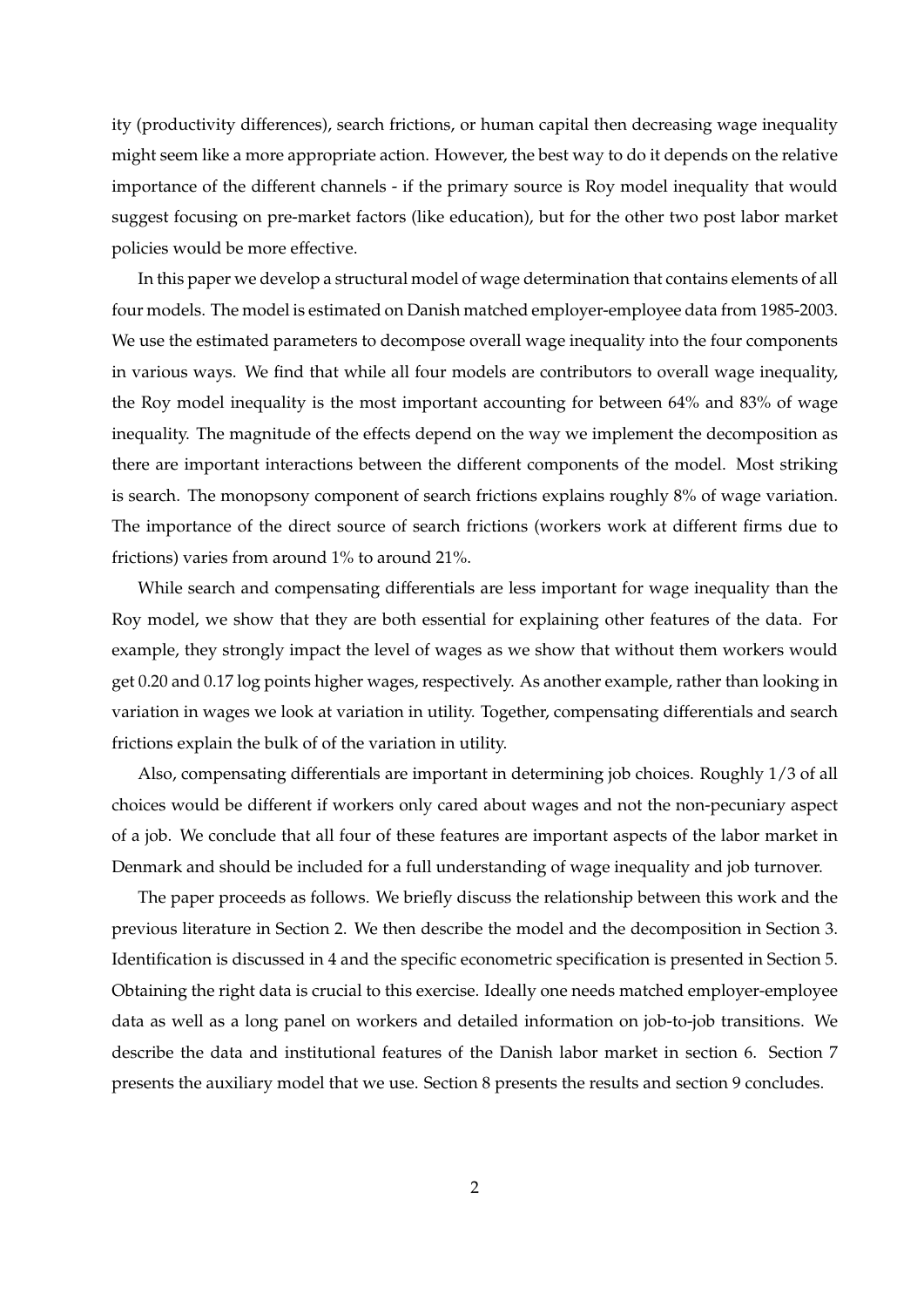ity (productivity differences), search frictions, or human capital then decreasing wage inequality might seem like a more appropriate action. However, the best way to do it depends on the relative importance of the different channels - if the primary source is Roy model inequality that would suggest focusing on pre-market factors (like education), but for the other two post labor market policies would be more effective.

In this paper we develop a structural model of wage determination that contains elements of all four models. The model is estimated on Danish matched employer-employee data from 1985-2003. We use the estimated parameters to decompose overall wage inequality into the four components in various ways. We find that while all four models are contributors to overall wage inequality, the Roy model inequality is the most important accounting for between 64% and 83% of wage inequality. The magnitude of the effects depend on the way we implement the decomposition as there are important interactions between the different components of the model. Most striking is search. The monopsony component of search frictions explains roughly 8% of wage variation. The importance of the direct source of search frictions (workers work at different firms due to frictions) varies from around 1% to around 21%.

While search and compensating differentials are less important for wage inequality than the Roy model, we show that they are both essential for explaining other features of the data. For example, they strongly impact the level of wages as we show that without them workers would get 0.20 and 0.17 log points higher wages, respectively. As another example, rather than looking in variation in wages we look at variation in utility. Together, compensating differentials and search frictions explain the bulk of of the variation in utility.

Also, compensating differentials are important in determining job choices. Roughly 1/3 of all choices would be different if workers only cared about wages and not the non-pecuniary aspect of a job. We conclude that all four of these features are important aspects of the labor market in Denmark and should be included for a full understanding of wage inequality and job turnover.

The paper proceeds as follows. We briefly discuss the relationship between this work and the previous literature in Section 2. We then describe the model and the decomposition in Section 3. Identification is discussed in 4 and the specific econometric specification is presented in Section 5. Obtaining the right data is crucial to this exercise. Ideally one needs matched employer-employee data as well as a long panel on workers and detailed information on job-to-job transitions. We describe the data and institutional features of the Danish labor market in section 6. Section 7 presents the auxiliary model that we use. Section 8 presents the results and section 9 concludes.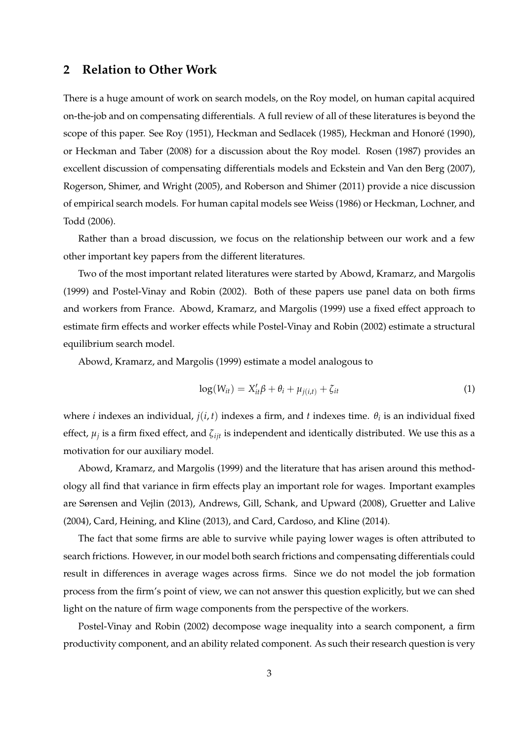## 2 Relation to Other Work

There is a huge amount of work on search models, on the Roy model, on human capital acquired on-the-job and on compensating differentials. A full review of all of these literatures is beyond the scope of this paper. See Roy (1951), Heckman and Sedlacek (1985), Heckman and Honoré (1990), or Heckman and Taber (2008) for a discussion about the Roy model. Rosen (1987) provides an excellent discussion of compensating differentials models and Eckstein and Van den Berg (2007), Rogerson, Shimer, and Wright (2005), and Roberson and Shimer (2011) provide a nice discussion of empirical search models. For human capital models see Weiss (1986) or Heckman, Lochner, and Todd (2006).

Rather than a broad discussion, we focus on the relationship between our work and a few other important key papers from the different literatures.

Two of the most important related literatures were started by Abowd, Kramarz, and Margolis (1999) and Postel-Vinay and Robin (2002). Both of these papers use panel data on both firms and workers from France. Abowd, Kramarz, and Margolis (1999) use a fixed effect approach to estimate firm effects and worker effects while Postel-Vinay and Robin (2002) estimate a structural equilibrium search model.

Abowd, Kramarz, and Margolis (1999) estimate a model analogous to

$$\log(W_{it}) = X_{it}'\beta + \theta_i + \mu_{j(i,t)} + \zeta_{it} \tag{1}$$

where $i$ indexes an individual, $j(i,t)$ indexes a firm, and $t$ indexes time. $\theta_i$ is an individual fixed effect, $\mu_j$ is a firm fixed effect, and $\zeta_{ijt}$ is independent and identically distributed. We use this as a motivation for our auxiliary model.

Abowd, Kramarz, and Margolis (1999) and the literature that has arisen around this methodology all find that variance in firm effects play an important role for wages. Important examples are Sørensen and Vejlin (2013), Andrews, Gill, Schank, and Upward (2008), Gruetter and Lalive (2004), Card, Heining, and Kline (2013), and Card, Cardoso, and Kline (2014).

The fact that some firms are able to survive while paying lower wages is often attributed to search frictions. However, in our model both search frictions and compensating differentials could result in differences in average wages across firms. Since we do not model the job formation process from the firm's point of view, we can not answer this question explicitly, but we can shed light on the nature of firm wage components from the perspective of the workers.

Postel-Vinay and Robin (2002) decompose wage inequality into a search component, a firm productivity component, and an ability related component. As such their research question is very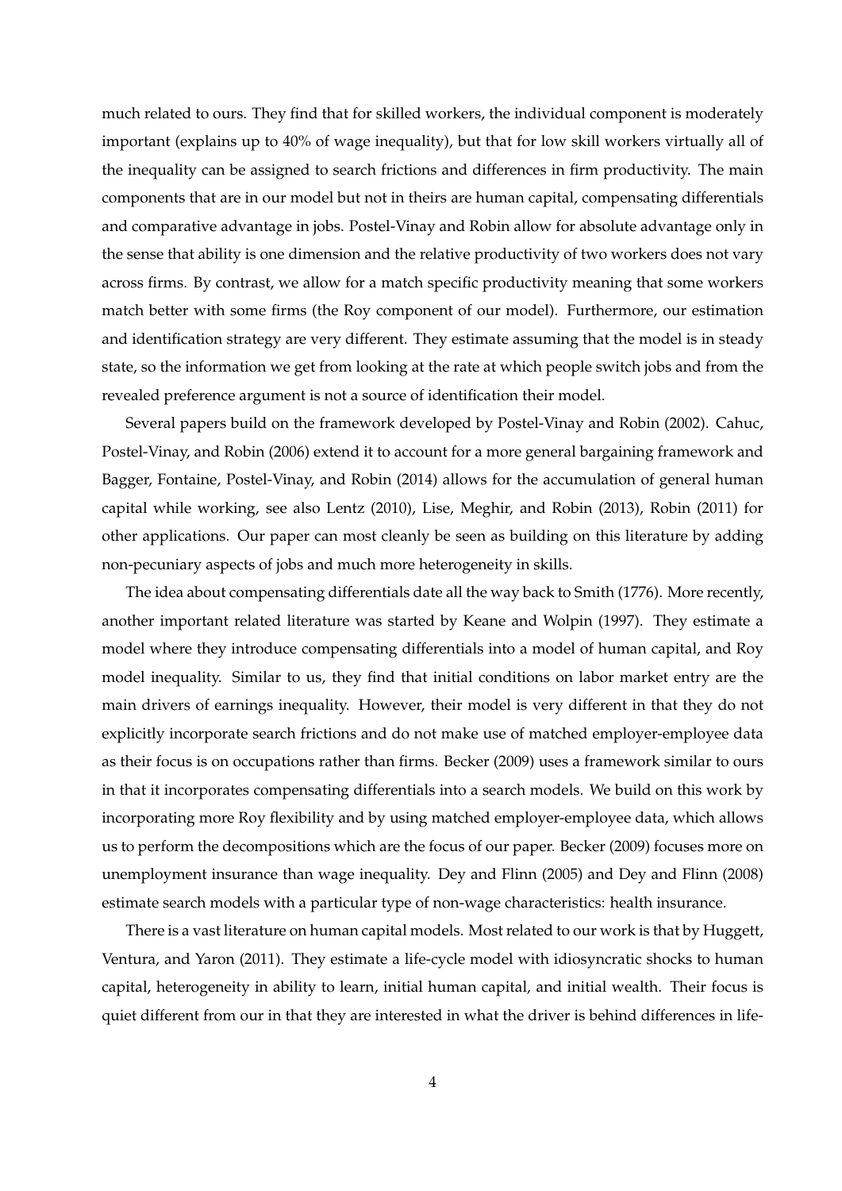much related to ours. They find that for skilled workers, the individual component is moderately important (explains up to 40% of wage inequality), but that for low skill workers virtually all of the inequality can be assigned to search frictions and differences in firm productivity. The main components that are in our model but not in theirs are human capital, compensating differentials and comparative advantage in jobs. Postel-Vinay and Robin allow for absolute advantage only in the sense that ability is one dimension and the relative productivity of two workers does not vary across firms. By contrast, we allow for a match specific productivity meaning that some workers match better with some firms (the Roy component of our model). Furthermore, our estimation and identification strategy are very different. They estimate assuming that the model is in steady state, so the information we get from looking at the rate at which people switch jobs and from the revealed preference argument is not a source of identification their model.

Several papers build on the framework developed by Postel-Vinay and Robin (2002). Cahuc, Postel-Vinay, and Robin (2006) extend it to account for a more general bargaining framework and Bagger, Fontaine, Postel-Vinay, and Robin (2014) allows for the accumulation of general human capital while working, see also Lentz (2010), Lise, Meghir, and Robin (2013), Robin (2011) for other applications. Our paper can most cleanly be seen as building on this literature by adding non-pecuniary aspects of jobs and much more heterogeneity in skills.

The idea about compensating differentials date all the way back to Smith (1776). More recently, another important related literature was started by Keane and Wolpin (1997). They estimate a model where they introduce compensating differentials into a model of human capital, and Roy model inequality. Similar to us, they find that initial conditions on labor market entry are the main drivers of earnings inequality. However, their model is very different in that they do not explicitly incorporate search frictions and do not make use of matched employer-employee data as their focus is on occupations rather than firms. Becker (2009) uses a framework similar to ours in that it incorporates compensating differentials into a search models. We build on this work by incorporating more Roy flexibility and by using matched employer-employee data, which allows us to perform the decompositions which are the focus of our paper. Becker (2009) focuses more on unemployment insurance than wage inequality. Dey and Flinn (2005) and Dey and Flinn (2008) estimate search models with a particular type of non-wage characteristics: health insurance.

There is a vast literature on human capital models. Most related to our work is that by Huggett, Ventura, and Yaron (2011). They estimate a life-cycle model with idiosyncratic shocks to human capital, heterogeneity in ability to learn, initial human capital, and initial wealth. Their focus is quiet different from our in that they are interested in what the driver is behind differences in life-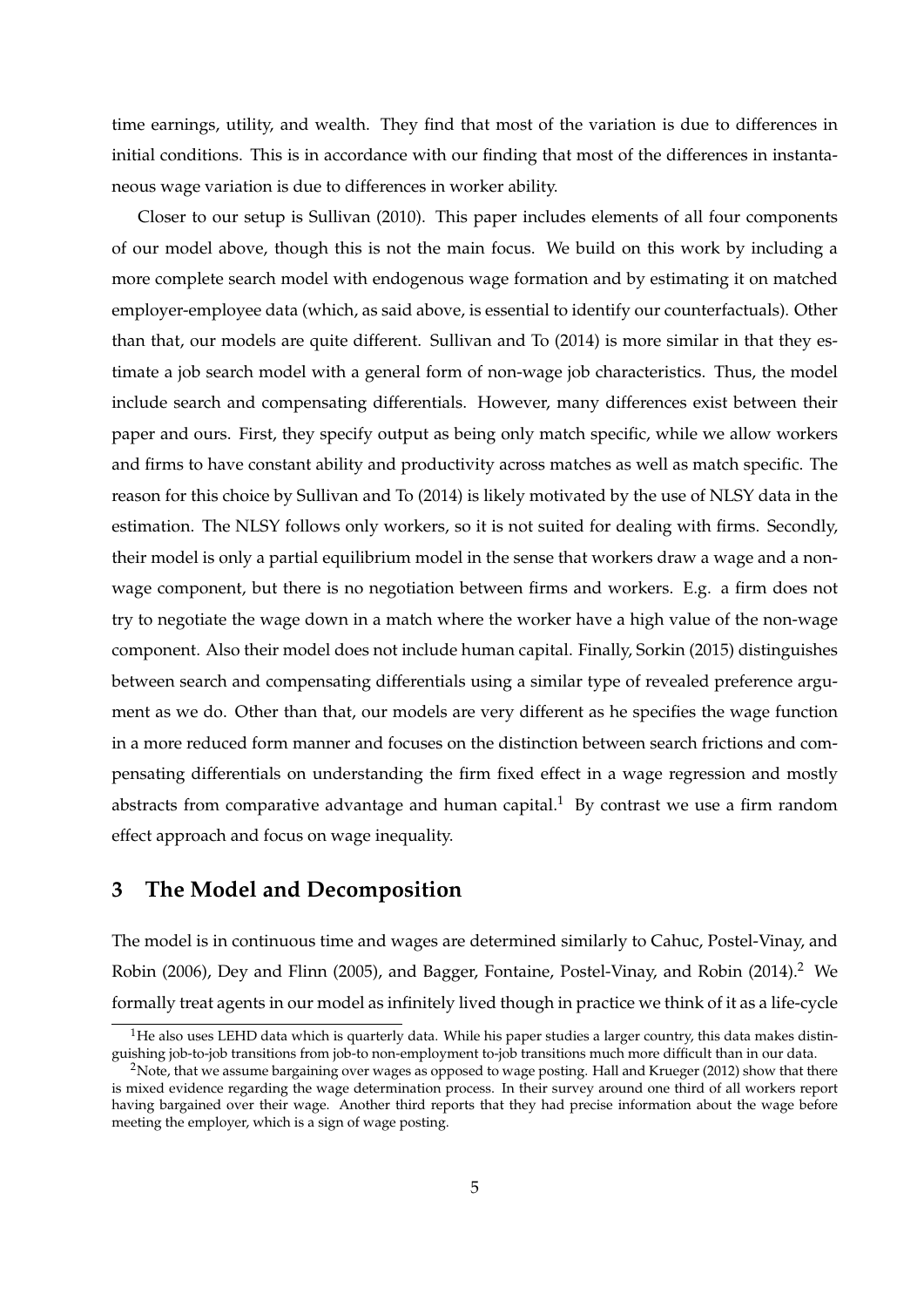time earnings, utility, and wealth. They find that most of the variation is due to differences in initial conditions. This is in accordance with our finding that most of the differences in instantaneous wage variation is due to differences in worker ability.

Closer to our setup is Sullivan (2010). This paper includes elements of all four components of our model above, though this is not the main focus. We build on this work by including a more complete search model with endogenous wage formation and by estimating it on matched employer-employee data (which, as said above, is essential to identify our counterfactuals). Other than that, our models are quite different. Sullivan and To (2014) is more similar in that they estimate a job search model with a general form of non-wage job characteristics. Thus, the model include search and compensating differentials. However, many differences exist between their paper and ours. First, they specify output as being only match specific, while we allow workers and firms to have constant ability and productivity across matches as well as match specific. The reason for this choice by Sullivan and To (2014) is likely motivated by the use of NLSY data in the estimation. The NLSY follows only workers, so it is not suited for dealing with firms. Secondly, their model is only a partial equilibrium model in the sense that workers draw a wage and a non-wage component, but there is no negotiation between firms and workers. E.g. a firm does not try to negotiate the wage down in a match where the worker have a high value of the non-wage component. Also their model does not include human capital. Finally, Sorkin (2015) distinguishes between search and compensating differentials using a similar type of revealed preference argument as we do. Other than that, our models are very different as he specifies the wage function in a more reduced form manner and focuses on the distinction between search frictions and compensating differentials on understanding the firm fixed effect in a wage regression and mostly abstracts from comparative advantage and human capital.[1] By contrast we use a firm random effect approach and focus on wage inequality.

## 3 The Model and Decomposition

The model is in continuous time and wages are determined similarly to Cahuc, Postel-Vinay, and Robin (2006), Dey and Flinn (2005), and Bagger, Fontaine, Postel-Vinay, and Robin (2014).[2] We formally treat agents in our model as infinitely lived though in practice we think of it as a life-cycle

---

[1] He also uses LEHD data which is quarterly data. While his paper studies a larger country, this data makes distinguishing job-to-job transitions from job-to non-employment to-job transitions much more difficult than in our data.

[2] Note, that we assume bargaining over wages as opposed to wage posting. Hall and Krueger (2012) show that there is mixed evidence regarding the wage determination process. In their survey around one third of all workers report having bargained over their wage. Another third reports that they had precise information about the wage before meeting the employer, which is a sign of wage posting.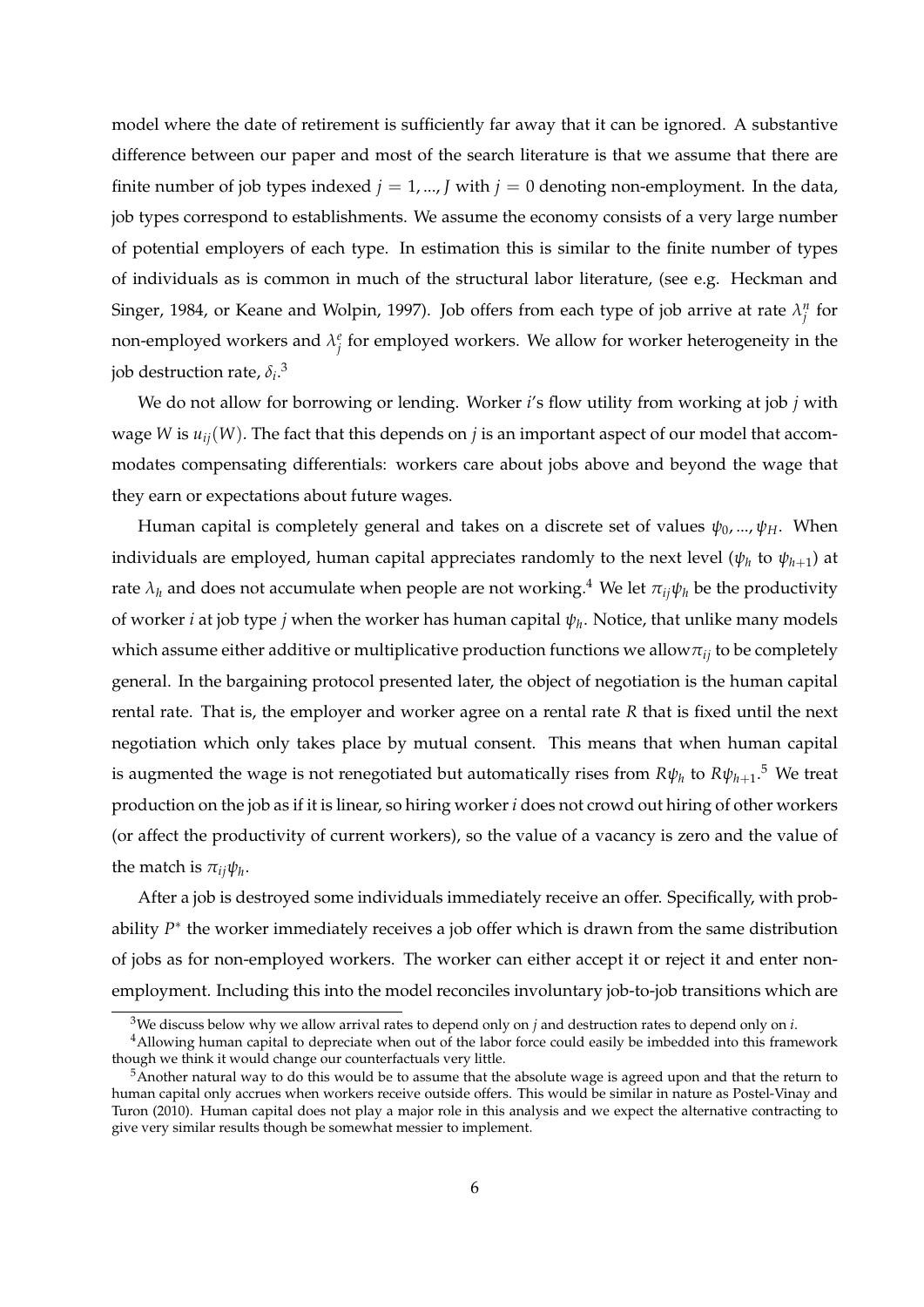model where the date of retirement is sufficiently far away that it can be ignored. A substantive difference between our paper and most of the search literature is that we assume that there are finite number of job types indexed $j = 1, ..., J$ with $j = 0$ denoting non-employment. In the data, job types correspond to establishments. We assume the economy consists of a very large number of potential employers of each type. In estimation this is similar to the finite number of types of individuals as is common in much of the structural labor literature, (see e.g. Heckman and Singer, 1984, or Keane and Wolpin, 1997). Job offers from each type of job arrive at rate $\lambda_j^n$ for non-employed workers and $\lambda_j^e$ for employed workers. We allow for worker heterogeneity in the job destruction rate, $\delta_i$.[3]

We do not allow for borrowing or lending. Worker $i$'s flow utility from working at job $j$ with wage $W$ is $u_{ij}(W)$. The fact that this depends on $j$ is an important aspect of our model that accommodates compensating differentials: workers care about jobs above and beyond the wage that they earn or expectations about future wages.

Human capital is completely general and takes on a discrete set of values $\psi_0, ..., \psi_H$. When individuals are employed, human capital appreciates randomly to the next level ($\psi_h$ to $\psi_{h+1}$) at rate $\lambda_h$ and does not accumulate when people are not working.[4] We let $\pi_{ij}\psi_h$ be the productivity of worker $i$ at job type $j$ when the worker has human capital $\psi_h$. Notice, that unlike many models which assume either additive or multiplicative production functions we allow $\pi_{ij}$ to be completely general. In the bargaining protocol presented later, the object of negotiation is the human capital rental rate. That is, the employer and worker agree on a rental rate $R$ that is fixed until the next negotiation which only takes place by mutual consent. This means that when human capital is augmented the wage is not renegotiated but automatically rises from $R\psi_h$ to $R\psi_{h+1}$.[5] We treat production on the job as if it is linear, so hiring worker $i$ does not crowd out hiring of other workers (or affect the productivity of current workers), so the value of a vacancy is zero and the value of the match is $\pi_{ij}\psi_h$.

After a job is destroyed some individuals immediately receive an offer. Specifically, with probability $P^*$ the worker immediately receives a job offer which is drawn from the same distribution of jobs as for non-employed workers. The worker can either accept it or reject it and enter non-employment. Including this into the model reconciles involuntary job-to-job transitions which are

[3] We discuss below why we allow arrival rates to depend only on $j$ and destruction rates to depend only on $i$.

[4] Allowing human capital to depreciate when out of the labor force could easily be imbedded into this framework though we think it would change our counterfactuals very little.

[5] Another natural way to do this would be to assume that the absolute wage is agreed upon and that the return to human capital only accrues when workers receive outside offers. This would be similar in nature as Postel-Vinay and Turon (2010). Human capital does not play a major role in this analysis and we expect the alternative contracting to give very similar results though be somewhat messier to implement.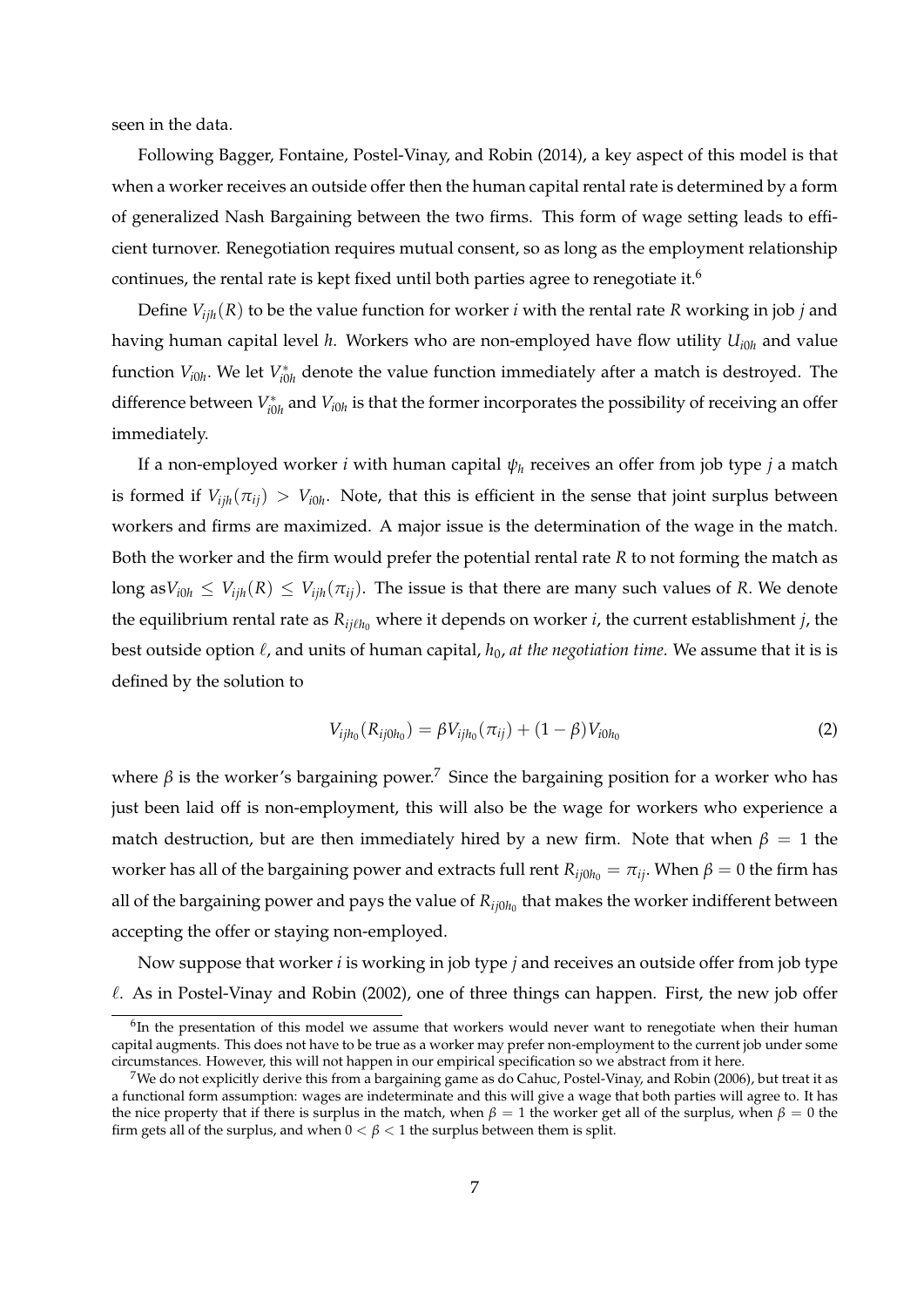seen in the data.

Following Bagger, Fontaine, Postel-Vinay, and Robin (2014), a key aspect of this model is that when a worker receives an outside offer then the human capital rental rate is determined by a form of generalized Nash Bargaining between the two firms. This form of wage setting leads to efficient turnover. Renegotiation requires mutual consent, so as long as the employment relationship continues, the rental rate is kept fixed until both parties agree to renegotiate it.[6]

Define $V_{ijh}(R)$ to be the value function for worker $i$ with the rental rate $R$ working in job $j$ and having human capital level $h$. Workers who are non-employed have flow utility $U_{i0h}$ and value function $V_{i0h}$. We let $V^*_{i0h}$ denote the value function immediately after a match is destroyed. The difference between $V^*_{i0h}$ and $V_{i0h}$ is that the former incorporates the possibility of receiving an offer immediately.

If a non-employed worker $i$ with human capital $\psi_h$ receives an offer from job type $j$ a match is formed if $V_{ijh}(\pi_{ij}) > V_{i0h}$. Note, that this is efficient in the sense that joint surplus between workers and firms are maximized. A major issue is the determination of the wage in the match. Both the worker and the firm would prefer the potential rental rate $R$ to not forming the match as long as$V_{i0h} \leq V_{ijh}(R) \leq V_{ijh}(\pi_{ij})$. The issue is that there are many such values of $R$. We denote the equilibrium rental rate as $R_{ij\ell h_0}$ where it depends on worker $i$, the current establishment $j$, the best outside option $\ell$, and units of human capital, $h_0$, *at the negotiation time*. We assume that it is is defined by the solution to

$$V_{ijh_0}(R_{ij0h_0}) = \beta V_{ijh_0}(\pi_{ij}) + (1-\beta)V_{i0h_0} \tag{2}$$

where $\beta$ is the worker's bargaining power.[7] Since the bargaining position for a worker who has just been laid off is non-employment, this will also be the wage for workers who experience a match destruction, but are then immediately hired by a new firm. Note that when $\beta = 1$ the worker has all of the bargaining power and extracts full rent $R_{ij0h_0} = \pi_{ij}$. When $\beta = 0$ the firm has all of the bargaining power and pays the value of $R_{ij0h_0}$ that makes the worker indifferent between accepting the offer or staying non-employed.

Now suppose that worker $i$ is working in job type $j$ and receives an outside offer from job type $\ell$. As in Postel-Vinay and Robin (2002), one of three things can happen. First, the new job offer

[6] In the presentation of this model we assume that workers would never want to renegotiate when their human capital augments. This does not have to be true as a worker may prefer non-employment to the current job under some circumstances. However, this will not happen in our empirical specification so we abstract from it here.

[7] We do not explicitly derive this from a bargaining game as do Cahuc, Postel-Vinay, and Robin (2006), but treat it as a functional form assumption: wages are indeterminate and this will give a wage that both parties will agree to. It has the nice property that if there is surplus in the match, when $\beta = 1$ the worker get all of the surplus, when $\beta = 0$ the firm gets all of the surplus, and when $0 < \beta < 1$ the surplus between them is split.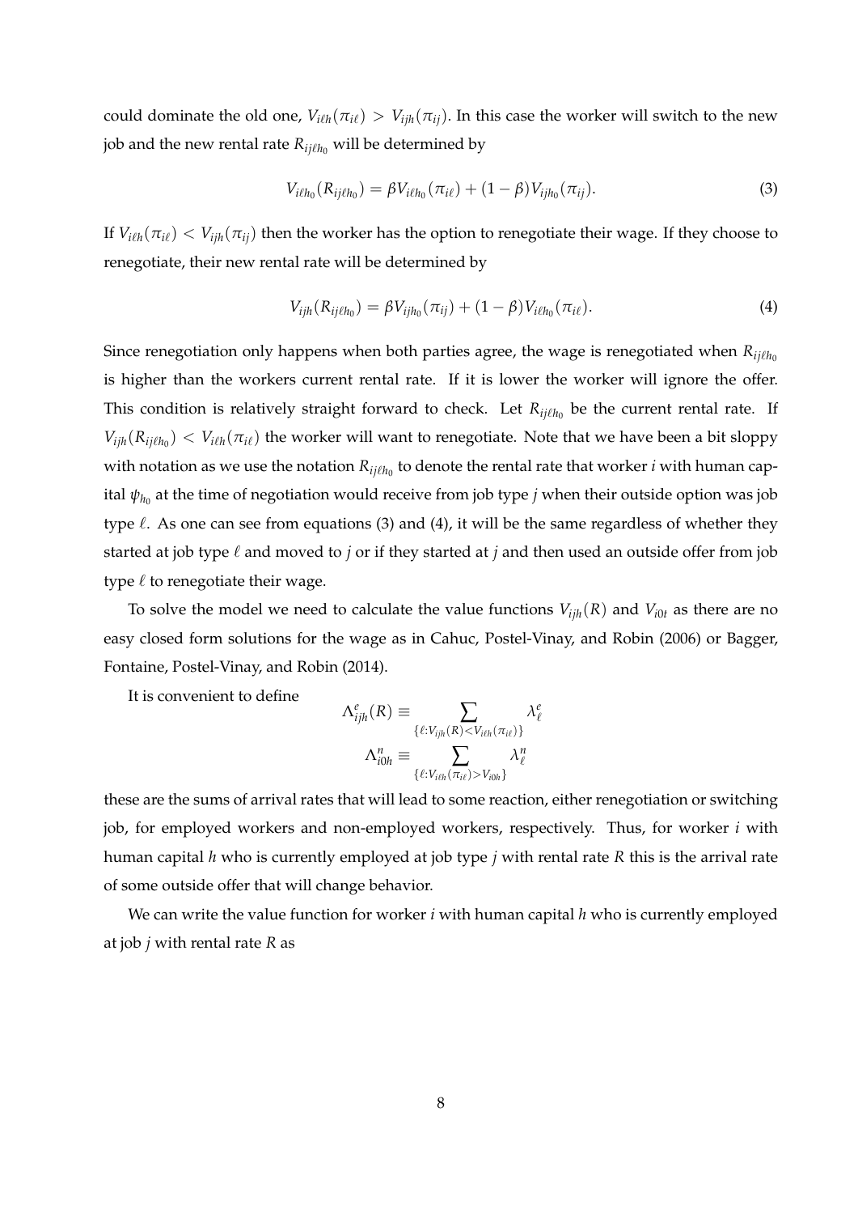could dominate the old one, $V_{i\ell h}(\pi_{i\ell}) > V_{ijh}(\pi_{ij})$. In this case the worker will switch to the new job and the new rental rate $R_{ij\ell h_0}$ will be determined by

$$V_{i\ell h_0}(R_{ij\ell h_0}) = \beta V_{i\ell h_0}(\pi_{i\ell}) + (1-\beta) V_{ijh_0}(\pi_{ij}). \tag{3}$$

If $V_{i\ell h}(\pi_{i\ell}) < V_{ijh}(\pi_{ij})$ then the worker has the option to renegotiate their wage. If they choose to renegotiate, their new rental rate will be determined by

$$V_{ijh}(R_{ij\ell h_0}) = \beta V_{ijh_0}(\pi_{ij}) + (1-\beta) V_{i\ell h_0}(\pi_{i\ell}). \tag{4}$$

Since renegotiation only happens when both parties agree, the wage is renegotiated when $R_{ij\ell h_0}$ is higher than the workers current rental rate. If it is lower the worker will ignore the offer. This condition is relatively straight forward to check. Let $R_{ij\ell h_0}$ be the current rental rate. If $V_{ijh}(R_{ij\ell h_0}) < V_{i\ell h}(\pi_{i\ell})$ the worker will want to renegotiate. Note that we have been a bit sloppy with notation as we use the notation $R_{ij\ell h_0}$ to denote the rental rate that worker $i$ with human capital $\psi_{h_0}$ at the time of negotiation would receive from job type $j$ when their outside option was job type $\ell$. As one can see from equations (3) and (4), it will be the same regardless of whether they started at job type $\ell$ and moved to $j$ or if they started at $j$ and then used an outside offer from job type $\ell$ to renegotiate their wage.

To solve the model we need to calculate the value functions $V_{ijh}(R)$ and $V_{i0t}$ as there are no easy closed form solutions for the wage as in Cahuc, Postel-Vinay, and Robin (2006) or Bagger, Fontaine, Postel-Vinay, and Robin (2014).

It is convenient to define

$$\Lambda^e_{ijh}(R) \equiv \sum_{\{\ell : V_{ijh}(R) < V_{i\ell h}(\pi_{i\ell})\}} \lambda^e_\ell$$

$$\Lambda^n_{i0h} \equiv \sum_{\{\ell : V_{i\ell h}(\pi_{i\ell}) > V_{i0h}\}} \lambda^n_\ell$$

these are the sums of arrival rates that will lead to some reaction, either renegotiation or switching job, for employed workers and non-employed workers, respectively. Thus, for worker $i$ with human capital $h$ who is currently employed at job type $j$ with rental rate $R$ this is the arrival rate of some outside offer that will change behavior.

We can write the value function for worker $i$ with human capital $h$ who is currently employed at job $j$ with rental rate $R$ as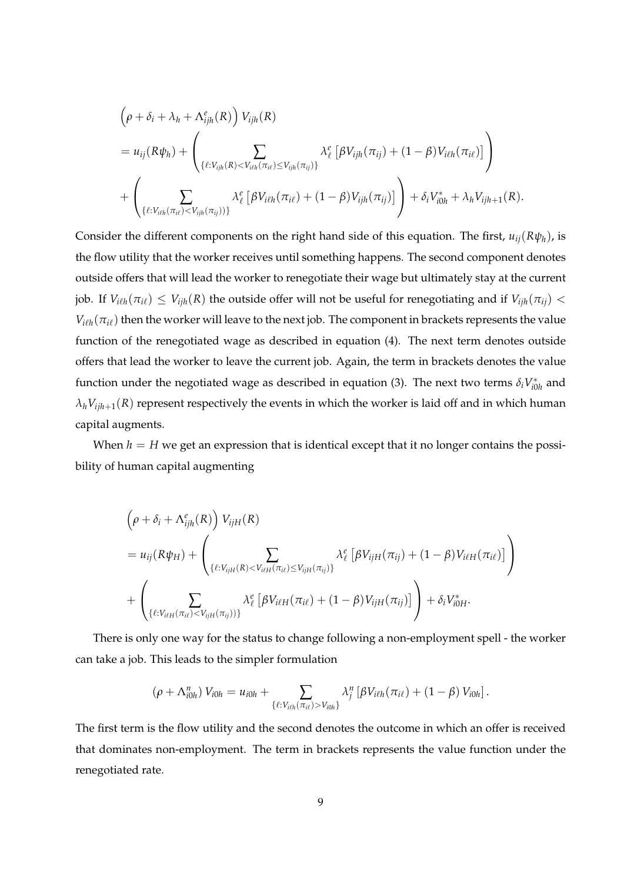$$
\begin{aligned}
&\left(\rho+\delta_i+\lambda_h+\Lambda^e_{ijh}(R)\right)V_{ijh}(R)\\
&=u_{ij}(R\psi_h)+\left(\sum_{\{\ell:V_{ijh}(R)<V_{i\ell h}(\pi_{i\ell})\le V_{ijh}(\pi_{ij})\}}\lambda^e_\ell\left[\beta V_{ijh}(\pi_{ij})+(1-\beta)V_{i\ell h}(\pi_{i\ell})\right]\right)\\
&+\left(\sum_{\{\ell:V_{i\ell h}(\pi_{i\ell})<V_{ijh}(\pi_{ij}))\}}\lambda^e_\ell\left[\beta V_{i\ell h}(\pi_{i\ell})+(1-\beta)V_{ijh}(\pi_{ij})\right]\right)+\delta_i V^*_{i0h}+\lambda_h V_{ijh+1}(R).
\end{aligned}
$$

Consider the different components on the right hand side of this equation. The first, $u_{ij}(R\psi_h)$, is the flow utility that the worker receives until something happens. The second component denotes outside offers that will lead the worker to renegotiate their wage but ultimately stay at the current job. If $V_{i\ell h}(\pi_{i\ell})\le V_{ijh}(R)$ the outside offer will not be useful for renegotiating and if $V_{ijh}(\pi_{ij})<V_{i\ell h}(\pi_{i\ell})$ then the worker will leave to the next job. The component in brackets represents the value function of the renegotiated wage as described in equation (4). The next term denotes outside offers that lead the worker to leave the current job. Again, the term in brackets denotes the value function under the negotiated wage as described in equation (3). The next two terms $\delta_i V^*_{i0h}$ and $\lambda_h V_{ijh+1}(R)$ represent respectively the events in which the worker is laid off and in which human capital augments.

When $h=H$ we get an expression that is identical except that it no longer contains the possibility of human capital augmenting

$$
\begin{aligned}
&\left(\rho+\delta_i+\Lambda^e_{ijh}(R)\right)V_{ijH}(R)\\
&=u_{ij}(R\psi_H)+\left(\sum_{\{\ell:V_{ijH}(R)<V_{i\ell H}(\pi_{i\ell})\le V_{ijH}(\pi_{ij})\}}\lambda^e_\ell\left[\beta V_{ijH}(\pi_{ij})+(1-\beta)V_{i\ell H}(\pi_{i\ell})\right]\right)\\
&+\left(\sum_{\{\ell:V_{i\ell H}(\pi_{i\ell})<V_{ijH}(\pi_{ij}))\}}\lambda^e_\ell\left[\beta V_{i\ell H}(\pi_{i\ell})+(1-\beta)V_{ijH}(\pi_{ij})\right]\right)+\delta_i V^*_{i0H}.
\end{aligned}
$$

There is only one way for the status to change following a non-employment spell - the worker can take a job. This leads to the simpler formulation

$$
\left(\rho+\Lambda^n_{i0h}\right)V_{i0h}=u_{i0h}+\sum_{\{\ell:V_{i\ell h}(\pi_{i\ell})>V_{i0h}\}}\lambda^n_j\left[\beta V_{i\ell h}(\pi_{i\ell})+(1-\beta)V_{i0h}\right].
$$

The first term is the flow utility and the second denotes the outcome in which an offer is received that dominates non-employment. The term in brackets represents the value function under the renegotiated rate.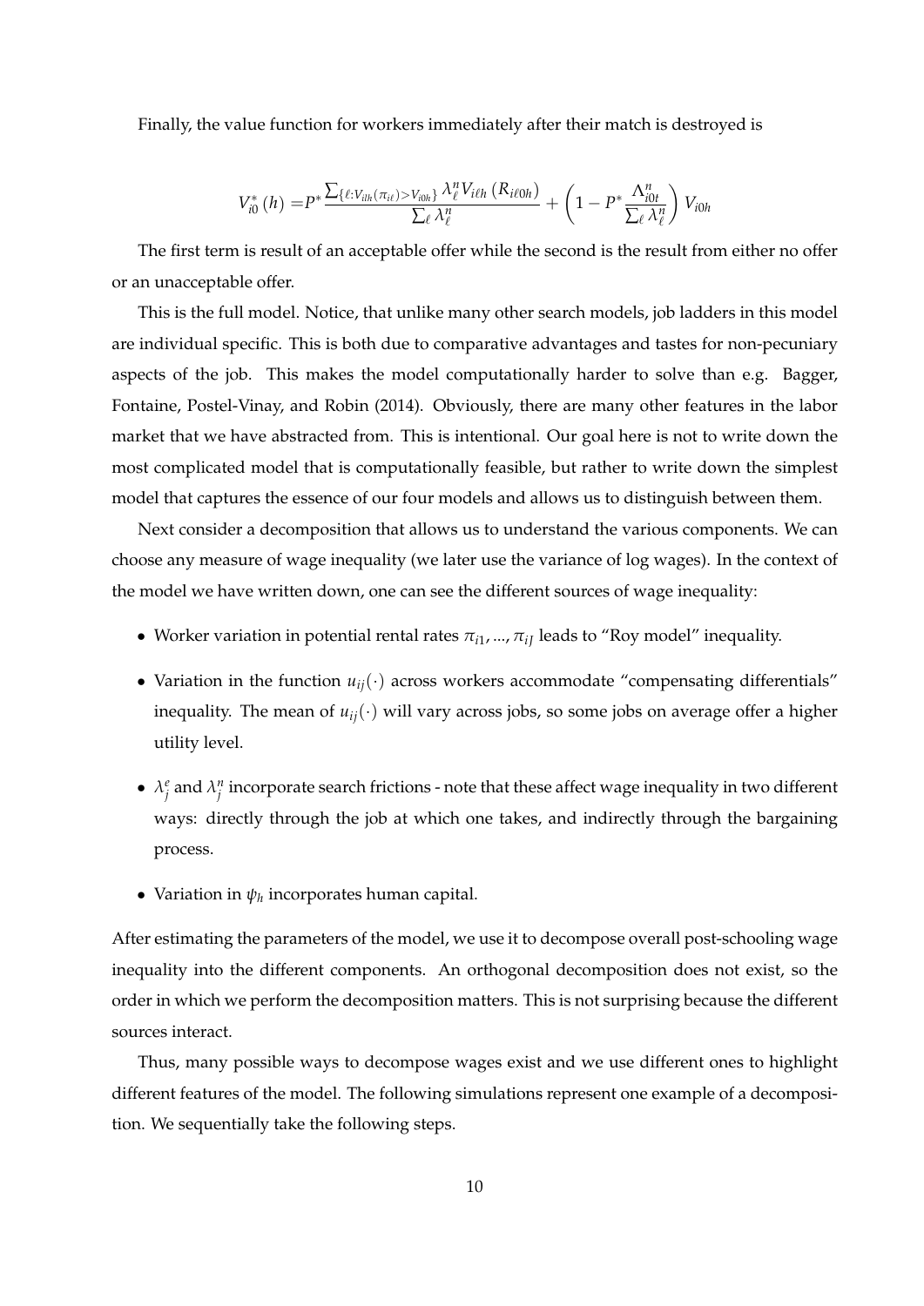Finally, the value function for workers immediately after their match is destroyed is

$$V_{i0}^{*}(h) = P^{*}\frac{\sum_{\{\ell: V_{ilh}(\pi_{i\ell}) > V_{i0h}\}} \lambda_{\ell}^{n} V_{i\ell h}\left(R_{i\ell 0h}\right)}{\sum_{\ell}\lambda_{\ell}^{n}} + \left(1 - P^{*}\frac{\Lambda_{i0t}^{n}}{\sum_{\ell}\lambda_{\ell}^{n}}\right)V_{i0h}$$

The first term is result of an acceptable offer while the second is the result from either no offer or an unacceptable offer.

This is the full model. Notice, that unlike many other search models, job ladders in this model are individual specific. This is both due to comparative advantages and tastes for non-pecuniary aspects of the job. This makes the model computationally harder to solve than e.g. Bagger, Fontaine, Postel-Vinay, and Robin (2014). Obviously, there are many other features in the labor market that we have abstracted from. This is intentional. Our goal here is not to write down the most complicated model that is computationally feasible, but rather to write down the simplest model that captures the essence of our four models and allows us to distinguish between them.

Next consider a decomposition that allows us to understand the various components. We can choose any measure of wage inequality (we later use the variance of log wages). In the context of the model we have written down, one can see the different sources of wage inequality:

- Worker variation in potential rental rates $\pi_{i1}, ..., \pi_{iJ}$ leads to "Roy model" inequality.
- Variation in the function $u_{ij}(\cdot)$ across workers accommodate "compensating differentials" inequality. The mean of $u_{ij}(\cdot)$ will vary across jobs, so some jobs on average offer a higher utility level.
- $\lambda_{j}^{e}$ and $\lambda_{j}^{n}$ incorporate search frictions - note that these affect wage inequality in two different ways: directly through the job at which one takes, and indirectly through the bargaining process.
- Variation in $\psi_{h}$ incorporates human capital.

After estimating the parameters of the model, we use it to decompose overall post-schooling wage inequality into the different components. An orthogonal decomposition does not exist, so the order in which we perform the decomposition matters. This is not surprising because the different sources interact.

Thus, many possible ways to decompose wages exist and we use different ones to highlight different features of the model. The following simulations represent one example of a decomposition. We sequentially take the following steps.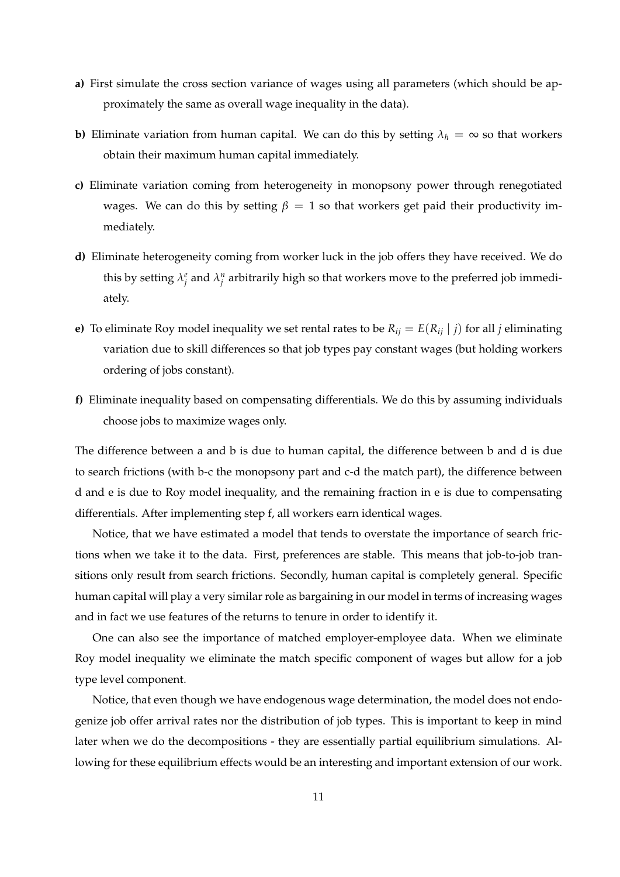**a)** First simulate the cross section variance of wages using all parameters (which should be approximately the same as overall wage inequality in the data).

**b)** Eliminate variation from human capital. We can do this by setting $\lambda_h = \infty$ so that workers obtain their maximum human capital immediately.

**c)** Eliminate variation coming from heterogeneity in monopsony power through renegotiated wages. We can do this by setting $\beta = 1$ so that workers get paid their productivity immediately.

**d)** Eliminate heterogeneity coming from worker luck in the job offers they have received. We do this by setting $\lambda_j^e$ and $\lambda_j^n$ arbitrarily high so that workers move to the preferred job immediately.

**e)** To eliminate Roy model inequality we set rental rates to be $R_{ij} = E(R_{ij} \mid j)$ for all $j$ eliminating variation due to skill differences so that job types pay constant wages (but holding workers ordering of jobs constant).

**f)** Eliminate inequality based on compensating differentials. We do this by assuming individuals choose jobs to maximize wages only.

The difference between a and b is due to human capital, the difference between b and d is due to search frictions (with b-c the monopsony part and c-d the match part), the difference between d and e is due to Roy model inequality, and the remaining fraction in e is due to compensating differentials. After implementing step f, all workers earn identical wages.

Notice, that we have estimated a model that tends to overstate the importance of search frictions when we take it to the data. First, preferences are stable. This means that job-to-job transitions only result from search frictions. Secondly, human capital is completely general. Specific human capital will play a very similar role as bargaining in our model in terms of increasing wages and in fact we use features of the returns to tenure in order to identify it.

One can also see the importance of matched employer-employee data. When we eliminate Roy model inequality we eliminate the match specific component of wages but allow for a job type level component.

Notice, that even though we have endogenous wage determination, the model does not endogenize job offer arrival rates nor the distribution of job types. This is important to keep in mind later when we do the decompositions - they are essentially partial equilibrium simulations. Allowing for these equilibrium effects would be an interesting and important extension of our work.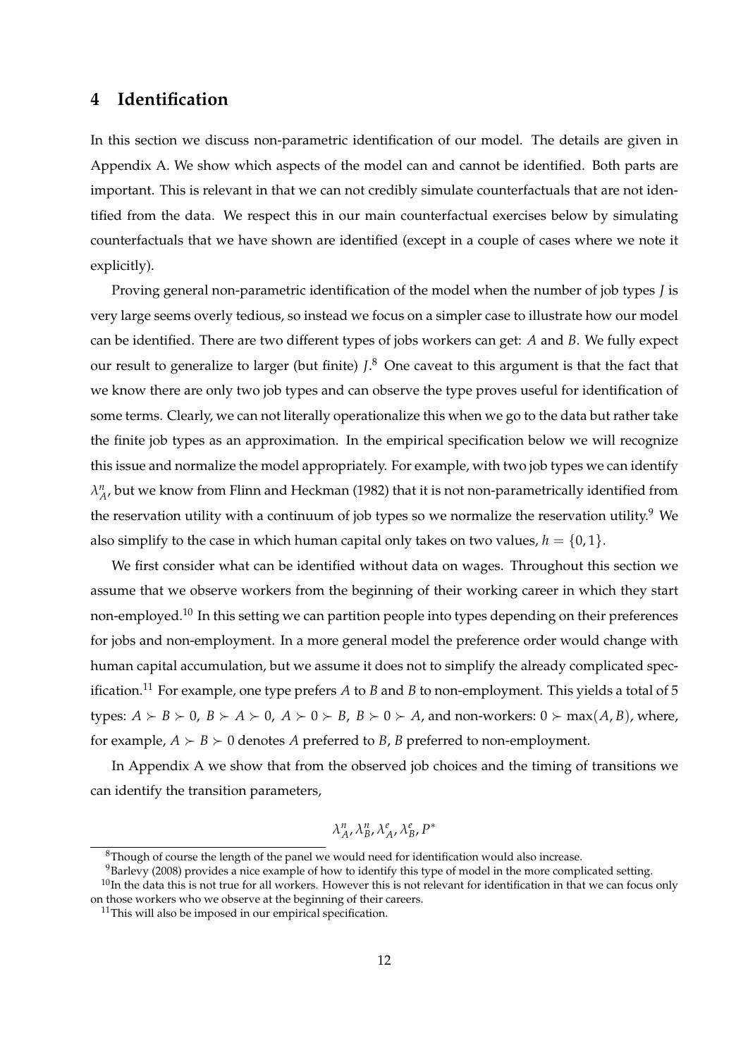## 4 Identification

In this section we discuss non-parametric identification of our model. The details are given in Appendix A. We show which aspects of the model can and cannot be identified. Both parts are important. This is relevant in that we can not credibly simulate counterfactuals that are not identified from the data. We respect this in our main counterfactual exercises below by simulating counterfactuals that we have shown are identified (except in a couple of cases where we note it explicitly).

Proving general non-parametric identification of the model when the number of job types $J$ is very large seems overly tedious, so instead we focus on a simpler case to illustrate how our model can be identified. There are two different types of jobs workers can get: $A$ and $B$. We fully expect our result to generalize to larger (but finite) $J$.[8] One caveat to this argument is that the fact that we know there are only two job types and can observe the type proves useful for identification of some terms. Clearly, we can not literally operationalize this when we go to the data but rather take the finite job types as an approximation. In the empirical specification below we will recognize this issue and normalize the model appropriately. For example, with two job types we can identify $\lambda_A^n$, but we know from Flinn and Heckman (1982) that it is not non-parametrically identified from the reservation utility with a continuum of job types so we normalize the reservation utility.[9] We also simplify to the case in which human capital only takes on two values, $h = \{0, 1\}$.

We first consider what can be identified without data on wages. Throughout this section we assume that we observe workers from the beginning of their working career in which they start non-employed.[10] In this setting we can partition people into types depending on their preferences for jobs and non-employment. In a more general model the preference order would change with human capital accumulation, but we assume it does not to simplify the already complicated specification.[11] For example, one type prefers $A$ to $B$ and $B$ to non-employment. This yields a total of 5 types: $A \succ B \succ 0$, $B \succ A \succ 0$, $A \succ 0 \succ B$, $B \succ 0 \succ A$, and non-workers: $0 \succ \max(A, B)$, where, for example, $A \succ B \succ 0$ denotes $A$ preferred to $B$, $B$ preferred to non-employment.

In Appendix A we show that from the observed job choices and the timing of transitions we can identify the transition parameters,

$$\lambda_A^n, \lambda_B^n, \lambda_A^e, \lambda_B^e, P^*$$

[8] Though of course the length of the panel we would need for identification would also increase.

[9] Barlevy (2008) provides a nice example of how to identify this type of model in the more complicated setting.

[10] In the data this is not true for all workers. However this is not relevant for identification in that we can focus only on those workers who we observe at the beginning of their careers.

[11] This will also be imposed in our empirical specification.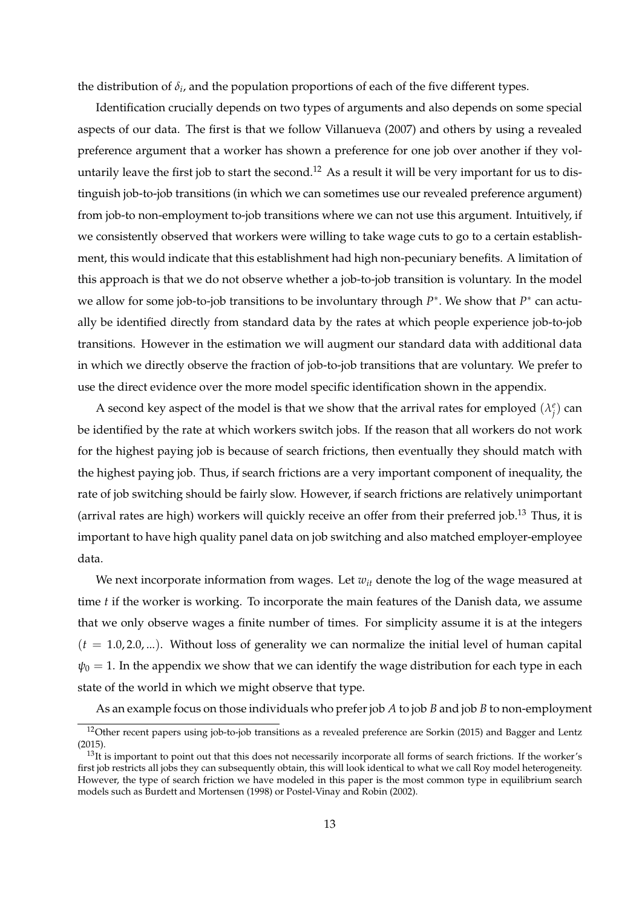the distribution of $\delta_i$, and the population proportions of each of the five different types.

Identification crucially depends on two types of arguments and also depends on some special aspects of our data. The first is that we follow Villanueva (2007) and others by using a revealed preference argument that a worker has shown a preference for one job over another if they voluntarily leave the first job to start the second.[12] As a result it will be very important for us to distinguish job-to-job transitions (in which we can sometimes use our revealed preference argument) from job-to non-employment to-job transitions where we can not use this argument. Intuitively, if we consistently observed that workers were willing to take wage cuts to go to a certain establishment, this would indicate that this establishment had high non-pecuniary benefits. A limitation of this approach is that we do not observe whether a job-to-job transition is voluntary. In the model we allow for some job-to-job transitions to be involuntary through $P^*$. We show that $P^*$ can actually be identified directly from standard data by the rates at which people experience job-to-job transitions. However in the estimation we will augment our standard data with additional data in which we directly observe the fraction of job-to-job transitions that are voluntary. We prefer to use the direct evidence over the more model specific identification shown in the appendix.

A second key aspect of the model is that we show that the arrival rates for employed $(\lambda_j^e)$ can be identified by the rate at which workers switch jobs. If the reason that all workers do not work for the highest paying job is because of search frictions, then eventually they should match with the highest paying job. Thus, if search frictions are a very important component of inequality, the rate of job switching should be fairly slow. However, if search frictions are relatively unimportant (arrival rates are high) workers will quickly receive an offer from their preferred job.[13] Thus, it is important to have high quality panel data on job switching and also matched employer-employee data.

We next incorporate information from wages. Let $w_{it}$ denote the log of the wage measured at time $t$ if the worker is working. To incorporate the main features of the Danish data, we assume that we only observe wages a finite number of times. For simplicity assume it is at the integers $(t = 1.0, 2.0, ...)$. Without loss of generality we can normalize the initial level of human capital $\psi_0 = 1$. In the appendix we show that we can identify the wage distribution for each type in each state of the world in which we might observe that type.

As an example focus on those individuals who prefer job $A$ to job $B$ and job $B$ to non-employment

[12] Other recent papers using job-to-job transitions as a revealed preference are Sorkin (2015) and Bagger and Lentz (2015).

[13] It is important to point out that this does not necessarily incorporate all forms of search frictions. If the worker's first job restricts all jobs they can subsequently obtain, this will look identical to what we call Roy model heterogeneity. However, the type of search friction we have modeled in this paper is the most common type in equilibrium search models such as Burdett and Mortensen (1998) or Postel-Vinay and Robin (2002).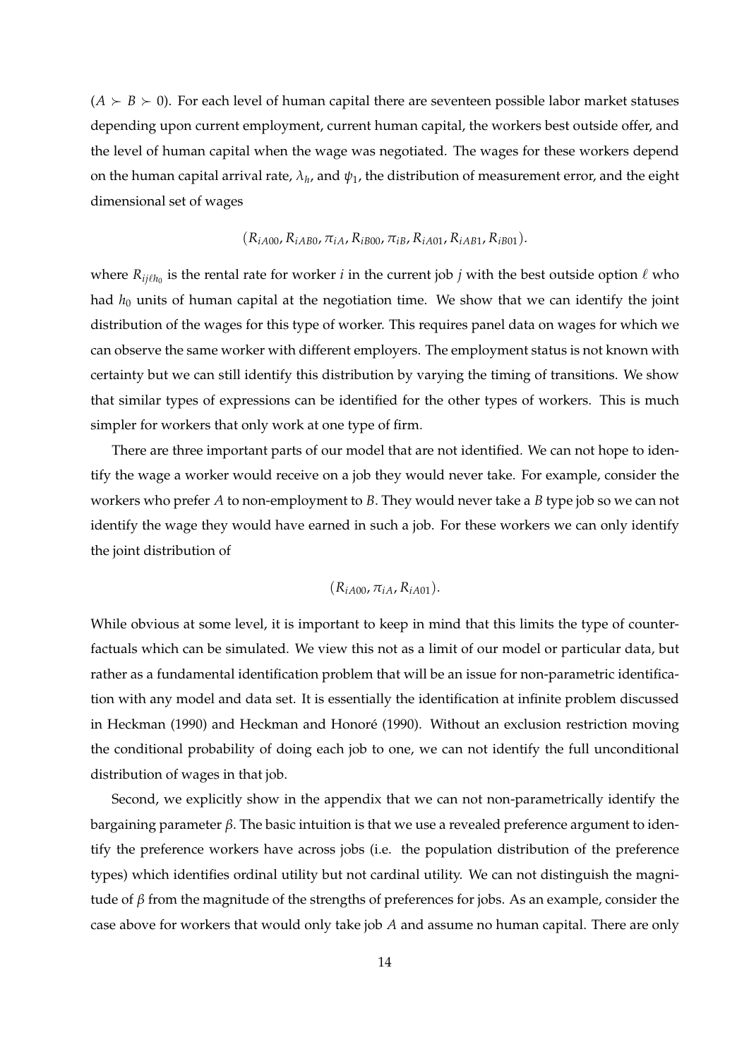$(A \succ B \succ 0)$. For each level of human capital there are seventeen possible labor market statuses depending upon current employment, current human capital, the workers best outside offer, and the level of human capital when the wage was negotiated. The wages for these workers depend on the human capital arrival rate, $\lambda_h$, and $\psi_1$, the distribution of measurement error, and the eight dimensional set of wages

$$(R_{iA00}, R_{iAB0}, \pi_{iA}, R_{iB00}, \pi_{iB}, R_{iA01}, R_{iAB1}, R_{iB01}).$$

where $R_{ij\ell h_0}$ is the rental rate for worker $i$ in the current job $j$ with the best outside option $\ell$ who had $h_0$ units of human capital at the negotiation time. We show that we can identify the joint distribution of the wages for this type of worker. This requires panel data on wages for which we can observe the same worker with different employers. The employment status is not known with certainty but we can still identify this distribution by varying the timing of transitions. We show that similar types of expressions can be identified for the other types of workers. This is much simpler for workers that only work at one type of firm.

There are three important parts of our model that are not identified. We can not hope to identify the wage a worker would receive on a job they would never take. For example, consider the workers who prefer $A$ to non-employment to $B$. They would never take a $B$ type job so we can not identify the wage they would have earned in such a job. For these workers we can only identify the joint distribution of

$$(R_{iA00}, \pi_{iA}, R_{iA01}).$$

While obvious at some level, it is important to keep in mind that this limits the type of counterfactuals which can be simulated. We view this not as a limit of our model or particular data, but rather as a fundamental identification problem that will be an issue for non-parametric identification with any model and data set. It is essentially the identification at infinite problem discussed in Heckman (1990) and Heckman and Honoré (1990). Without an exclusion restriction moving the conditional probability of doing each job to one, we can not identify the full unconditional distribution of wages in that job.

Second, we explicitly show in the appendix that we can not non-parametrically identify the bargaining parameter $\beta$. The basic intuition is that we use a revealed preference argument to identify the preference workers have across jobs (i.e. the population distribution of the preference types) which identifies ordinal utility but not cardinal utility. We can not distinguish the magnitude of $\beta$ from the magnitude of the strengths of preferences for jobs. As an example, consider the case above for workers that would only take job $A$ and assume no human capital. There are only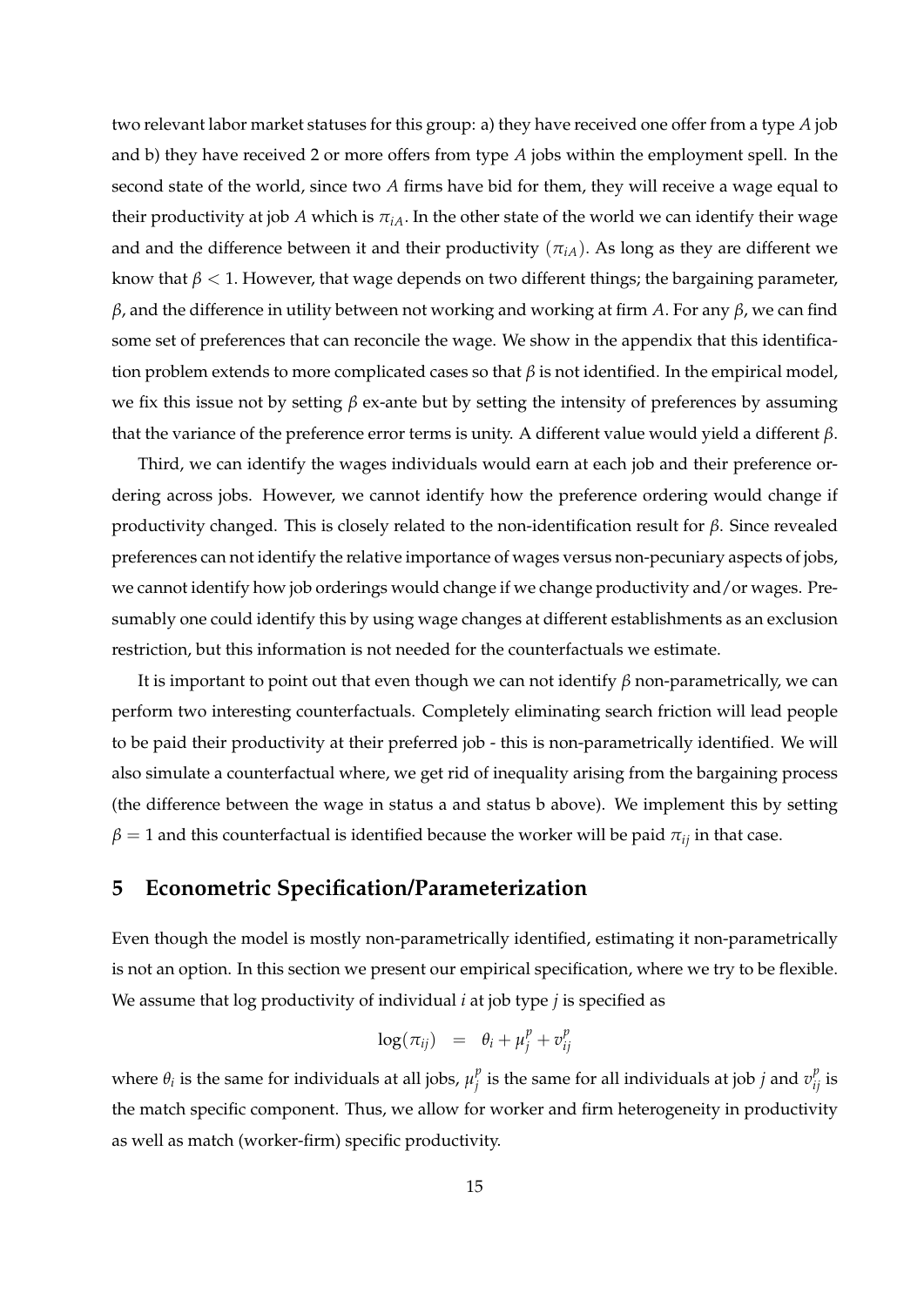two relevant labor market statuses for this group: a) they have received one offer from a type $A$ job and b) they have received 2 or more offers from type $A$ jobs within the employment spell. In the second state of the world, since two $A$ firms have bid for them, they will receive a wage equal to their productivity at job $A$ which is $\pi_{iA}$. In the other state of the world we can identify their wage and and the difference between it and their productivity ($\pi_{iA}$). As long as they are different we know that $\beta < 1$. However, that wage depends on two different things; the bargaining parameter, $\beta$, and the difference in utility between not working and working at firm $A$. For any $\beta$, we can find some set of preferences that can reconcile the wage. We show in the appendix that this identification problem extends to more complicated cases so that $\beta$ is not identified. In the empirical model, we fix this issue not by setting $\beta$ ex-ante but by setting the intensity of preferences by assuming that the variance of the preference error terms is unity. A different value would yield a different $\beta$.

Third, we can identify the wages individuals would earn at each job and their preference ordering across jobs. However, we cannot identify how the preference ordering would change if productivity changed. This is closely related to the non-identification result for $\beta$. Since revealed preferences can not identify the relative importance of wages versus non-pecuniary aspects of jobs, we cannot identify how job orderings would change if we change productivity and/or wages. Presumably one could identify this by using wage changes at different establishments as an exclusion restriction, but this information is not needed for the counterfactuals we estimate.

It is important to point out that even though we can not identify $\beta$ non-parametrically, we can perform two interesting counterfactuals. Completely eliminating search friction will lead people to be paid their productivity at their preferred job - this is non-parametrically identified. We will also simulate a counterfactual where, we get rid of inequality arising from the bargaining process (the difference between the wage in status a and status b above). We implement this by setting $\beta = 1$ and this counterfactual is identified because the worker will be paid $\pi_{ij}$ in that case.

## 5 Econometric Specification/Parameterization

Even though the model is mostly non-parametrically identified, estimating it non-parametrically is not an option. In this section we present our empirical specification, where we try to be flexible. We assume that log productivity of individual $i$ at job type $j$ is specified as

$$\log(\pi_{ij}) = \theta_i + \mu_j^p + v_{ij}^p$$

where $\theta_i$ is the same for individuals at all jobs, $\mu_j^p$ is the same for all individuals at job $j$ and $v_{ij}^p$ is the match specific component. Thus, we allow for worker and firm heterogeneity in productivity as well as match (worker-firm) specific productivity.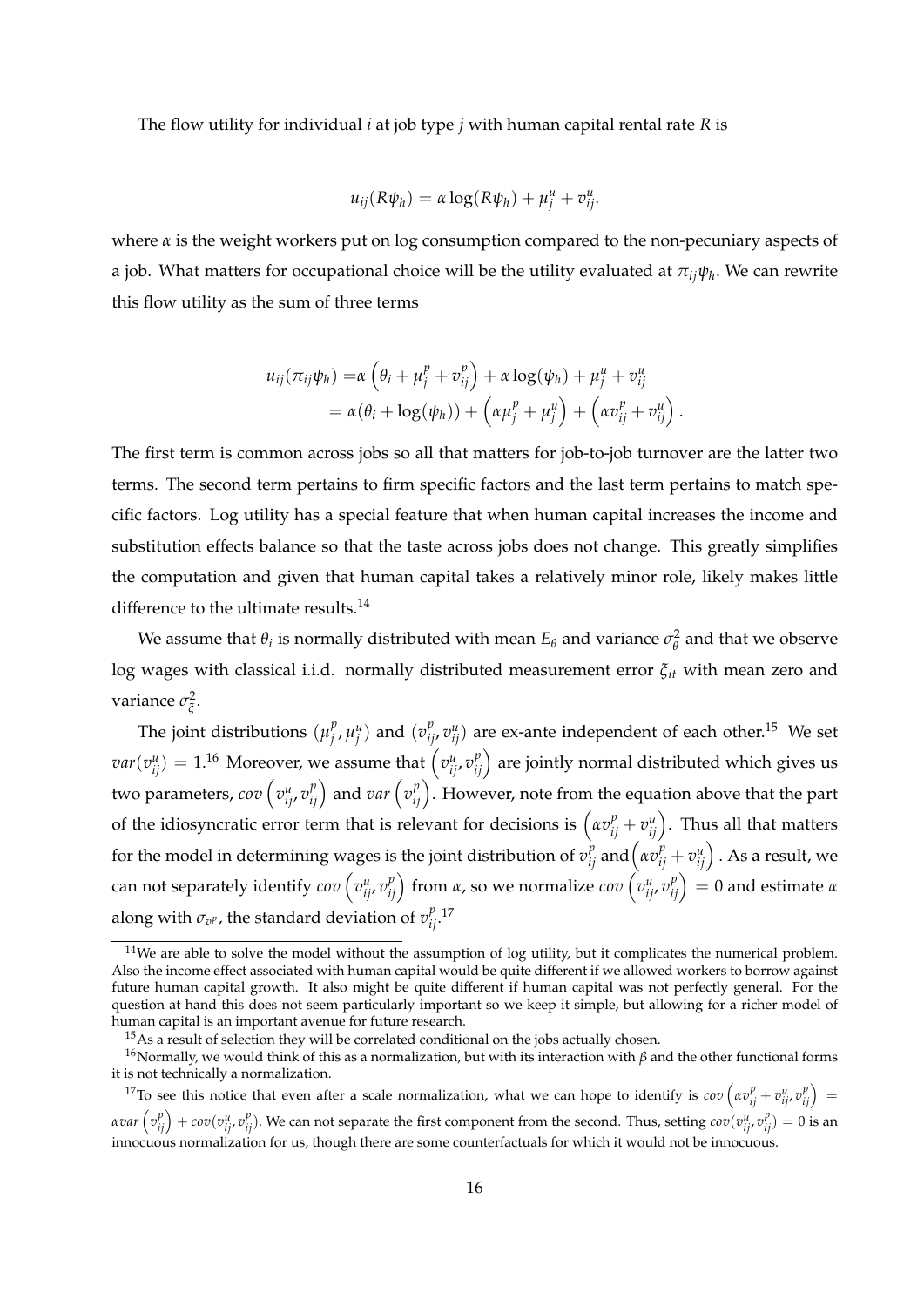The flow utility for individual $i$ at job type $j$ with human capital rental rate $R$ is

$$u_{ij}(R\psi_h) = \alpha \log(R\psi_h) + \mu_j^u + v_{ij}^u.$$

where $\alpha$ is the weight workers put on log consumption compared to the non-pecuniary aspects of a job. What matters for occupational choice will be the utility evaluated at $\pi_{ij}\psi_h$. We can rewrite this flow utility as the sum of three terms

$$\begin{aligned} u_{ij}(\pi_{ij}\psi_h) =& \alpha \left(\theta_i + \mu_j^p + v_{ij}^p\right) + \alpha \log(\psi_h) + \mu_j^u + v_{ij}^u \\ =& \alpha(\theta_i + \log(\psi_h)) + \left(\alpha\mu_j^p + \mu_j^u\right) + \left(\alpha v_{ij}^p + v_{ij}^u\right). \end{aligned}$$

The first term is common across jobs so all that matters for job-to-job turnover are the latter two terms. The second term pertains to firm specific factors and the last term pertains to match specific factors. Log utility has a special feature that when human capital increases the income and substitution effects balance so that the taste across jobs does not change. This greatly simplifies the computation and given that human capital takes a relatively minor role, likely makes little difference to the ultimate results.[14]

We assume that $\theta_i$ is normally distributed with mean $E_\theta$ and variance $\sigma_\theta^2$ and that we observe log wages with classical i.i.d. normally distributed measurement error $\xi_{it}$ with mean zero and variance $\sigma_\xi^2$.

The joint distributions $(\mu_j^p, \mu_j^u)$ and $(v_{ij}^p, v_{ij}^u)$ are ex-ante independent of each other.[15] We set $var(v_{ij}^u) = 1$.[16] Moreover, we assume that $\left(v_{ij}^u, v_{ij}^p\right)$ are jointly normal distributed which gives us two parameters, $cov\left(v_{ij}^u, v_{ij}^p\right)$ and $var\left(v_{ij}^p\right)$. However, note from the equation above that the part of the idiosyncratic error term that is relevant for decisions is $\left(\alpha v_{ij}^p + v_{ij}^u\right)$. Thus all that matters for the model in determining wages is the joint distribution of $v_{ij}^p$ and $\left(\alpha v_{ij}^p + v_{ij}^u\right)$. As a result, we can not separately identify $cov\left(v_{ij}^u, v_{ij}^p\right)$ from $\alpha$, so we normalize $cov\left(v_{ij}^u, v_{ij}^p\right) = 0$ and estimate $\alpha$ along with $\sigma_{v^p}$, the standard deviation of $v_{ij}^p$.[17]

---

[14] We are able to solve the model without the assumption of log utility, but it complicates the numerical problem. Also the income effect associated with human capital would be quite different if we allowed workers to borrow against future human capital growth. It also might be quite different if human capital was not perfectly general. For the question at hand this does not seem particularly important so we keep it simple, but allowing for a richer model of human capital is an important avenue for future research.

[15] As a result of selection they will be correlated conditional on the jobs actually chosen.

[16] Normally, we would think of this as a normalization, but with its interaction with $\beta$ and the other functional forms it is not technically a normalization.

[17] To see this notice that even after a scale normalization, what we can hope to identify is $cov\left(\alpha v_{ij}^p + v_{ij}^u, v_{ij}^p\right) = \alpha var\left(v_{ij}^p\right) + cov(v_{ij}^u, v_{ij}^p)$. We can not separate the first component from the second. Thus, setting $cov(v_{ij}^u, v_{ij}^p) = 0$ is an innocuous normalization for us, though there are some counterfactuals for which it would not be innocuous.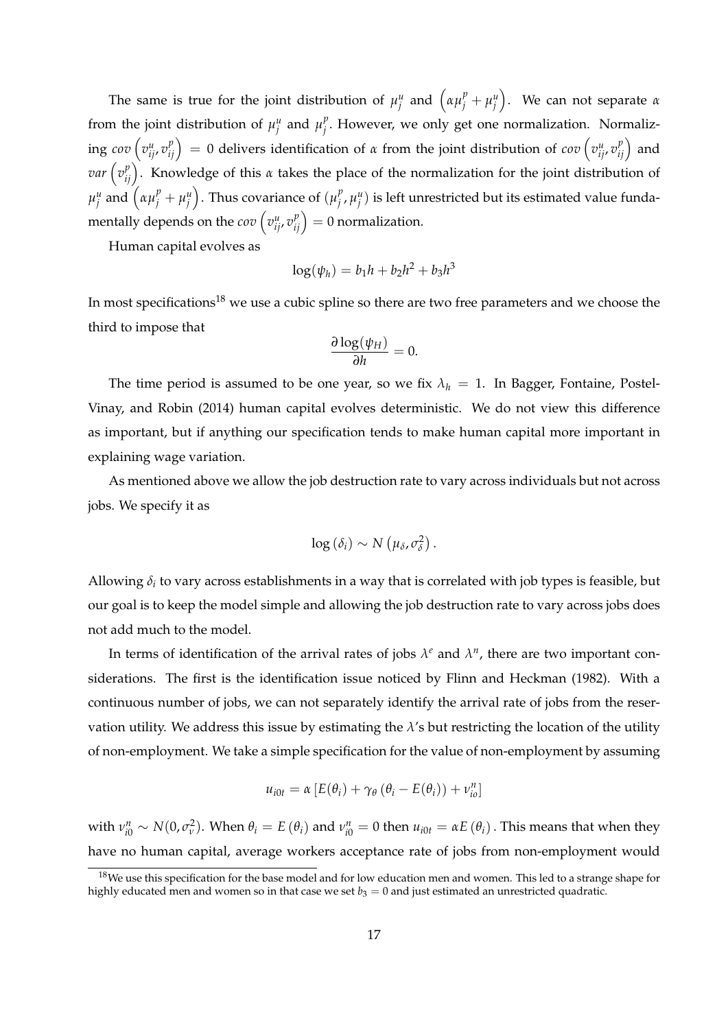The same is true for the joint distribution of $\mu_j^u$ and $\left(\alpha\mu_j^p + \mu_j^u\right)$. We can not separate $\alpha$ from the joint distribution of $\mu_j^u$ and $\mu_j^p$. However, we only get one normalization. Normalizing $cov\left(v_{ij}^u, v_{ij}^p\right) = 0$ delivers identification of $\alpha$ from the joint distribution of $cov\left(v_{ij}^u, v_{ij}^p\right)$ and $var\left(v_{ij}^p\right)$. Knowledge of this $\alpha$ takes the place of the normalization for the joint distribution of $\mu_j^u$ and $\left(\alpha\mu_j^p + \mu_j^u\right)$. Thus covariance of $(\mu_j^p, \mu_j^u)$ is left unrestricted but its estimated value fundamentally depends on the $cov\left(v_{ij}^u, v_{ij}^p\right) = 0$ normalization.

Human capital evolves as

$$\log(\psi_h) = b_1 h + b_2 h^2 + b_3 h^3$$

In most specifications[18] we use a cubic spline so there are two free parameters and we choose the third to impose that

$$\frac{\partial \log(\psi_H)}{\partial h} = 0.$$

The time period is assumed to be one year, so we fix $\lambda_h = 1$. In Bagger, Fontaine, Postel-Vinay, and Robin (2014) human capital evolves deterministic. We do not view this difference as important, but if anything our specification tends to make human capital more important in explaining wage variation.

As mentioned above we allow the job destruction rate to vary across individuals but not across jobs. We specify it as

$$\log\left(\delta_i\right) \sim N\left(\mu_\delta, \sigma_\delta^2\right).$$

Allowing $\delta_i$ to vary across establishments in a way that is correlated with job types is feasible, but our goal is to keep the model simple and allowing the job destruction rate to vary across jobs does not add much to the model.

In terms of identification of the arrival rates of jobs $\lambda^e$ and $\lambda^n$, there are two important considerations. The first is the identification issue noticed by Flinn and Heckman (1982). With a continuous number of jobs, we can not separately identify the arrival rate of jobs from the reservation utility. We address this issue by estimating the $\lambda$'s but restricting the location of the utility of non-employment. We take a simple specification for the value of non-employment by assuming

$$u_{i0t} = \alpha\left[E(\theta_i) + \gamma_\theta\left(\theta_i - E(\theta_i)\right) + \nu_{io}^n\right]$$

with $\nu_{i0}^n \sim N(0, \sigma_\nu^2)$. When $\theta_i = E\left(\theta_i\right)$ and $\nu_{i0}^n = 0$ then $u_{i0t} = \alpha E\left(\theta_i\right)$. This means that when they have no human capital, average workers acceptance rate of jobs from non-employment would

[18] We use this specification for the base model and for low education men and women. This led to a strange shape for highly educated men and women so in that case we set $b_3 = 0$ and just estimated an unrestricted quadratic.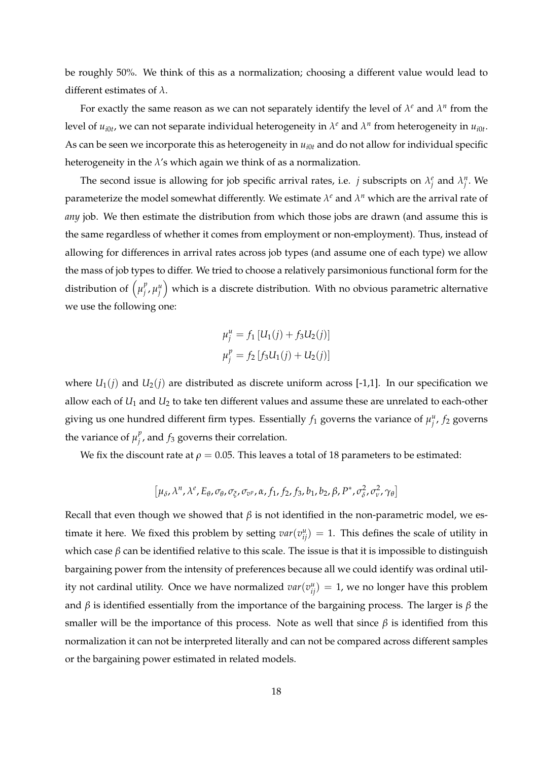be roughly 50%. We think of this as a normalization; choosing a different value would lead to different estimates of $\lambda$.

For exactly the same reason as we can not separately identify the level of $\lambda^e$ and $\lambda^n$ from the level of $u_{i0t}$, we can not separate individual heterogeneity in $\lambda^e$ and $\lambda^n$ from heterogeneity in $u_{i0t}$. As can be seen we incorporate this as heterogeneity in $u_{i0t}$ and do not allow for individual specific heterogeneity in the $\lambda$'s which again we think of as a normalization.

The second issue is allowing for job specific arrival rates, i.e. $j$ subscripts on $\lambda^e_j$ and $\lambda^n_j$. We parameterize the model somewhat differently. We estimate $\lambda^e$ and $\lambda^n$ which are the arrival rate of *any* job. We then estimate the distribution from which those jobs are drawn (and assume this is the same regardless of whether it comes from employment or non-employment). Thus, instead of allowing for differences in arrival rates across job types (and assume one of each type) we allow the mass of job types to differ. We tried to choose a relatively parsimonious functional form for the distribution of $\left(\mu^p_j, \mu^u_j\right)$ which is a discrete distribution. With no obvious parametric alternative we use the following one:

$$\mu^u_j = f_1\left[U_1(j) + f_3 U_2(j)\right]$$
$$\mu^p_j = f_2\left[f_3 U_1(j) + U_2(j)\right]$$

where $U_1(j)$ and $U_2(j)$ are distributed as discrete uniform across [-1,1]. In our specification we allow each of $U_1$ and $U_2$ to take ten different values and assume these are unrelated to each-other giving us one hundred different firm types. Essentially $f_1$ governs the variance of $\mu^u_j$, $f_2$ governs the variance of $\mu^p_j$, and $f_3$ governs their correlation.

We fix the discount rate at $\rho = 0.05$. This leaves a total of 18 parameters to be estimated:

$$\left[\mu_\delta, \lambda^n, \lambda^e, E_\theta, \sigma_\theta, \sigma_\xi, \sigma_{v^p}, \alpha, f_1, f_2, f_3, b_1, b_2, \beta, P^*, \sigma^2_\delta, \sigma^2_\nu, \gamma_\theta\right]$$

Recall that even though we showed that $\beta$ is not identified in the non-parametric model, we estimate it here. We fixed this problem by setting $var(v^u_{ij}) = 1$. This defines the scale of utility in which case $\beta$ can be identified relative to this scale. The issue is that it is impossible to distinguish bargaining power from the intensity of preferences because all we could identify was ordinal utility not cardinal utility. Once we have normalized $var(v^u_{ij}) = 1$, we no longer have this problem and $\beta$ is identified essentially from the importance of the bargaining process. The larger is $\beta$ the smaller will be the importance of this process. Note as well that since $\beta$ is identified from this normalization it can not be interpreted literally and can not be compared across different samples or the bargaining power estimated in related models.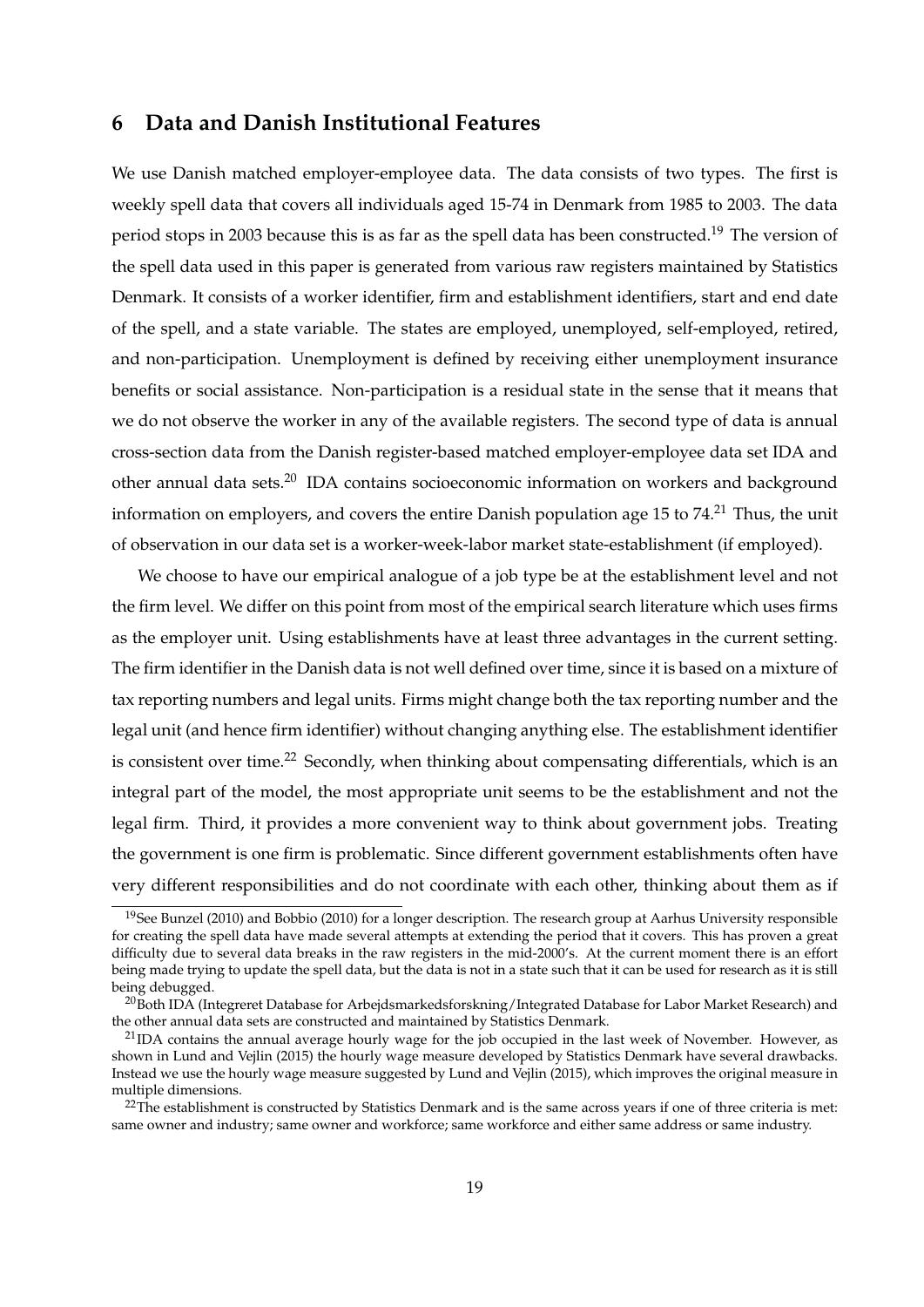## 6 Data and Danish Institutional Features

We use Danish matched employer-employee data. The data consists of two types. The first is weekly spell data that covers all individuals aged 15-74 in Denmark from 1985 to 2003. The data period stops in 2003 because this is as far as the spell data has been constructed.[19] The version of the spell data used in this paper is generated from various raw registers maintained by Statistics Denmark. It consists of a worker identifier, firm and establishment identifiers, start and end date of the spell, and a state variable. The states are employed, unemployed, self-employed, retired, and non-participation. Unemployment is defined by receiving either unemployment insurance benefits or social assistance. Non-participation is a residual state in the sense that it means that we do not observe the worker in any of the available registers. The second type of data is annual cross-section data from the Danish register-based matched employer-employee data set IDA and other annual data sets.[20] IDA contains socioeconomic information on workers and background information on employers, and covers the entire Danish population age 15 to 74.[21] Thus, the unit of observation in our data set is a worker-week-labor market state-establishment (if employed).

We choose to have our empirical analogue of a job type be at the establishment level and not the firm level. We differ on this point from most of the empirical search literature which uses firms as the employer unit. Using establishments have at least three advantages in the current setting. The firm identifier in the Danish data is not well defined over time, since it is based on a mixture of tax reporting numbers and legal units. Firms might change both the tax reporting number and the legal unit (and hence firm identifier) without changing anything else. The establishment identifier is consistent over time.[22] Secondly, when thinking about compensating differentials, which is an integral part of the model, the most appropriate unit seems to be the establishment and not the legal firm. Third, it provides a more convenient way to think about government jobs. Treating the government is one firm is problematic. Since different government establishments often have very different responsibilities and do not coordinate with each other, thinking about them as if

---

[19] See Bunzel (2010) and Bobbio (2010) for a longer description. The research group at Aarhus University responsible for creating the spell data have made several attempts at extending the period that it covers. This has proven a great difficulty due to several data breaks in the raw registers in the mid-2000's. At the current moment there is an effort being made trying to update the spell data, but the data is not in a state such that it can be used for research as it is still being debugged.

[20] Both IDA (Integreret Database for Arbejdsmarkedsforskning/Integrated Database for Labor Market Research) and the other annual data sets are constructed and maintained by Statistics Denmark.

[21] IDA contains the annual average hourly wage for the job occupied in the last week of November. However, as shown in Lund and Vejlin (2015) the hourly wage measure developed by Statistics Denmark have several drawbacks. Instead we use the hourly wage measure suggested by Lund and Vejlin (2015), which improves the original measure in multiple dimensions.

[22] The establishment is constructed by Statistics Denmark and is the same across years if one of three criteria is met: same owner and industry; same owner and workforce; same workforce and either same address or same industry.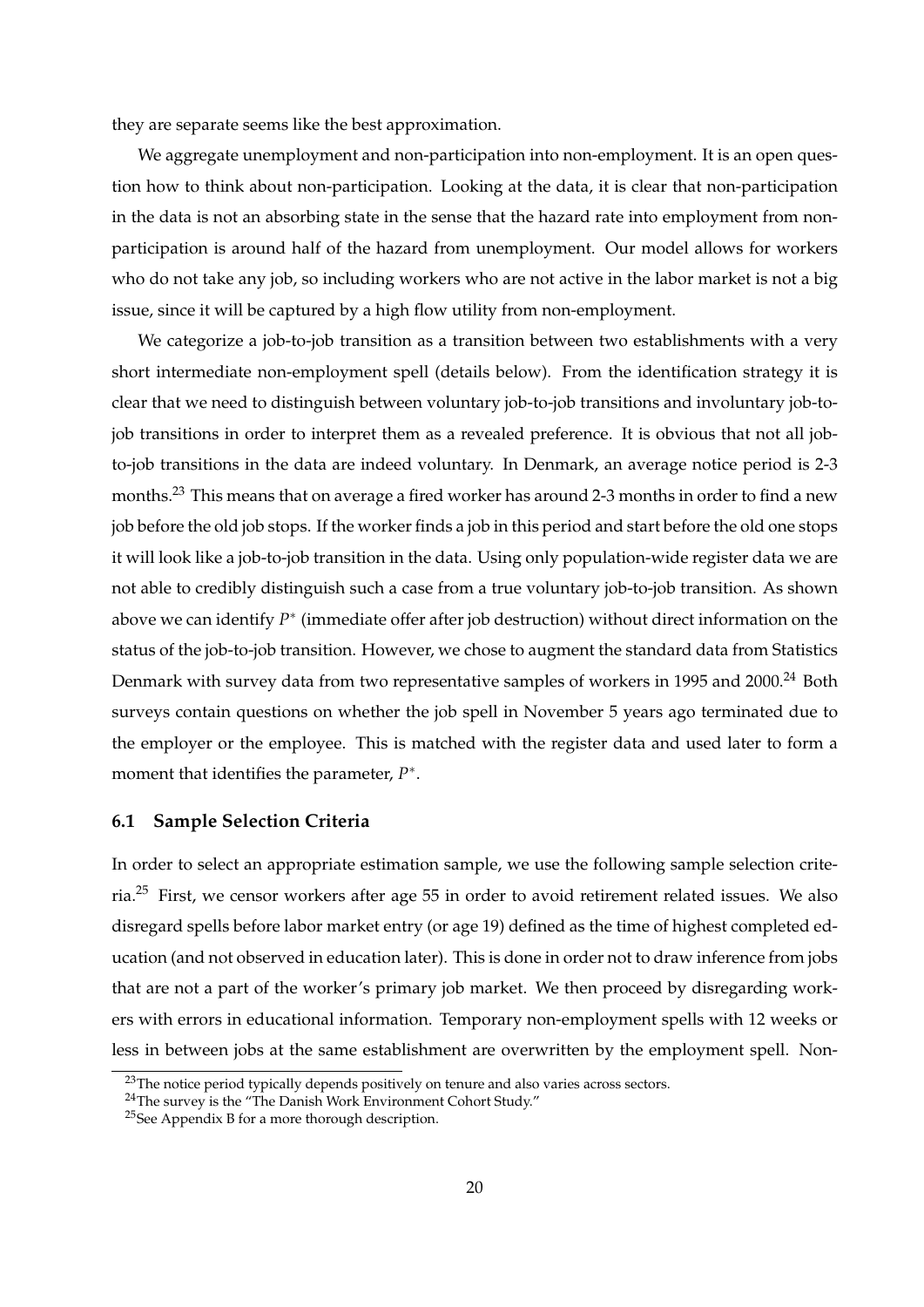they are separate seems like the best approximation.

We aggregate unemployment and non-participation into non-employment. It is an open question how to think about non-participation. Looking at the data, it is clear that non-participation in the data is not an absorbing state in the sense that the hazard rate into employment from non-participation is around half of the hazard from unemployment. Our model allows for workers who do not take any job, so including workers who are not active in the labor market is not a big issue, since it will be captured by a high flow utility from non-employment.

We categorize a job-to-job transition as a transition between two establishments with a very short intermediate non-employment spell (details below). From the identification strategy it is clear that we need to distinguish between voluntary job-to-job transitions and involuntary job-to-job transitions in order to interpret them as a revealed preference. It is obvious that not all job-to-job transitions in the data are indeed voluntary. In Denmark, an average notice period is 2-3 months.[23] This means that on average a fired worker has around 2-3 months in order to find a new job before the old job stops. If the worker finds a job in this period and start before the old one stops it will look like a job-to-job transition in the data. Using only population-wide register data we are not able to credibly distinguish such a case from a true voluntary job-to-job transition. As shown above we can identify $P^*$ (immediate offer after job destruction) without direct information on the status of the job-to-job transition. However, we chose to augment the standard data from Statistics Denmark with survey data from two representative samples of workers in 1995 and 2000.[24] Both surveys contain questions on whether the job spell in November 5 years ago terminated due to the employer or the employee. This is matched with the register data and used later to form a moment that identifies the parameter, $P^*$.

### 6.1 Sample Selection Criteria

In order to select an appropriate estimation sample, we use the following sample selection criteria.[25] First, we censor workers after age 55 in order to avoid retirement related issues. We also disregard spells before labor market entry (or age 19) defined as the time of highest completed education (and not observed in education later). This is done in order not to draw inference from jobs that are not a part of the worker's primary job market. We then proceed by disregarding workers with errors in educational information. Temporary non-employment spells with 12 weeks or less in between jobs at the same establishment are overwritten by the employment spell. Non-

[23] The notice period typically depends positively on tenure and also varies across sectors.

[24] The survey is the "The Danish Work Environment Cohort Study."

[25] See Appendix B for a more thorough description.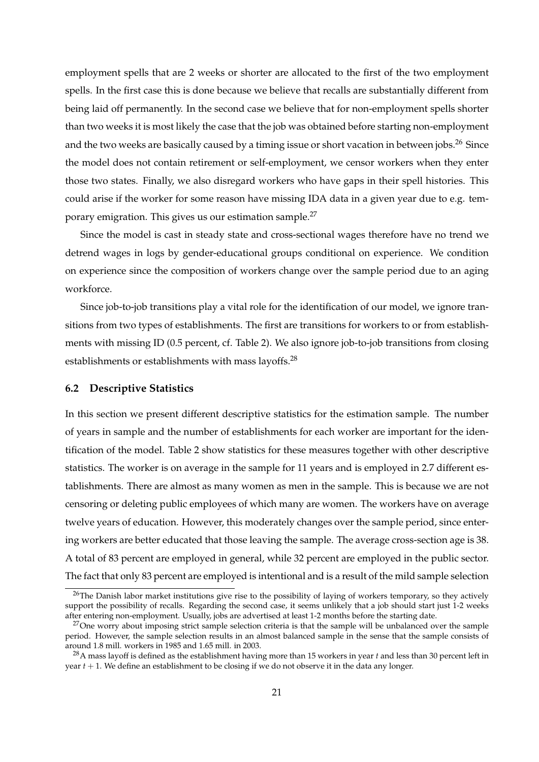employment spells that are 2 weeks or shorter are allocated to the first of the two employment spells. In the first case this is done because we believe that recalls are substantially different from being laid off permanently. In the second case we believe that for non-employment spells shorter than two weeks it is most likely the case that the job was obtained before starting non-employment and the two weeks are basically caused by a timing issue or short vacation in between jobs.[26] Since the model does not contain retirement or self-employment, we censor workers when they enter those two states. Finally, we also disregard workers who have gaps in their spell histories. This could arise if the worker for some reason have missing IDA data in a given year due to e.g. temporary emigration. This gives us our estimation sample.[27]

Since the model is cast in steady state and cross-sectional wages therefore have no trend we detrend wages in logs by gender-educational groups conditional on experience. We condition on experience since the composition of workers change over the sample period due to an aging workforce.

Since job-to-job transitions play a vital role for the identification of our model, we ignore transitions from two types of establishments. The first are transitions for workers to or from establishments with missing ID (0.5 percent, cf. Table 2). We also ignore job-to-job transitions from closing establishments or establishments with mass layoffs.[28]

### 6.2 Descriptive Statistics

In this section we present different descriptive statistics for the estimation sample. The number of years in sample and the number of establishments for each worker are important for the identification of the model. Table 2 show statistics for these measures together with other descriptive statistics. The worker is on average in the sample for 11 years and is employed in 2.7 different establishments. There are almost as many women as men in the sample. This is because we are not censoring or deleting public employees of which many are women. The workers have on average twelve years of education. However, this moderately changes over the sample period, since entering workers are better educated that those leaving the sample. The average cross-section age is 38. A total of 83 percent are employed in general, while 32 percent are employed in the public sector. The fact that only 83 percent are employed is intentional and is a result of the mild sample selection

[26] The Danish labor market institutions give rise to the possibility of laying of workers temporary, so they actively support the possibility of recalls. Regarding the second case, it seems unlikely that a job should start just 1-2 weeks after entering non-employment. Usually, jobs are advertised at least 1-2 months before the starting date.

[27] One worry about imposing strict sample selection criteria is that the sample will be unbalanced over the sample period. However, the sample selection results in an almost balanced sample in the sense that the sample consists of around 1.8 mill. workers in 1985 and 1.65 mill. in 2003.

[28] A mass layoff is defined as the establishment having more than 15 workers in year $t$ and less than 30 percent left in year $t+1$. We define an establishment to be closing if we do not observe it in the data any longer.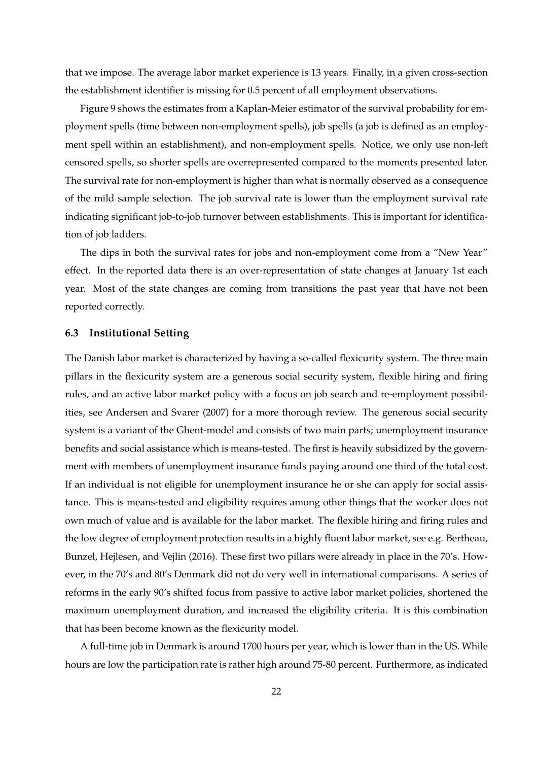that we impose. The average labor market experience is 13 years. Finally, in a given cross-section the establishment identifier is missing for 0.5 percent of all employment observations.

Figure 9 shows the estimates from a Kaplan-Meier estimator of the survival probability for employment spells (time between non-employment spells), job spells (a job is defined as an employment spell within an establishment), and non-employment spells. Notice, we only use non-left censored spells, so shorter spells are overrepresented compared to the moments presented later. The survival rate for non-employment is higher than what is normally observed as a consequence of the mild sample selection. The job survival rate is lower than the employment survival rate indicating significant job-to-job turnover between establishments. This is important for identification of job ladders.

The dips in both the survival rates for jobs and non-employment come from a "New Year" effect. In the reported data there is an over-representation of state changes at January 1st each year. Most of the state changes are coming from transitions the past year that have not been reported correctly.

### 6.3 Institutional Setting

The Danish labor market is characterized by having a so-called flexicurity system. The three main pillars in the flexicurity system are a generous social security system, flexible hiring and firing rules, and an active labor market policy with a focus on job search and re-employment possibilities, see Andersen and Svarer (2007) for a more thorough review. The generous social security system is a variant of the Ghent-model and consists of two main parts; unemployment insurance benefits and social assistance which is means-tested. The first is heavily subsidized by the government with members of unemployment insurance funds paying around one third of the total cost. If an individual is not eligible for unemployment insurance he or she can apply for social assistance. This is means-tested and eligibility requires among other things that the worker does not own much of value and is available for the labor market. The flexible hiring and firing rules and the low degree of employment protection results in a highly fluent labor market, see e.g. Bertheau, Bunzel, Hejlesen, and Vejlin (2016). These first two pillars were already in place in the 70's. However, in the 70's and 80's Denmark did not do very well in international comparisons. A series of reforms in the early 90's shifted focus from passive to active labor market policies, shortened the maximum unemployment duration, and increased the eligibility criteria. It is this combination that has been become known as the flexicurity model.

A full-time job in Denmark is around 1700 hours per year, which is lower than in the US. While hours are low the participation rate is rather high around 75-80 percent. Furthermore, as indicated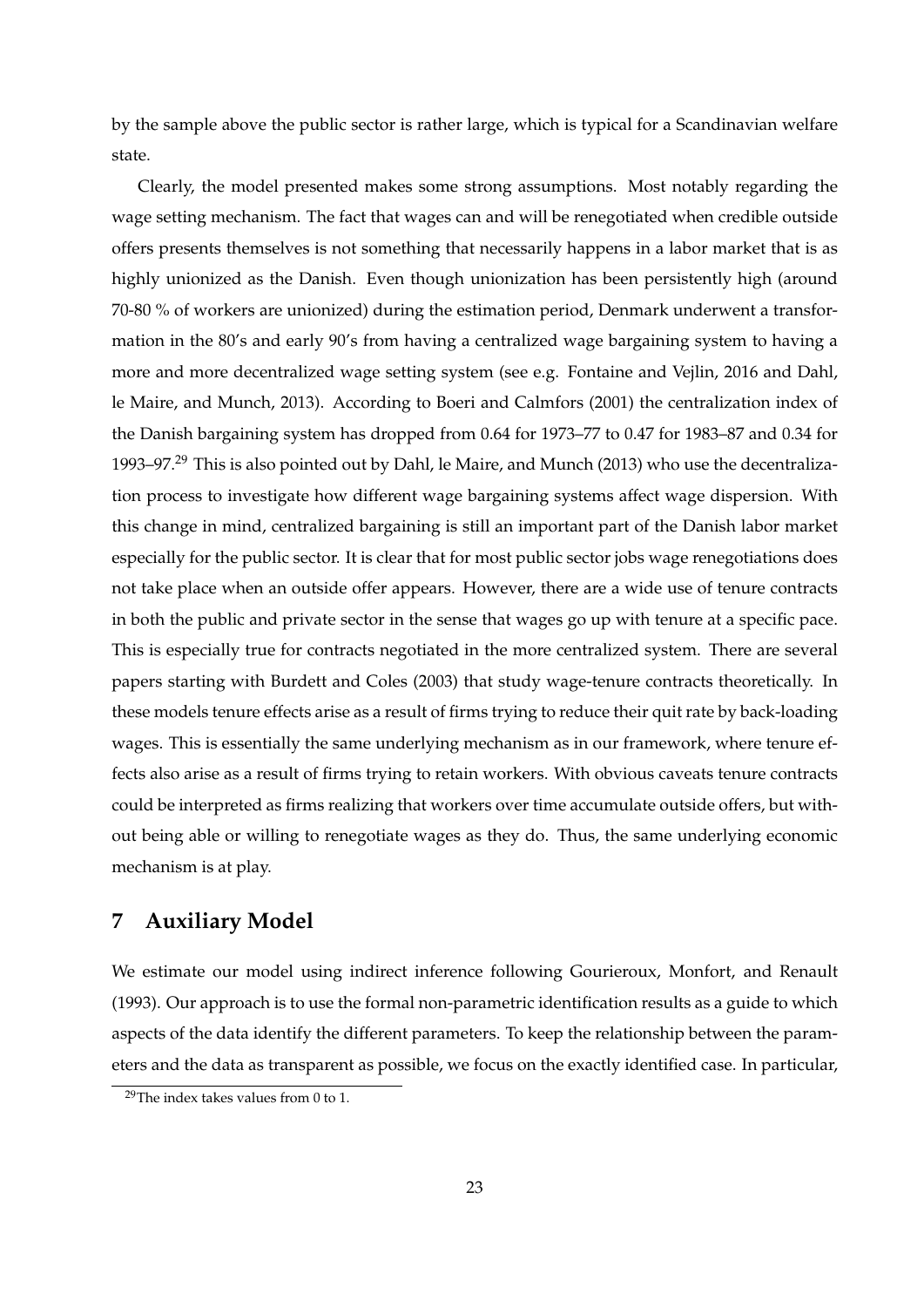by the sample above the public sector is rather large, which is typical for a Scandinavian welfare state.

Clearly, the model presented makes some strong assumptions. Most notably regarding the wage setting mechanism. The fact that wages can and will be renegotiated when credible outside offers presents themselves is not something that necessarily happens in a labor market that is as highly unionized as the Danish. Even though unionization has been persistently high (around 70-80 % of workers are unionized) during the estimation period, Denmark underwent a transformation in the 80's and early 90's from having a centralized wage bargaining system to having a more and more decentralized wage setting system (see e.g. Fontaine and Vejlin, 2016 and Dahl, le Maire, and Munch, 2013). According to Boeri and Calmfors (2001) the centralization index of the Danish bargaining system has dropped from 0.64 for 1973–77 to 0.47 for 1983–87 and 0.34 for 1993–97.[29] This is also pointed out by Dahl, le Maire, and Munch (2013) who use the decentralization process to investigate how different wage bargaining systems affect wage dispersion. With this change in mind, centralized bargaining is still an important part of the Danish labor market especially for the public sector. It is clear that for most public sector jobs wage renegotiations does not take place when an outside offer appears. However, there are a wide use of tenure contracts in both the public and private sector in the sense that wages go up with tenure at a specific pace. This is especially true for contracts negotiated in the more centralized system. There are several papers starting with Burdett and Coles (2003) that study wage-tenure contracts theoretically. In these models tenure effects arise as a result of firms trying to reduce their quit rate by back-loading wages. This is essentially the same underlying mechanism as in our framework, where tenure effects also arise as a result of firms trying to retain workers. With obvious caveats tenure contracts could be interpreted as firms realizing that workers over time accumulate outside offers, but without being able or willing to renegotiate wages as they do. Thus, the same underlying economic mechanism is at play.

## 7 Auxiliary Model

We estimate our model using indirect inference following Gourieroux, Monfort, and Renault (1993). Our approach is to use the formal non-parametric identification results as a guide to which aspects of the data identify the different parameters. To keep the relationship between the parameters and the data as transparent as possible, we focus on the exactly identified case. In particular,

[29]The index takes values from 0 to 1.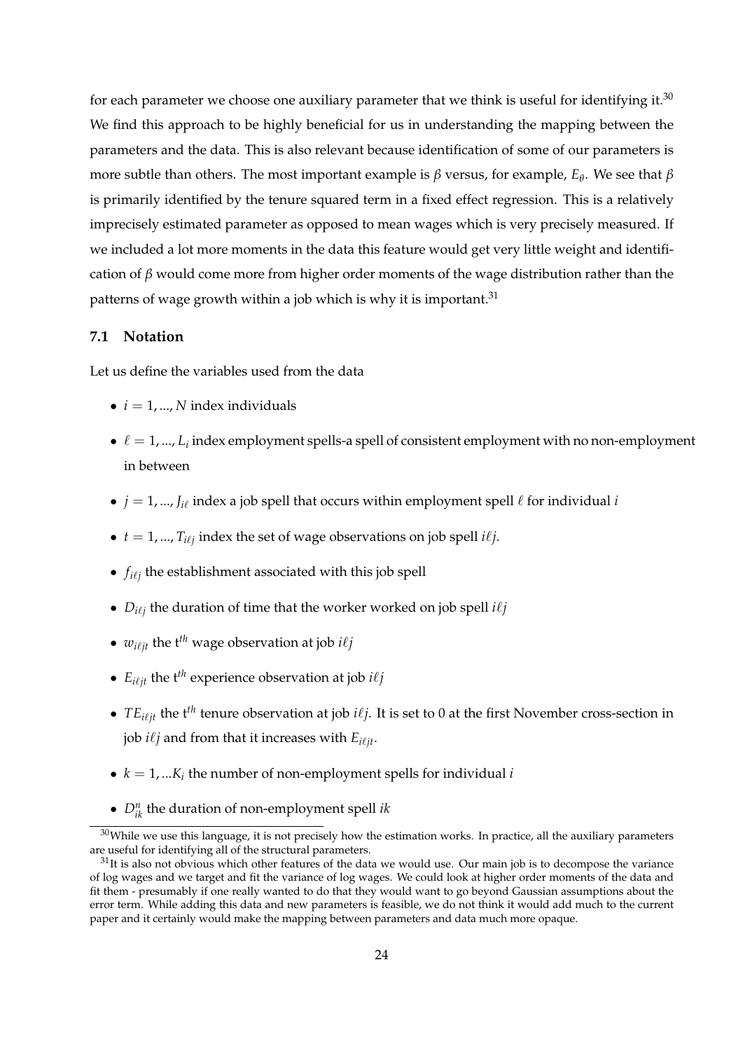for each parameter we choose one auxiliary parameter that we think is useful for identifying it.[30] We find this approach to be highly beneficial for us in understanding the mapping between the parameters and the data. This is also relevant because identification of some of our parameters is more subtle than others. The most important example is $\beta$ versus, for example, $E_\theta$. We see that $\beta$ is primarily identified by the tenure squared term in a fixed effect regression. This is a relatively imprecisely estimated parameter as opposed to mean wages which is very precisely measured. If we included a lot more moments in the data this feature would get very little weight and identification of $\beta$ would come more from higher order moments of the wage distribution rather than the patterns of wage growth within a job which is why it is important.[31]

### 7.1 Notation

Let us define the variables used from the data

- $i = 1, ..., N$ index individuals
- $\ell = 1, ..., L_i$ index employment spells-a spell of consistent employment with no non-employment in between
- $j = 1, ..., J_{i\ell}$ index a job spell that occurs within employment spell $\ell$ for individual $i$
- $t = 1, ..., T_{i\ell j}$ index the set of wage observations on job spell $i\ell j$.
- $f_{i\ell j}$ the establishment associated with this job spell
- $D_{i\ell j}$ the duration of time that the worker worked on job spell $i\ell j$
- $w_{i\ell jt}$ the t$^{th}$ wage observation at job $i\ell j$
- $E_{i\ell jt}$ the t$^{th}$ experience observation at job $i\ell j$
- $TE_{i\ell jt}$ the t$^{th}$ tenure observation at job $i\ell j$. It is set to 0 at the first November cross-section in job $i\ell j$ and from that it increases with $E_{i\ell jt}$.
- $k = 1, ...K_i$ the number of non-employment spells for individual $i$
- $D^n_{ik}$ the duration of non-employment spell $ik$

[30] While we use this language, it is not precisely how the estimation works. In practice, all the auxiliary parameters are useful for identifying all of the structural parameters.

[31] It is also not obvious which other features of the data we would use. Our main job is to decompose the variance of log wages and we target and fit the variance of log wages. We could look at higher order moments of the data and fit them - presumably if one really wanted to do that they would want to go beyond Gaussian assumptions about the error term. While adding this data and new parameters is feasible, we do not think it would add much to the current paper and it certainly would make the mapping between parameters and data much more opaque.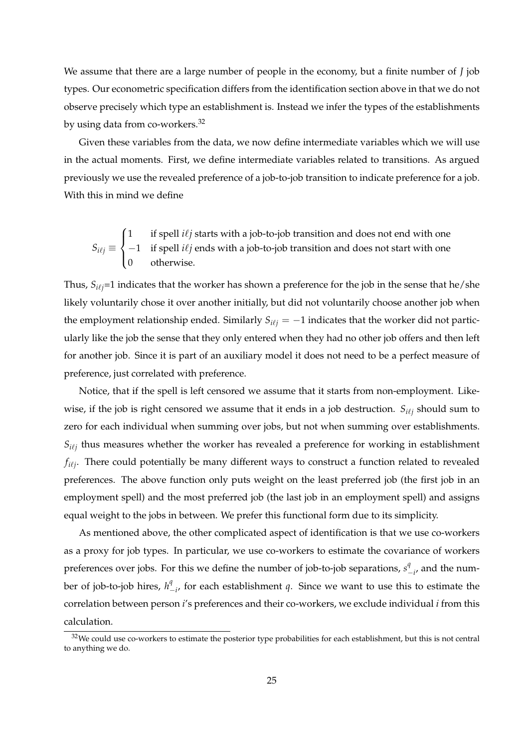We assume that there are a large number of people in the economy, but a finite number of $J$ job types. Our econometric specification differs from the identification section above in that we do not observe precisely which type an establishment is. Instead we infer the types of the establishments by using data from co-workers.[32]

Given these variables from the data, we now define intermediate variables which we will use in the actual moments. First, we define intermediate variables related to transitions. As argued previously we use the revealed preference of a job-to-job transition to indicate preference for a job. With this in mind we define

$$S_{i\ell j} \equiv \begin{cases} 1 & \text{if spell } i\ell j \text{ starts with a job-to-job transition and does not end with one} \\ -1 & \text{if spell } i\ell j \text{ ends with a job-to-job transition and does not start with one} \\ 0 & \text{otherwise.} \end{cases}$$

Thus, $S_{i\ell j}$=1 indicates that the worker has shown a preference for the job in the sense that he/she likely voluntarily chose it over another initially, but did not voluntarily choose another job when the employment relationship ended. Similarly $S_{i\ell j} = -1$ indicates that the worker did not particularly like the job the sense that they only entered when they had no other job offers and then left for another job. Since it is part of an auxiliary model it does not need to be a perfect measure of preference, just correlated with preference.

Notice, that if the spell is left censored we assume that it starts from non-employment. Likewise, if the job is right censored we assume that it ends in a job destruction. $S_{i\ell j}$ should sum to zero for each individual when summing over jobs, but not when summing over establishments. $S_{i\ell j}$ thus measures whether the worker has revealed a preference for working in establishment $f_{i\ell j}$. There could potentially be many different ways to construct a function related to revealed preferences. The above function only puts weight on the least preferred job (the first job in an employment spell) and the most preferred job (the last job in an employment spell) and assigns equal weight to the jobs in between. We prefer this functional form due to its simplicity.

As mentioned above, the other complicated aspect of identification is that we use co-workers as a proxy for job types. In particular, we use co-workers to estimate the covariance of workers preferences over jobs. For this we define the number of job-to-job separations, $s^q_{-i}$, and the number of job-to-job hires, $h^q_{-i}$, for each establishment $q$. Since we want to use this to estimate the correlation between person $i$'s preferences and their co-workers, we exclude individual $i$ from this calculation.

[32] We could use co-workers to estimate the posterior type probabilities for each establishment, but this is not central to anything we do.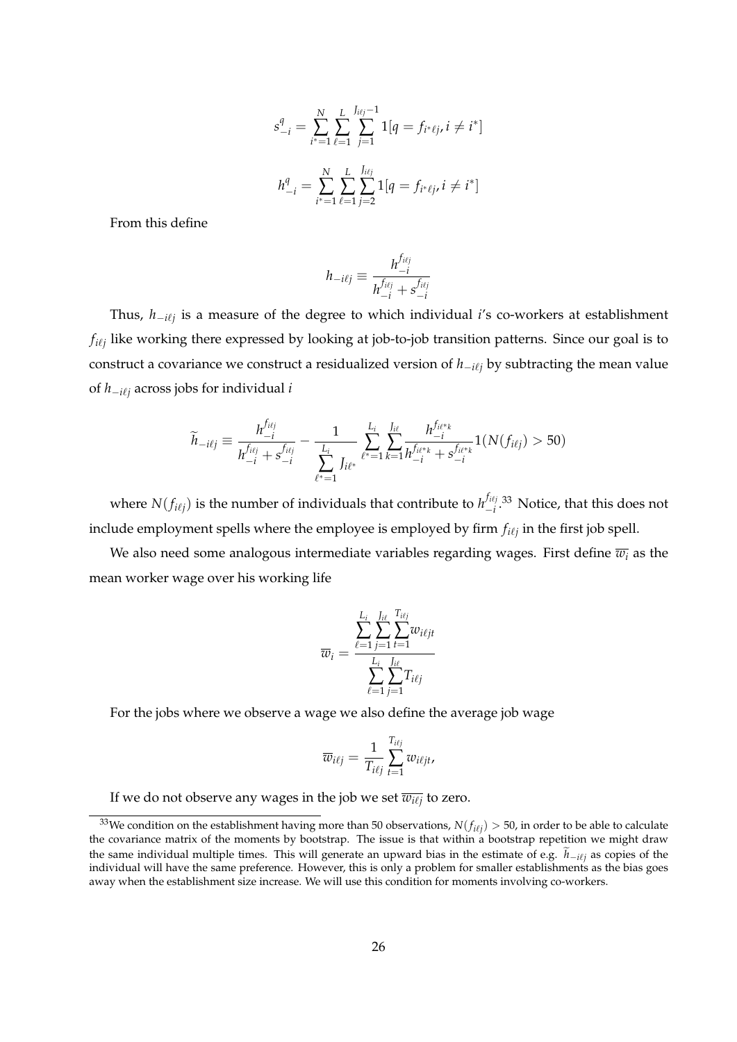$$s_{-i}^{q} = \sum_{i^*=1}^{N} \sum_{\ell=1}^{L} \sum_{j=1}^{J_{i\ell j}-1} 1[q = f_{i^*\ell j}, i \neq i^*]$$

$$h_{-i}^{q} = \sum_{i^*=1}^{N} \sum_{\ell=1}^{L} \sum_{j=2}^{J_{i\ell j}} 1[q = f_{i^*\ell j}, i \neq i^*]$$

From this define

$$h_{-i\ell j} \equiv \frac{h_{-i}^{f_{i\ell j}}}{h_{-i}^{f_{i\ell j}} + s_{-i}^{f_{i\ell j}}}$$

Thus, $h_{-i\ell j}$ is a measure of the degree to which individual $i$'s co-workers at establishment $f_{i\ell j}$ like working there expressed by looking at job-to-job transition patterns. Since our goal is to construct a covariance we construct a residualized version of $h_{-i\ell j}$ by subtracting the mean value of $h_{-i\ell j}$ across jobs for individual $i$

$$\widetilde{h}_{-i\ell j} \equiv \frac{h_{-i}^{f_{i\ell j}}}{h_{-i}^{f_{i\ell j}} + s_{-i}^{f_{i\ell j}}} - \frac{1}{\sum_{\ell^*=1}^{L_i} J_{i\ell^*}} \sum_{\ell^*=1}^{L_i} \sum_{k=1}^{J_{i\ell}} \frac{h_{-i}^{f_{i\ell^* k}}}{h_{-i}^{f_{i\ell^* k}} + s_{-i}^{f_{i\ell^* k}}} 1(N(f_{i\ell j}) > 50)$$

where $N(f_{i\ell j})$ is the number of individuals that contribute to $h_{-i}^{f_{i\ell j}}$.[33] Notice, that this does not include employment spells where the employee is employed by firm $f_{i\ell j}$ in the first job spell.

We also need some analogous intermediate variables regarding wages. First define $\overline{w_i}$ as the mean worker wage over his working life

$$\overline{w}_i = \frac{\sum_{\ell=1}^{L_i} \sum_{j=1}^{J_{i\ell}} \sum_{t=1}^{T_{i\ell j}} w_{i\ell jt}}{\sum_{\ell=1}^{L_i} \sum_{j=1}^{J_{i\ell}} T_{i\ell j}}$$

For the jobs where we observe a wage we also define the average job wage

$$\overline{w}_{i\ell j} = \frac{1}{T_{i\ell j}} \sum_{t=1}^{T_{i\ell j}} w_{i\ell jt},$$

If we do not observe any wages in the job we set $\overline{w_{i\ell j}}$ to zero.

[33] We condition on the establishment having more than 50 observations, $N(f_{i\ell j}) > 50$, in order to be able to calculate the covariance matrix of the moments by bootstrap. The issue is that within a bootstrap repetition we might draw the same individual multiple times. This will generate an upward bias in the estimate of e.g. $\widetilde{h}_{-i\ell j}$ as copies of the individual will have the same preference. However, this is only a problem for smaller establishments as the bias goes away when the establishment size increase. We will use this condition for moments involving co-workers.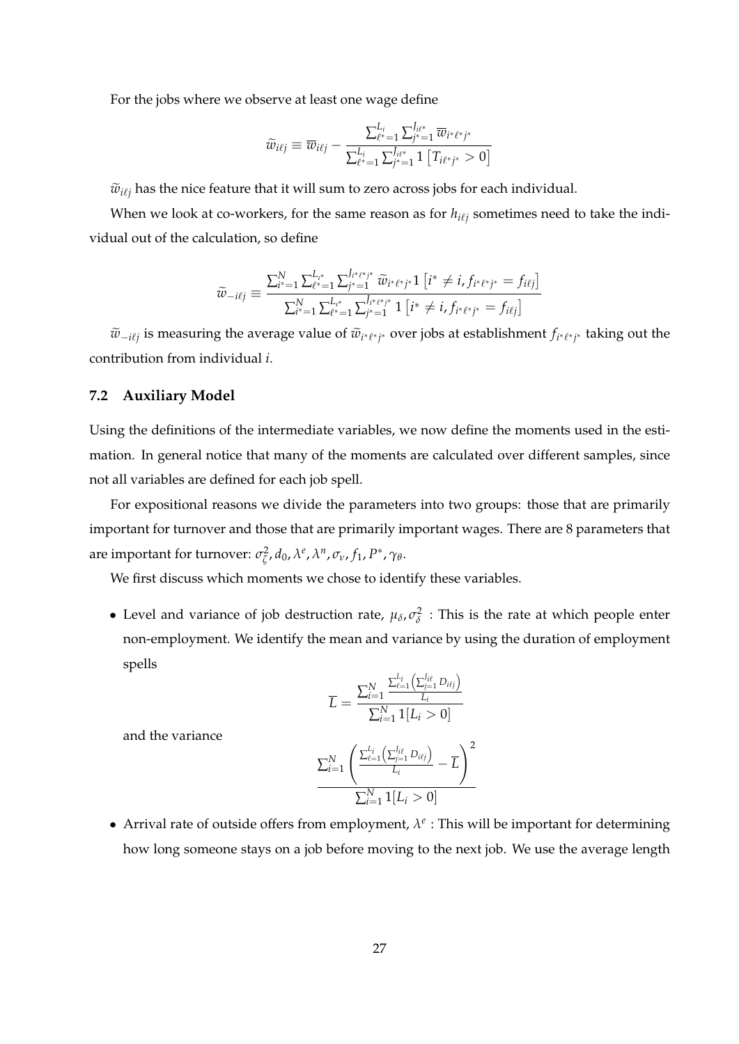For the jobs where we observe at least one wage define

$$\widetilde{w}_{i\ell j} \equiv \overline{w}_{i\ell j} - \frac{\sum_{\ell^*=1}^{L_i} \sum_{j^*=1}^{J_{i\ell^*}} \overline{w}_{i^*\ell^* j^*}}{\sum_{\ell^*=1}^{L_i} \sum_{j^*=1}^{J_{i\ell^*}} 1\left[T_{i\ell^* j^*} > 0\right]}$$

$\widetilde{w}_{i\ell j}$ has the nice feature that it will sum to zero across jobs for each individual.

When we look at co-workers, for the same reason as for $h_{i\ell j}$ sometimes need to take the individual out of the calculation, so define

$$\widetilde{w}_{-i\ell j} \equiv \frac{\sum_{i^*=1}^{N} \sum_{\ell^*=1}^{L_{i^*}} \sum_{j^*=1}^{J_{i^*\ell^* j^*}} \widetilde{w}_{i^*\ell^* j^*} 1\left[i^* \neq i, f_{i^*\ell^* j^*} = f_{i\ell j}\right]}{\sum_{i^*=1}^{N} \sum_{\ell^*=1}^{L_{i^*}} \sum_{j^*=1}^{J_{i^*\ell^* j^*}} 1\left[i^* \neq i, f_{i^*\ell^* j^*} = f_{i\ell j}\right]}$$

$\widetilde{w}_{-i\ell j}$ is measuring the average value of $\widetilde{w}_{i^*\ell^* j^*}$ over jobs at establishment $f_{i^*\ell^* j^*}$ taking out the contribution from individual $i$.

### 7.2 Auxiliary Model

Using the definitions of the intermediate variables, we now define the moments used in the estimation. In general notice that many of the moments are calculated over different samples, since not all variables are defined for each job spell.

For expositional reasons we divide the parameters into two groups: those that are primarily important for turnover and those that are primarily important wages. There are 8 parameters that are important for turnover: $\sigma_\zeta^2, d_0, \lambda^e, \lambda^n, \sigma_\nu, f_1, P^*, \gamma_\theta$.

We first discuss which moments we chose to identify these variables.

- Level and variance of job destruction rate, $\mu_\delta, \sigma_\delta^2$ : This is the rate at which people enter non-employment. We identify the mean and variance by using the duration of employment spells

$$\overline{L} = \frac{\sum_{i=1}^{N} \frac{\sum_{\ell=1}^{L_i}\left(\sum_{j=1}^{J_{i\ell}} D_{i\ell j}\right)}{L_i}}{\sum_{i=1}^{N} 1[L_i > 0]}$$

  and the variance

$$\frac{\sum_{i=1}^{N}\left(\frac{\sum_{\ell=1}^{L_i}\left(\sum_{j=1}^{J_{i\ell}} D_{i\ell j}\right)}{L_i} - \overline{L}\right)^2}{\sum_{i=1}^{N} 1[L_i > 0]}$$

- Arrival rate of outside offers from employment, $\lambda^e$ : This will be important for determining how long someone stays on a job before moving to the next job. We use the average length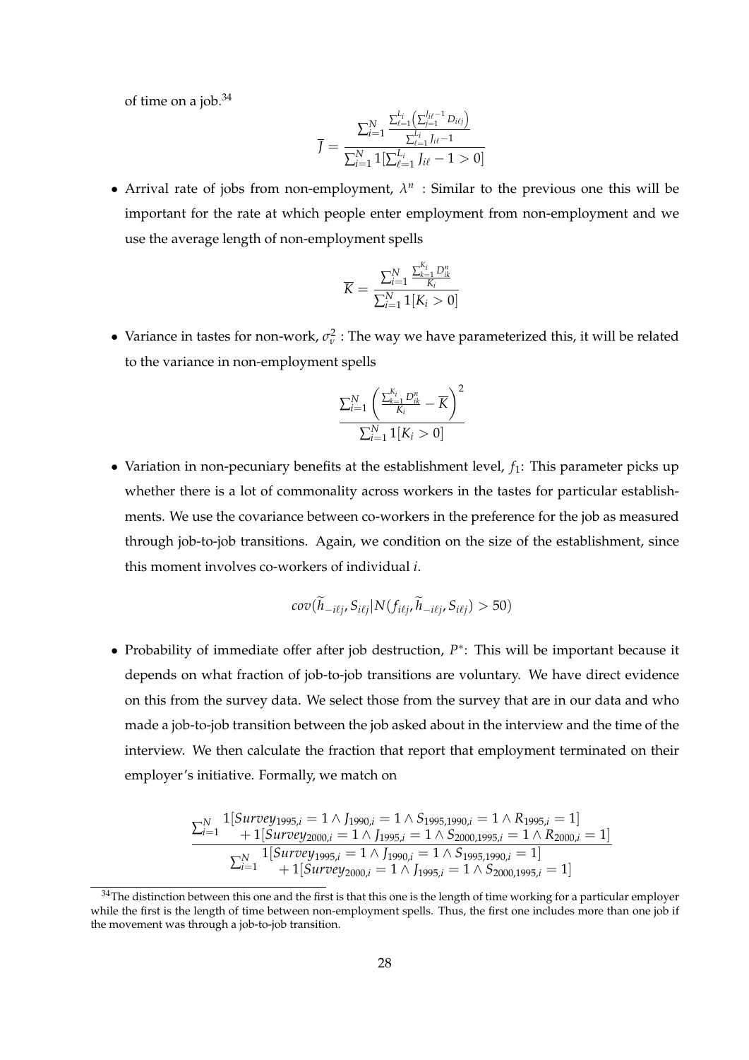of time on a job.[34]

$$\overline{J} = \frac{\sum_{i=1}^{N} \frac{\sum_{\ell=1}^{L_i} \left( \sum_{j=1}^{J_{i\ell}-1} D_{i\ell j} \right)}{\sum_{\ell=1}^{L_i} J_{i\ell} - 1}}{\sum_{i=1}^{N} 1[\sum_{\ell=1}^{L_i} J_{i\ell} - 1 > 0]}$$

- Arrival rate of jobs from non-employment, $\lambda^n$ : Similar to the previous one this will be important for the rate at which people enter employment from non-employment and we use the average length of non-employment spells

$$\overline{K} = \frac{\sum_{i=1}^{N} \frac{\sum_{k=1}^{K_i} D_{ik}^n}{K_i}}{\sum_{i=1}^{N} 1[K_i > 0]}$$

- Variance in tastes for non-work, $\sigma_\nu^2$ : The way we have parameterized this, it will be related to the variance in non-employment spells

$$\frac{\sum_{i=1}^{N} \left( \frac{\sum_{k=1}^{K_i} D_{ik}^n}{K_i} - \overline{K} \right)^2}{\sum_{i=1}^{N} 1[K_i > 0]}$$

- Variation in non-pecuniary benefits at the establishment level, $f_1$: This parameter picks up whether there is a lot of commonality across workers in the tastes for particular establishments. We use the covariance between co-workers in the preference for the job as measured through job-to-job transitions. Again, we condition on the size of the establishment, since this moment involves co-workers of individual $i$.

$$cov(\widetilde{h}_{-i\ell j}, S_{i\ell j} | N(f_{i\ell j}, \widetilde{h}_{-i\ell j}, S_{i\ell j}) > 50)$$

- Probability of immediate offer after job destruction, $P^*$: This will be important because it depends on what fraction of job-to-job transitions are voluntary. We have direct evidence on this from the survey data. We select those from the survey that are in our data and who made a job-to-job transition between the job asked about in the interview and the time of the interview. We then calculate the fraction that report that employment terminated on their employer's initiative. Formally, we match on

$$\frac{\sum_{i=1}^{N} \begin{array}{l} 1[Survey_{1995,i} = 1 \wedge J_{1990,i} = 1 \wedge S_{1995,1990,i} = 1 \wedge R_{1995,i} = 1] \\ + 1[Survey_{2000,i} = 1 \wedge J_{1995,i} = 1 \wedge S_{2000,1995,i} = 1 \wedge R_{2000,i} = 1] \end{array}}{\sum_{i=1}^{N} \begin{array}{l} 1[Survey_{1995,i} = 1 \wedge J_{1990,i} = 1 \wedge S_{1995,1990,i} = 1] \\ + 1[Survey_{2000,i} = 1 \wedge J_{1995,i} = 1 \wedge S_{2000,1995,i} = 1] \end{array}}$$

[34] The distinction between this one and the first is that this one is the length of time working for a particular employer while the first is the length of time between non-employment spells. Thus, the first one includes more than one job if the movement was through a job-to-job transition.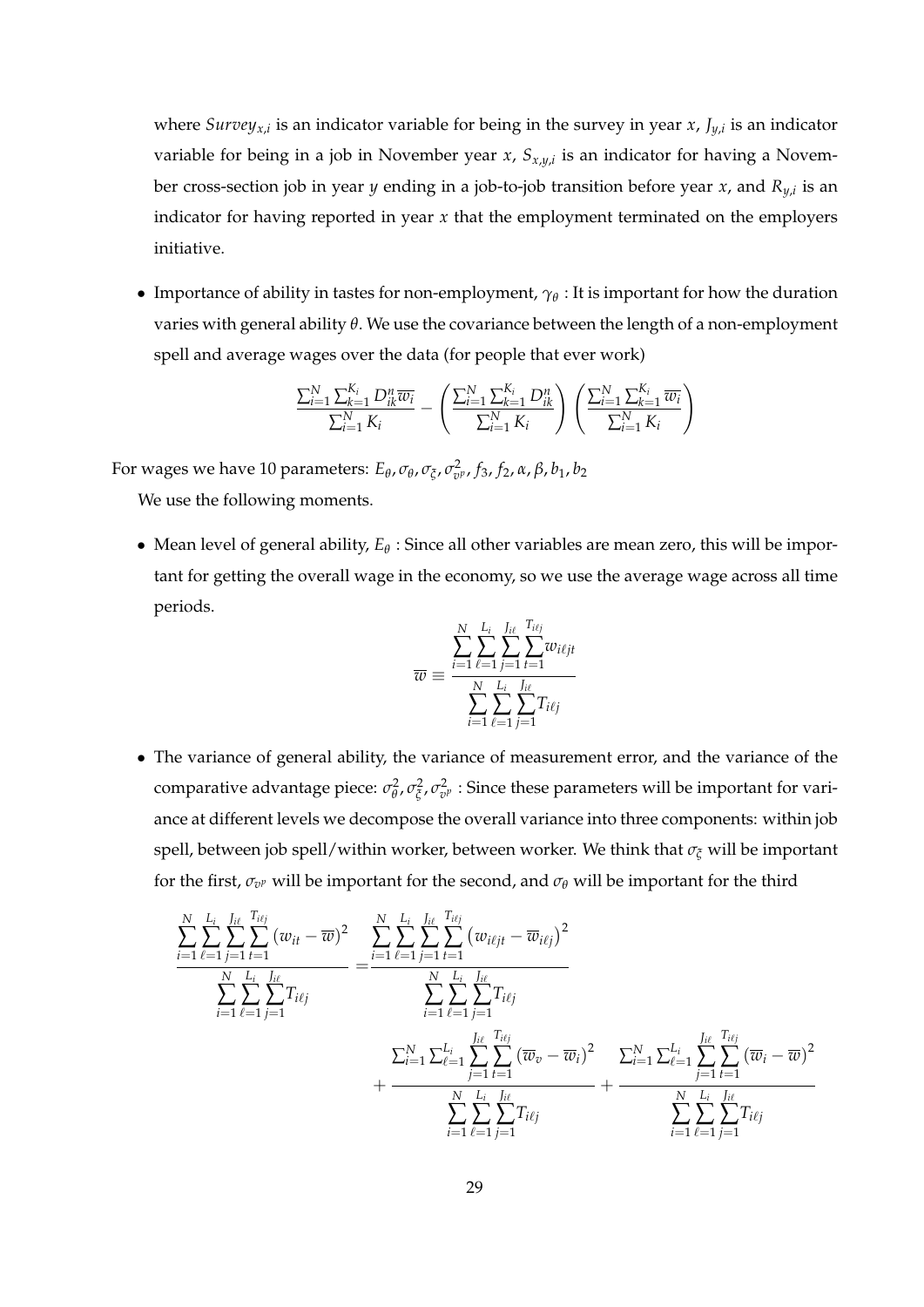where $Survey_{x,i}$ is an indicator variable for being in the survey in year $x$, $J_{y,i}$ is an indicator variable for being in a job in November year $x$, $S_{x,y,i}$ is an indicator for having a November cross-section job in year $y$ ending in a job-to-job transition before year $x$, and $R_{y,i}$ is an indicator for having reported in year $x$ that the employment terminated on the employers initiative.

- Importance of ability in tastes for non-employment, $\gamma_\theta$ : It is important for how the duration varies with general ability $\theta$. We use the covariance between the length of a non-employment spell and average wages over the data (for people that ever work)

$$\frac{\sum_{i=1}^{N}\sum_{k=1}^{K_i} D_{ik}^{n}\overline{w_i}}{\sum_{i=1}^{N} K_i} - \left(\frac{\sum_{i=1}^{N}\sum_{k=1}^{K_i} D_{ik}^{n}}{\sum_{i=1}^{N} K_i}\right)\left(\frac{\sum_{i=1}^{N}\sum_{k=1}^{K_i} \overline{w_i}}{\sum_{i=1}^{N} K_i}\right)$$

For wages we have 10 parameters: $E_\theta, \sigma_\theta, \sigma_\xi, \sigma^2_{v^p}, f_3, f_2, \alpha, \beta, b_1, b_2$

We use the following moments.

- Mean level of general ability, $E_\theta$ : Since all other variables are mean zero, this will be important for getting the overall wage in the economy, so we use the average wage across all time periods.

$$\overline{w} \equiv \frac{\sum_{i=1}^{N}\sum_{\ell=1}^{L_i}\sum_{j=1}^{J_{i\ell}}\sum_{t=1}^{T_{i\ell j}} w_{i\ell jt}}{\sum_{i=1}^{N}\sum_{\ell=1}^{L_i}\sum_{j=1}^{J_{i\ell}} T_{i\ell j}}$$

- The variance of general ability, the variance of measurement error, and the variance of the comparative advantage piece: $\sigma^2_\theta, \sigma^2_\xi, \sigma^2_{v^p}$ : Since these parameters will be important for variance at different levels we decompose the overall variance into three components: within job spell, between job spell/within worker, between worker. We think that $\sigma_\xi$ will be important for the first, $\sigma_{v^p}$ will be important for the second, and $\sigma_\theta$ will be important for the third

$$\frac{\sum_{i=1}^{N}\sum_{\ell=1}^{L_i}\sum_{j=1}^{J_{i\ell}}\sum_{t=1}^{T_{i\ell j}} (w_{it}-\overline{w})^2}{\sum_{i=1}^{N}\sum_{\ell=1}^{L_i}\sum_{j=1}^{J_{i\ell}} T_{i\ell j}} = \frac{\sum_{i=1}^{N}\sum_{\ell=1}^{L_i}\sum_{j=1}^{J_{i\ell}}\sum_{t=1}^{T_{i\ell j}} \left(w_{i\ell jt}-\overline{w}_{i\ell j}\right)^2}{\sum_{i=1}^{N}\sum_{\ell=1}^{L_i}\sum_{j=1}^{J_{i\ell}} T_{i\ell j}}$$

$$+ \frac{\sum_{i=1}^{N}\sum_{\ell=1}^{L_i}\sum_{j=1}^{J_{i\ell}}\sum_{t=1}^{T_{i\ell j}} (\overline{w}_v-\overline{w}_i)^2}{\sum_{i=1}^{N}\sum_{\ell=1}^{L_i}\sum_{j=1}^{J_{i\ell}} T_{i\ell j}} + \frac{\sum_{i=1}^{N}\sum_{\ell=1}^{L_i}\sum_{j=1}^{J_{i\ell}}\sum_{t=1}^{T_{i\ell j}} (\overline{w}_i-\overline{w})^2}{\sum_{i=1}^{N}\sum_{\ell=1}^{L_i}\sum_{j=1}^{J_{i\ell}} T_{i\ell j}}$$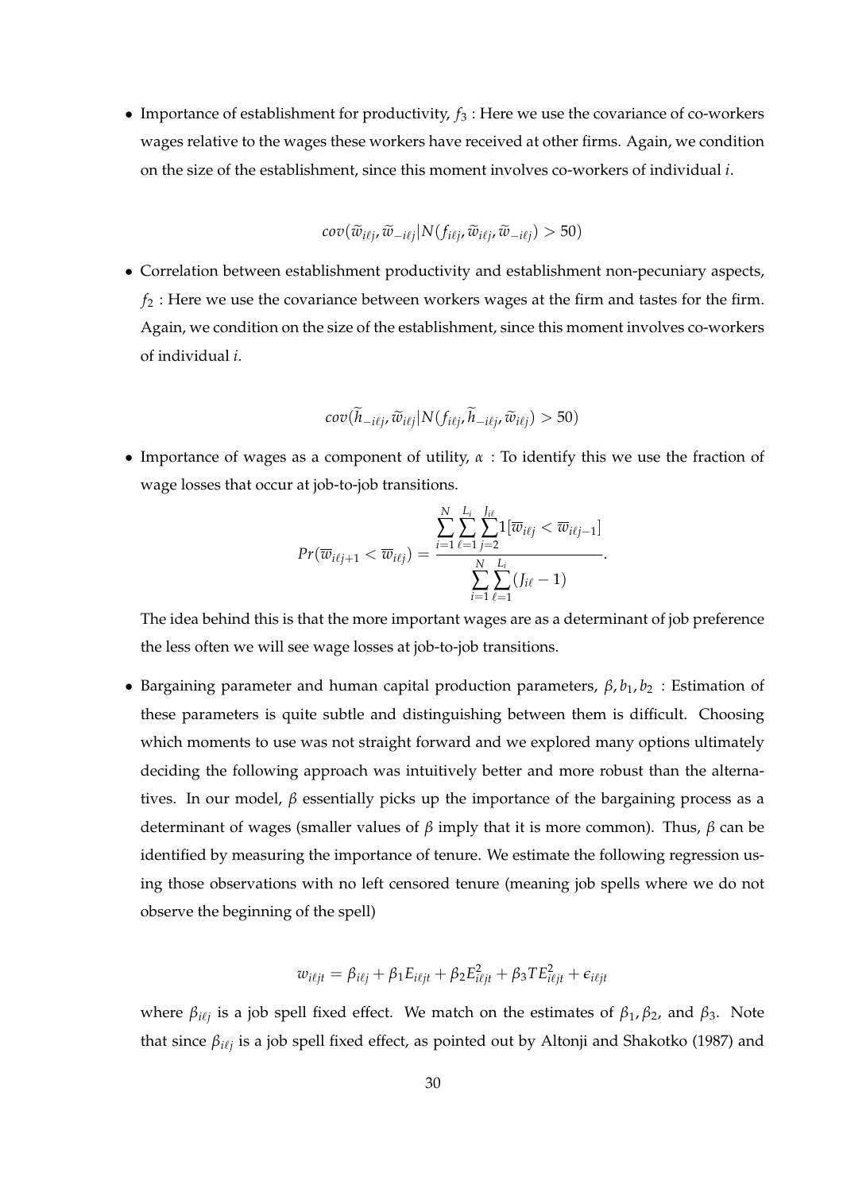- Importance of establishment for productivity, $f_3$ : Here we use the covariance of co-workers wages relative to the wages these workers have received at other firms. Again, we condition on the size of the establishment, since this moment involves co-workers of individual $i$.

$$cov(\widetilde{w}_{i\ell j}, \widetilde{w}_{-i\ell j} | N(f_{i\ell j}, \widetilde{w}_{i\ell j}, \widetilde{w}_{-i\ell j}) > 50)$$

- Correlation between establishment productivity and establishment non-pecuniary aspects, $f_2$ : Here we use the covariance between workers wages at the firm and tastes for the firm. Again, we condition on the size of the establishment, since this moment involves co-workers of individual $i$.

$$cov(\widetilde{h}_{-i\ell j}, \widetilde{w}_{i\ell j} | N(f_{i\ell j}, \widetilde{h}_{-i\ell j}, \widetilde{w}_{i\ell j}) > 50)$$

- Importance of wages as a component of utility, $\alpha$ : To identify this we use the fraction of wage losses that occur at job-to-job transitions.

$$Pr(\overline{w}_{i\ell j+1} < \overline{w}_{i\ell j}) = \frac{\sum_{i=1}^{N} \sum_{\ell=1}^{L_i} \sum_{j=2}^{J_{i\ell}} 1[\overline{w}_{i\ell j} < \overline{w}_{i\ell j-1}]}{\sum_{i=1}^{N} \sum_{\ell=1}^{L_i} (J_{i\ell} - 1)}.$$

The idea behind this is that the more important wages are as a determinant of job preference the less often we will see wage losses at job-to-job transitions.

- Bargaining parameter and human capital production parameters, $\beta, b_1, b_2$ : Estimation of these parameters is quite subtle and distinguishing between them is difficult. Choosing which moments to use was not straight forward and we explored many options ultimately deciding the following approach was intuitively better and more robust than the alternatives. In our model, $\beta$ essentially picks up the importance of the bargaining process as a determinant of wages (smaller values of $\beta$ imply that it is more common). Thus, $\beta$ can be identified by measuring the importance of tenure. We estimate the following regression using those observations with no left censored tenure (meaning job spells where we do not observe the beginning of the spell)

$$w_{i\ell jt} = \beta_{i\ell j} + \beta_1 E_{i\ell jt} + \beta_2 E_{i\ell jt}^2 + \beta_3 TE_{i\ell jt}^2 + \epsilon_{i\ell jt}$$

where $\beta_{i\ell j}$ is a job spell fixed effect. We match on the estimates of $\beta_1, \beta_2$, and $\beta_3$. Note that since $\beta_{i\ell j}$ is a job spell fixed effect, as pointed out by Altonji and Shakotko (1987) and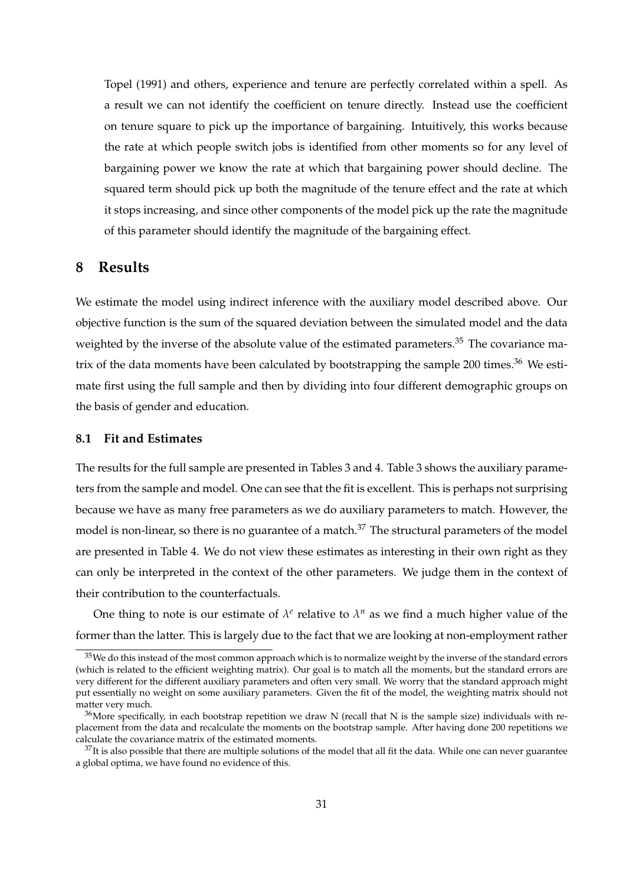Topel (1991) and others, experience and tenure are perfectly correlated within a spell. As a result we can not identify the coefficient on tenure directly. Instead use the coefficient on tenure square to pick up the importance of bargaining. Intuitively, this works because the rate at which people switch jobs is identified from other moments so for any level of bargaining power we know the rate at which that bargaining power should decline. The squared term should pick up both the magnitude of the tenure effect and the rate at which it stops increasing, and since other components of the model pick up the rate the magnitude of this parameter should identify the magnitude of the bargaining effect.

# 8 Results

We estimate the model using indirect inference with the auxiliary model described above. Our objective function is the sum of the squared deviation between the simulated model and the data weighted by the inverse of the absolute value of the estimated parameters.[35] The covariance matrix of the data moments have been calculated by bootstrapping the sample 200 times.[36] We estimate first using the full sample and then by dividing into four different demographic groups on the basis of gender and education.

## 8.1 Fit and Estimates

The results for the full sample are presented in Tables 3 and 4. Table 3 shows the auxiliary parameters from the sample and model. One can see that the fit is excellent. This is perhaps not surprising because we have as many free parameters as we do auxiliary parameters to match. However, the model is non-linear, so there is no guarantee of a match.[37] The structural parameters of the model are presented in Table 4. We do not view these estimates as interesting in their own right as they can only be interpreted in the context of the other parameters. We judge them in the context of their contribution to the counterfactuals.

One thing to note is our estimate of $\lambda^e$ relative to $\lambda^n$ as we find a much higher value of the former than the latter. This is largely due to the fact that we are looking at non-employment rather

---

[35] We do this instead of the most common approach which is to normalize weight by the inverse of the standard errors (which is related to the efficient weighting matrix). Our goal is to match all the moments, but the standard errors are very different for the different auxiliary parameters and often very small. We worry that the standard approach might put essentially no weight on some auxiliary parameters. Given the fit of the model, the weighting matrix should not matter very much.

[36] More specifically, in each bootstrap repetition we draw N (recall that N is the sample size) individuals with replacement from the data and recalculate the moments on the bootstrap sample. After having done 200 repetitions we calculate the covariance matrix of the estimated moments.

[37] It is also possible that there are multiple solutions of the model that all fit the data. While one can never guarantee a global optima, we have found no evidence of this.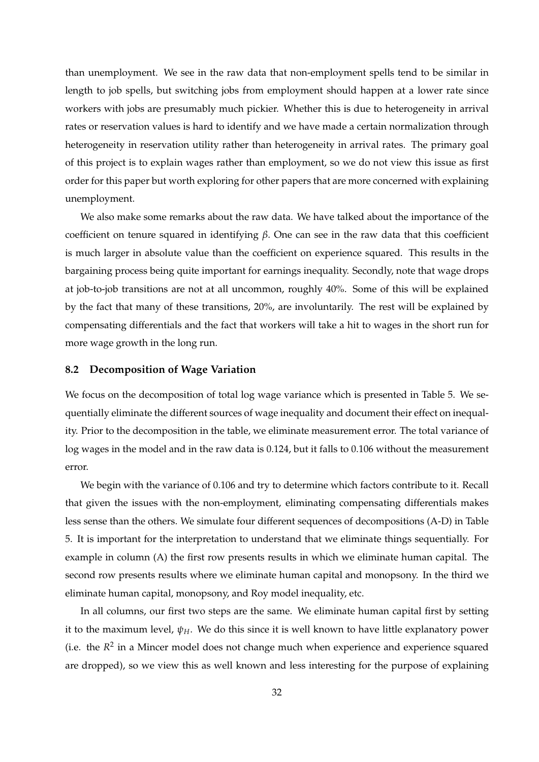than unemployment. We see in the raw data that non-employment spells tend to be similar in length to job spells, but switching jobs from employment should happen at a lower rate since workers with jobs are presumably much pickier. Whether this is due to heterogeneity in arrival rates or reservation values is hard to identify and we have made a certain normalization through heterogeneity in reservation utility rather than heterogeneity in arrival rates. The primary goal of this project is to explain wages rather than employment, so we do not view this issue as first order for this paper but worth exploring for other papers that are more concerned with explaining unemployment.

We also make some remarks about the raw data. We have talked about the importance of the coefficient on tenure squared in identifying $\beta$. One can see in the raw data that this coefficient is much larger in absolute value than the coefficient on experience squared. This results in the bargaining process being quite important for earnings inequality. Secondly, note that wage drops at job-to-job transitions are not at all uncommon, roughly 40%. Some of this will be explained by the fact that many of these transitions, 20%, are involuntarily. The rest will be explained by compensating differentials and the fact that workers will take a hit to wages in the short run for more wage growth in the long run.

### 8.2 Decomposition of Wage Variation

We focus on the decomposition of total log wage variance which is presented in Table 5. We sequentially eliminate the different sources of wage inequality and document their effect on inequality. Prior to the decomposition in the table, we eliminate measurement error. The total variance of log wages in the model and in the raw data is 0.124, but it falls to 0.106 without the measurement error.

We begin with the variance of 0.106 and try to determine which factors contribute to it. Recall that given the issues with the non-employment, eliminating compensating differentials makes less sense than the others. We simulate four different sequences of decompositions (A-D) in Table 5. It is important for the interpretation to understand that we eliminate things sequentially. For example in column (A) the first row presents results in which we eliminate human capital. The second row presents results where we eliminate human capital and monopsony. In the third we eliminate human capital, monopsony, and Roy model inequality, etc.

In all columns, our first two steps are the same. We eliminate human capital first by setting it to the maximum level, $\psi_H$. We do this since it is well known to have little explanatory power (i.e. the $R^2$ in a Mincer model does not change much when experience and experience squared are dropped), so we view this as well known and less interesting for the purpose of explaining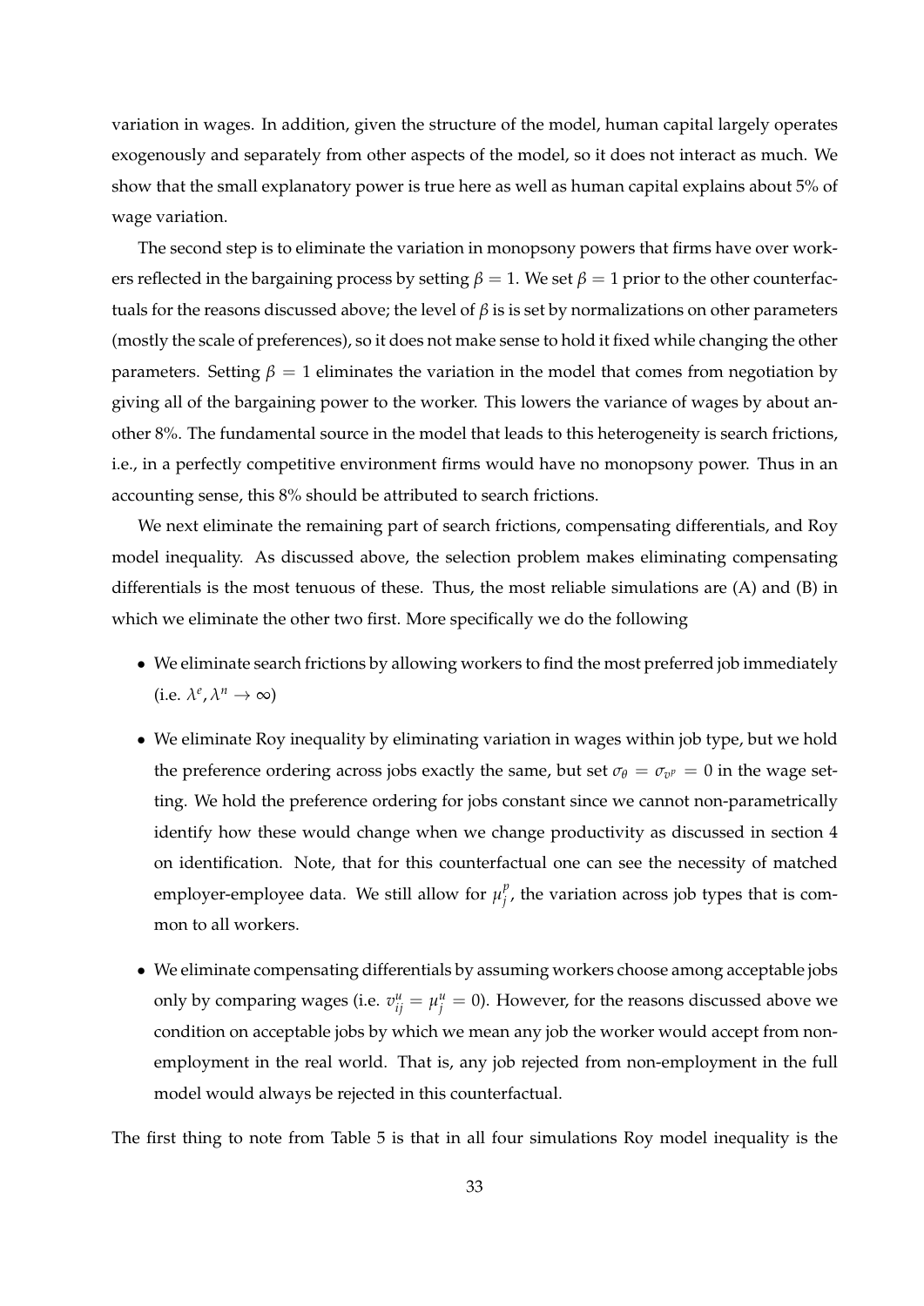variation in wages. In addition, given the structure of the model, human capital largely operates exogenously and separately from other aspects of the model, so it does not interact as much. We show that the small explanatory power is true here as well as human capital explains about 5% of wage variation.

The second step is to eliminate the variation in monopsony powers that firms have over workers reflected in the bargaining process by setting $\beta = 1$. We set $\beta = 1$ prior to the other counterfactuals for the reasons discussed above; the level of $\beta$ is is set by normalizations on other parameters (mostly the scale of preferences), so it does not make sense to hold it fixed while changing the other parameters. Setting $\beta = 1$ eliminates the variation in the model that comes from negotiation by giving all of the bargaining power to the worker. This lowers the variance of wages by about another 8%. The fundamental source in the model that leads to this heterogeneity is search frictions, i.e., in a perfectly competitive environment firms would have no monopsony power. Thus in an accounting sense, this 8% should be attributed to search frictions.

We next eliminate the remaining part of search frictions, compensating differentials, and Roy model inequality. As discussed above, the selection problem makes eliminating compensating differentials is the most tenuous of these. Thus, the most reliable simulations are (A) and (B) in which we eliminate the other two first. More specifically we do the following

- We eliminate search frictions by allowing workers to find the most preferred job immediately (i.e. $\lambda^e, \lambda^n \to \infty$)
- We eliminate Roy inequality by eliminating variation in wages within job type, but we hold the preference ordering across jobs exactly the same, but set $\sigma_\theta = \sigma_{v^p} = 0$ in the wage setting. We hold the preference ordering for jobs constant since we cannot non-parametrically identify how these would change when we change productivity as discussed in section 4 on identification. Note, that for this counterfactual one can see the necessity of matched employer-employee data. We still allow for $\mu_j^p$, the variation across job types that is common to all workers.
- We eliminate compensating differentials by assuming workers choose among acceptable jobs only by comparing wages (i.e. $v_{ij}^u = \mu_j^u = 0$). However, for the reasons discussed above we condition on acceptable jobs by which we mean any job the worker would accept from non-employment in the real world. That is, any job rejected from non-employment in the full model would always be rejected in this counterfactual.

The first thing to note from Table 5 is that in all four simulations Roy model inequality is the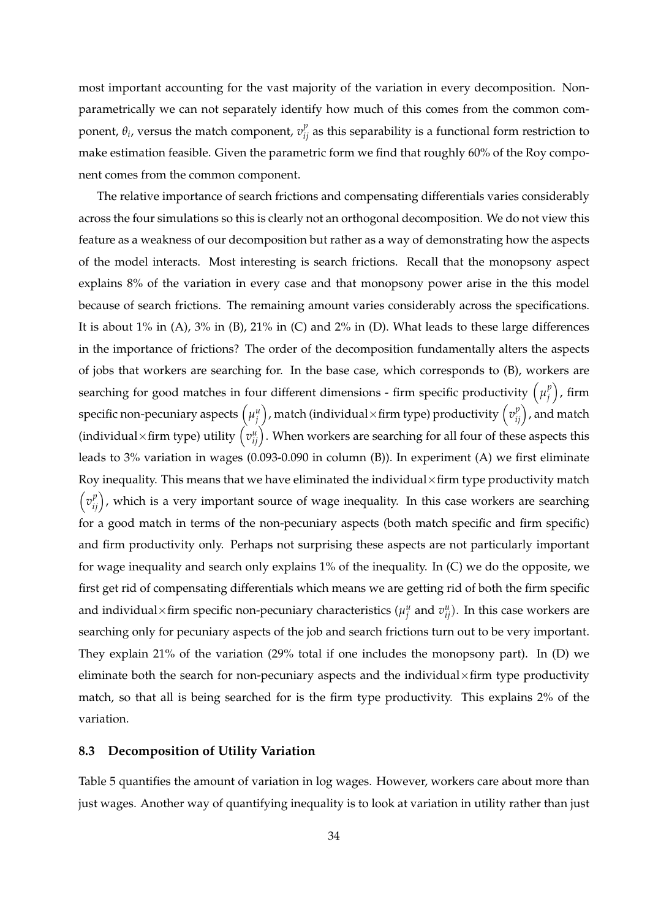most important accounting for the vast majority of the variation in every decomposition. Non-parametrically we can not separately identify how much of this comes from the common component, $\theta_i$, versus the match component, $v^p_{ij}$ as this separability is a functional form restriction to make estimation feasible. Given the parametric form we find that roughly 60% of the Roy component comes from the common component.

The relative importance of search frictions and compensating differentials varies considerably across the four simulations so this is clearly not an orthogonal decomposition. We do not view this feature as a weakness of our decomposition but rather as a way of demonstrating how the aspects of the model interacts. Most interesting is search frictions. Recall that the monopsony aspect explains 8% of the variation in every case and that monopsony power arise in the this model because of search frictions. The remaining amount varies considerably across the specifications. It is about 1% in (A), 3% in (B), 21% in (C) and 2% in (D). What leads to these large differences in the importance of frictions? The order of the decomposition fundamentally alters the aspects of jobs that workers are searching for. In the base case, which corresponds to (B), workers are searching for good matches in four different dimensions - firm specific productivity $\left(\mu^p_j\right)$, firm specific non-pecuniary aspects $\left(\mu^u_j\right)$, match (individual×firm type) productivity $\left(v^p_{ij}\right)$, and match (individual×firm type) utility $\left(v^u_{ij}\right)$. When workers are searching for all four of these aspects this leads to 3% variation in wages (0.093-0.090 in column (B)). In experiment (A) we first eliminate Roy inequality. This means that we have eliminated the individual×firm type productivity match $\left(v^p_{ij}\right)$, which is a very important source of wage inequality. In this case workers are searching for a good match in terms of the non-pecuniary aspects (both match specific and firm specific) and firm productivity only. Perhaps not surprising these aspects are not particularly important for wage inequality and search only explains 1% of the inequality. In (C) we do the opposite, we first get rid of compensating differentials which means we are getting rid of both the firm specific and individual×firm specific non-pecuniary characteristics ($\mu^u_j$ and $v^u_{ij}$). In this case workers are searching only for pecuniary aspects of the job and search frictions turn out to be very important. They explain 21% of the variation (29% total if one includes the monopsony part). In (D) we eliminate both the search for non-pecuniary aspects and the individual×firm type productivity match, so that all is being searched for is the firm type productivity. This explains 2% of the variation.

### 8.3 Decomposition of Utility Variation

Table 5 quantifies the amount of variation in log wages. However, workers care about more than just wages. Another way of quantifying inequality is to look at variation in utility rather than just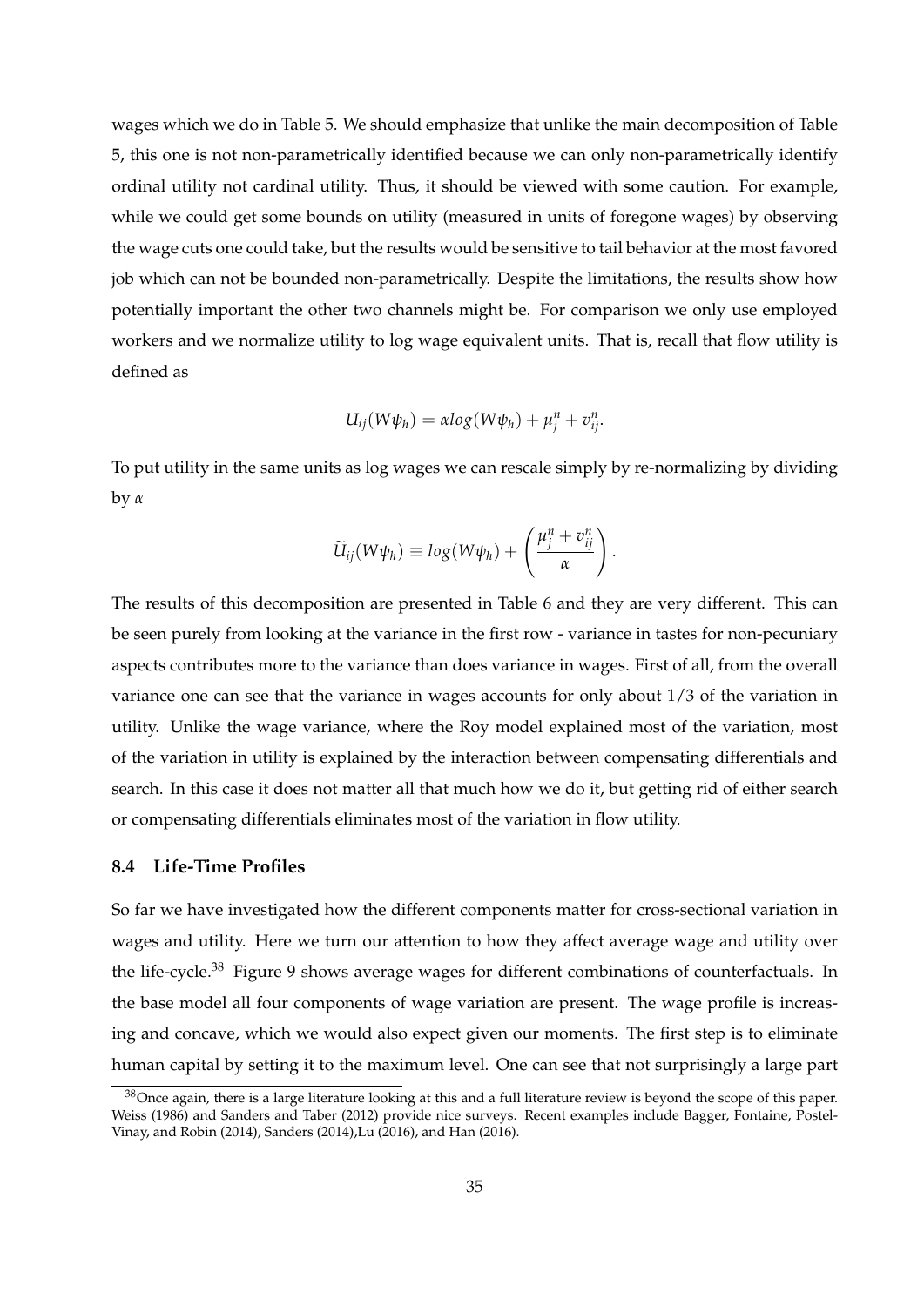wages which we do in Table 5. We should emphasize that unlike the main decomposition of Table 5, this one is not non-parametrically identified because we can only non-parametrically identify ordinal utility not cardinal utility. Thus, it should be viewed with some caution. For example, while we could get some bounds on utility (measured in units of foregone wages) by observing the wage cuts one could take, but the results would be sensitive to tail behavior at the most favored job which can not be bounded non-parametrically. Despite the limitations, the results show how potentially important the other two channels might be. For comparison we only use employed workers and we normalize utility to log wage equivalent units. That is, recall that flow utility is defined as

$$U_{ij}(W\psi_h) = \alpha log(W\psi_h) + \mu_j^n + v_{ij}^n.$$

To put utility in the same units as log wages we can rescale simply by re-normalizing by dividing by $\alpha$

$$\widetilde{U}_{ij}(W\psi_h) \equiv log(W\psi_h) + \left(\frac{\mu_j^n + v_{ij}^n}{\alpha}\right).$$

The results of this decomposition are presented in Table 6 and they are very different. This can be seen purely from looking at the variance in the first row - variance in tastes for non-pecuniary aspects contributes more to the variance than does variance in wages. First of all, from the overall variance one can see that the variance in wages accounts for only about 1/3 of the variation in utility. Unlike the wage variance, where the Roy model explained most of the variation, most of the variation in utility is explained by the interaction between compensating differentials and search. In this case it does not matter all that much how we do it, but getting rid of either search or compensating differentials eliminates most of the variation in flow utility.

### 8.4 Life-Time Profiles

So far we have investigated how the different components matter for cross-sectional variation in wages and utility. Here we turn our attention to how they affect average wage and utility over the life-cycle.[38] Figure 9 shows average wages for different combinations of counterfactuals. In the base model all four components of wage variation are present. The wage profile is increasing and concave, which we would also expect given our moments. The first step is to eliminate human capital by setting it to the maximum level. One can see that not surprisingly a large part

[38] Once again, there is a large literature looking at this and a full literature review is beyond the scope of this paper. Weiss (1986) and Sanders and Taber (2012) provide nice surveys. Recent examples include Bagger, Fontaine, Postel-Vinay, and Robin (2014), Sanders (2014),Lu (2016), and Han (2016).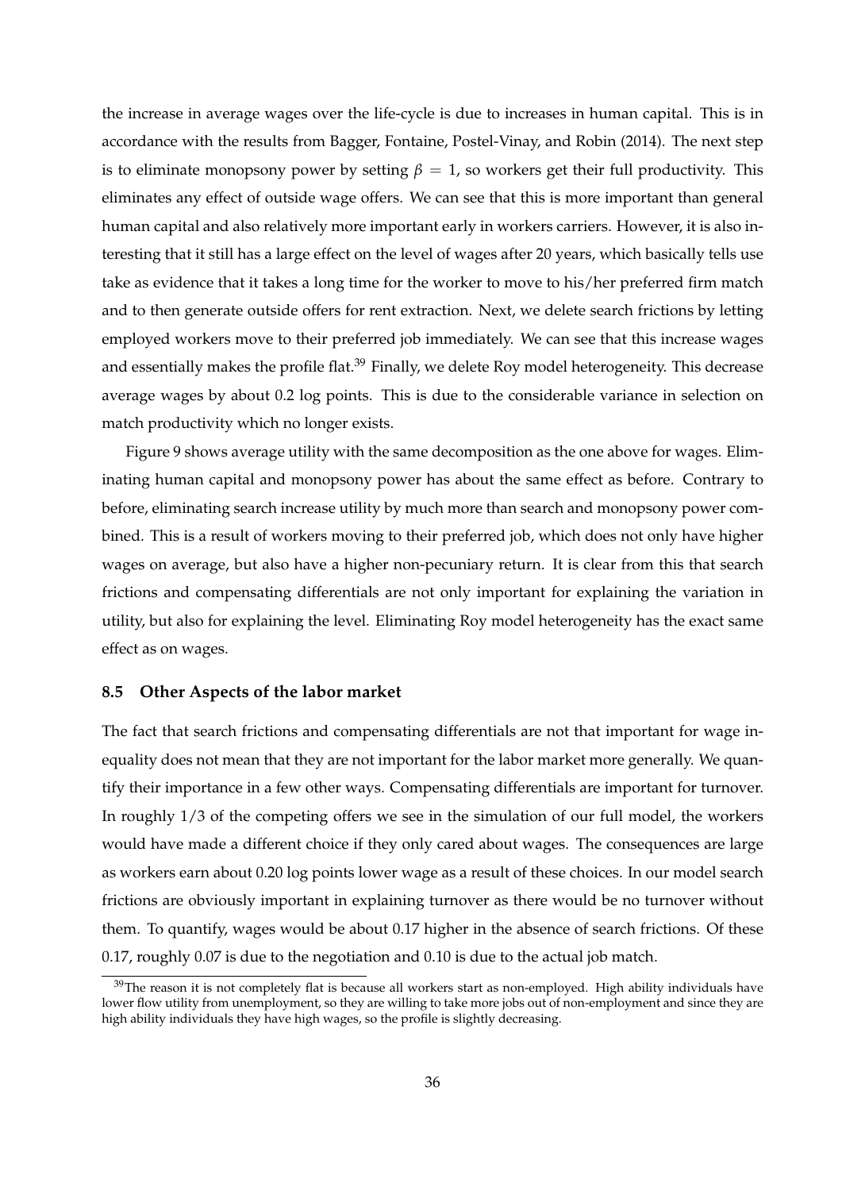the increase in average wages over the life-cycle is due to increases in human capital. This is in accordance with the results from Bagger, Fontaine, Postel-Vinay, and Robin (2014). The next step is to eliminate monopsony power by setting $\beta = 1$, so workers get their full productivity. This eliminates any effect of outside wage offers. We can see that this is more important than general human capital and also relatively more important early in workers carriers. However, it is also interesting that it still has a large effect on the level of wages after 20 years, which basically tells use take as evidence that it takes a long time for the worker to move to his/her preferred firm match and to then generate outside offers for rent extraction. Next, we delete search frictions by letting employed workers move to their preferred job immediately. We can see that this increase wages and essentially makes the profile flat.[39] Finally, we delete Roy model heterogeneity. This decrease average wages by about 0.2 log points. This is due to the considerable variance in selection on match productivity which no longer exists.

Figure 9 shows average utility with the same decomposition as the one above for wages. Eliminating human capital and monopsony power has about the same effect as before. Contrary to before, eliminating search increase utility by much more than search and monopsony power combined. This is a result of workers moving to their preferred job, which does not only have higher wages on average, but also have a higher non-pecuniary return. It is clear from this that search frictions and compensating differentials are not only important for explaining the variation in utility, but also for explaining the level. Eliminating Roy model heterogeneity has the exact same effect as on wages.

### 8.5 Other Aspects of the labor market

The fact that search frictions and compensating differentials are not that important for wage inequality does not mean that they are not important for the labor market more generally. We quantify their importance in a few other ways. Compensating differentials are important for turnover. In roughly 1/3 of the competing offers we see in the simulation of our full model, the workers would have made a different choice if they only cared about wages. The consequences are large as workers earn about 0.20 log points lower wage as a result of these choices. In our model search frictions are obviously important in explaining turnover as there would be no turnover without them. To quantify, wages would be about 0.17 higher in the absence of search frictions. Of these 0.17, roughly 0.07 is due to the negotiation and 0.10 is due to the actual job match.

[39] The reason it is not completely flat is because all workers start as non-employed. High ability individuals have lower flow utility from unemployment, so they are willing to take more jobs out of non-employment and since they are high ability individuals they have high wages, so the profile is slightly decreasing.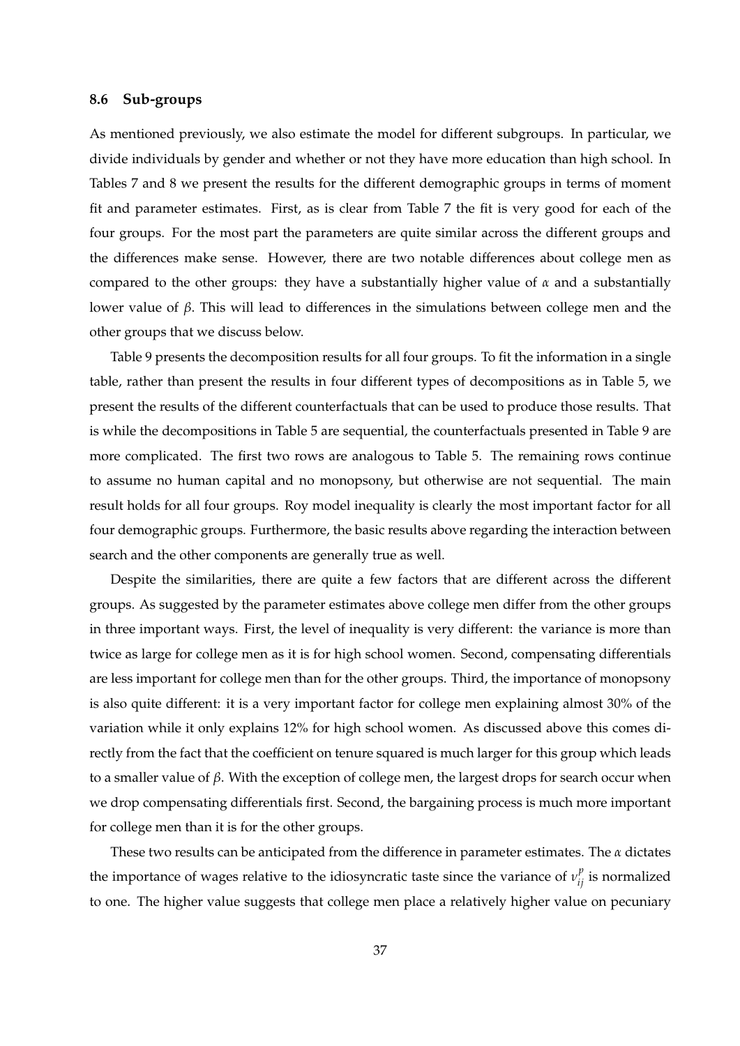### 8.6 Sub-groups

As mentioned previously, we also estimate the model for different subgroups. In particular, we divide individuals by gender and whether or not they have more education than high school. In Tables 7 and 8 we present the results for the different demographic groups in terms of moment fit and parameter estimates. First, as is clear from Table 7 the fit is very good for each of the four groups. For the most part the parameters are quite similar across the different groups and the differences make sense. However, there are two notable differences about college men as compared to the other groups: they have a substantially higher value of $\alpha$ and a substantially lower value of $\beta$. This will lead to differences in the simulations between college men and the other groups that we discuss below.

Table 9 presents the decomposition results for all four groups. To fit the information in a single table, rather than present the results in four different types of decompositions as in Table 5, we present the results of the different counterfactuals that can be used to produce those results. That is while the decompositions in Table 5 are sequential, the counterfactuals presented in Table 9 are more complicated. The first two rows are analogous to Table 5. The remaining rows continue to assume no human capital and no monopsony, but otherwise are not sequential. The main result holds for all four groups. Roy model inequality is clearly the most important factor for all four demographic groups. Furthermore, the basic results above regarding the interaction between search and the other components are generally true as well.

Despite the similarities, there are quite a few factors that are different across the different groups. As suggested by the parameter estimates above college men differ from the other groups in three important ways. First, the level of inequality is very different: the variance is more than twice as large for college men as it is for high school women. Second, compensating differentials are less important for college men than for the other groups. Third, the importance of monopsony is also quite different: it is a very important factor for college men explaining almost 30% of the variation while it only explains 12% for high school women. As discussed above this comes directly from the fact that the coefficient on tenure squared is much larger for this group which leads to a smaller value of $\beta$. With the exception of college men, the largest drops for search occur when we drop compensating differentials first. Second, the bargaining process is much more important for college men than it is for the other groups.

These two results can be anticipated from the difference in parameter estimates. The $\alpha$ dictates the importance of wages relative to the idiosyncratic taste since the variance of $\nu_{ij}^{p}$ is normalized to one. The higher value suggests that college men place a relatively higher value on pecuniary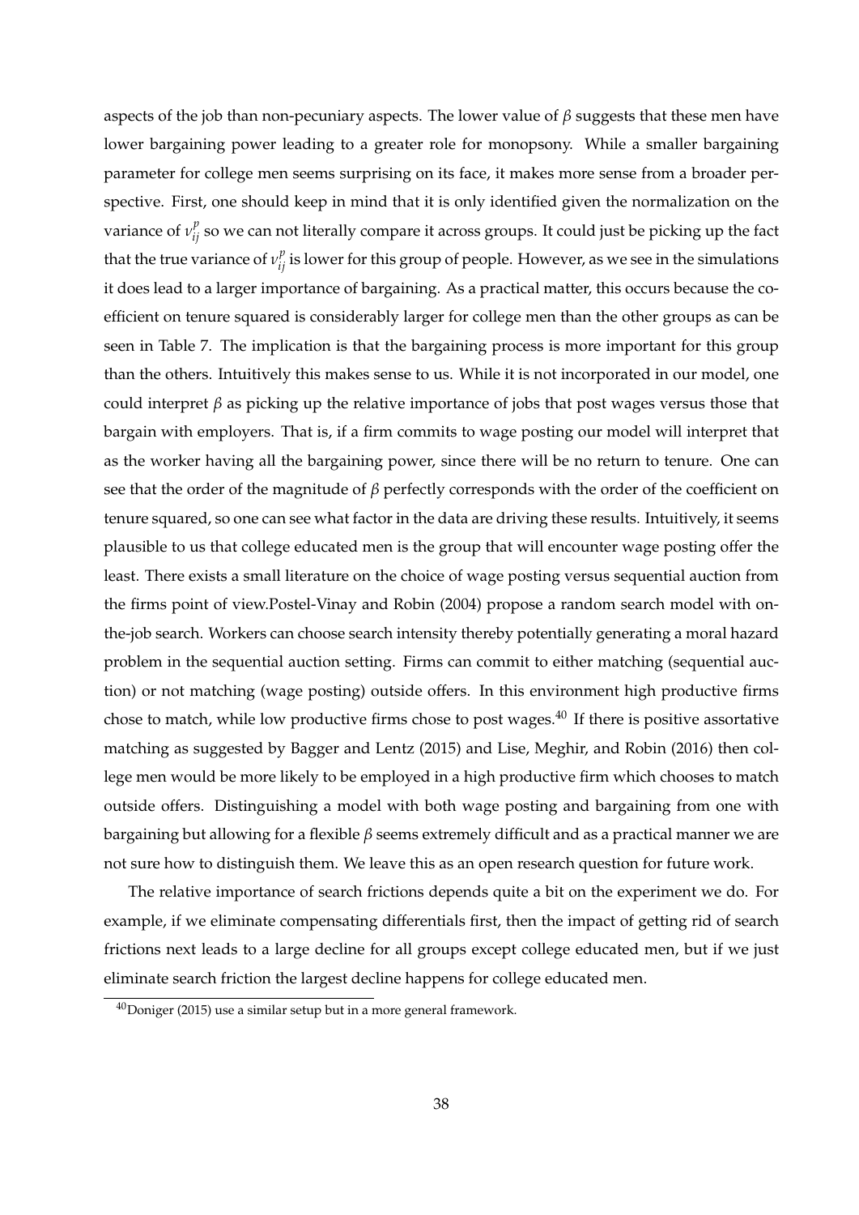aspects of the job than non-pecuniary aspects. The lower value of $\beta$ suggests that these men have lower bargaining power leading to a greater role for monopsony. While a smaller bargaining parameter for college men seems surprising on its face, it makes more sense from a broader perspective. First, one should keep in mind that it is only identified given the normalization on the variance of $\nu_{ij}^{p}$ so we can not literally compare it across groups. It could just be picking up the fact that the true variance of $\nu_{ij}^{p}$ is lower for this group of people. However, as we see in the simulations it does lead to a larger importance of bargaining. As a practical matter, this occurs because the coefficient on tenure squared is considerably larger for college men than the other groups as can be seen in Table 7. The implication is that the bargaining process is more important for this group than the others. Intuitively this makes sense to us. While it is not incorporated in our model, one could interpret $\beta$ as picking up the relative importance of jobs that post wages versus those that bargain with employers. That is, if a firm commits to wage posting our model will interpret that as the worker having all the bargaining power, since there will be no return to tenure. One can see that the order of the magnitude of $\beta$ perfectly corresponds with the order of the coefficient on tenure squared, so one can see what factor in the data are driving these results. Intuitively, it seems plausible to us that college educated men is the group that will encounter wage posting offer the least. There exists a small literature on the choice of wage posting versus sequential auction from the firms point of view.Postel-Vinay and Robin (2004) propose a random search model with on-the-job search. Workers can choose search intensity thereby potentially generating a moral hazard problem in the sequential auction setting. Firms can commit to either matching (sequential auction) or not matching (wage posting) outside offers. In this environment high productive firms chose to match, while low productive firms chose to post wages.[40] If there is positive assortative matching as suggested by Bagger and Lentz (2015) and Lise, Meghir, and Robin (2016) then college men would be more likely to be employed in a high productive firm which chooses to match outside offers. Distinguishing a model with both wage posting and bargaining from one with bargaining but allowing for a flexible $\beta$ seems extremely difficult and as a practical manner we are not sure how to distinguish them. We leave this as an open research question for future work.

The relative importance of search frictions depends quite a bit on the experiment we do. For example, if we eliminate compensating differentials first, then the impact of getting rid of search frictions next leads to a large decline for all groups except college educated men, but if we just eliminate search friction the largest decline happens for college educated men.

[40] Doniger (2015) use a similar setup but in a more general framework.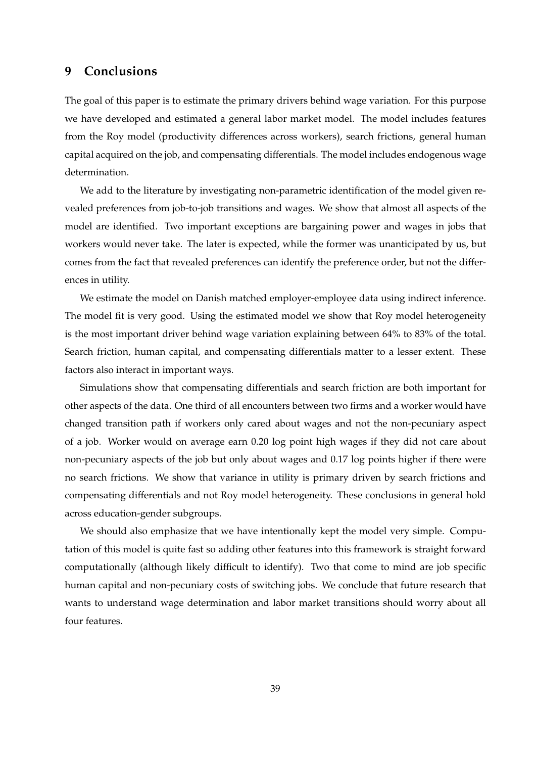## 9 Conclusions

The goal of this paper is to estimate the primary drivers behind wage variation. For this purpose we have developed and estimated a general labor market model. The model includes features from the Roy model (productivity differences across workers), search frictions, general human capital acquired on the job, and compensating differentials. The model includes endogenous wage determination.

We add to the literature by investigating non-parametric identification of the model given revealed preferences from job-to-job transitions and wages. We show that almost all aspects of the model are identified. Two important exceptions are bargaining power and wages in jobs that workers would never take. The later is expected, while the former was unanticipated by us, but comes from the fact that revealed preferences can identify the preference order, but not the differences in utility.

We estimate the model on Danish matched employer-employee data using indirect inference. The model fit is very good. Using the estimated model we show that Roy model heterogeneity is the most important driver behind wage variation explaining between 64% to 83% of the total. Search friction, human capital, and compensating differentials matter to a lesser extent. These factors also interact in important ways.

Simulations show that compensating differentials and search friction are both important for other aspects of the data. One third of all encounters between two firms and a worker would have changed transition path if workers only cared about wages and not the non-pecuniary aspect of a job. Worker would on average earn 0.20 log point high wages if they did not care about non-pecuniary aspects of the job but only about wages and 0.17 log points higher if there were no search frictions. We show that variance in utility is primary driven by search frictions and compensating differentials and not Roy model heterogeneity. These conclusions in general hold across education-gender subgroups.

We should also emphasize that we have intentionally kept the model very simple. Computation of this model is quite fast so adding other features into this framework is straight forward computationally (although likely difficult to identify). Two that come to mind are job specific human capital and non-pecuniary costs of switching jobs. We conclude that future research that wants to understand wage determination and labor market transitions should worry about all four features.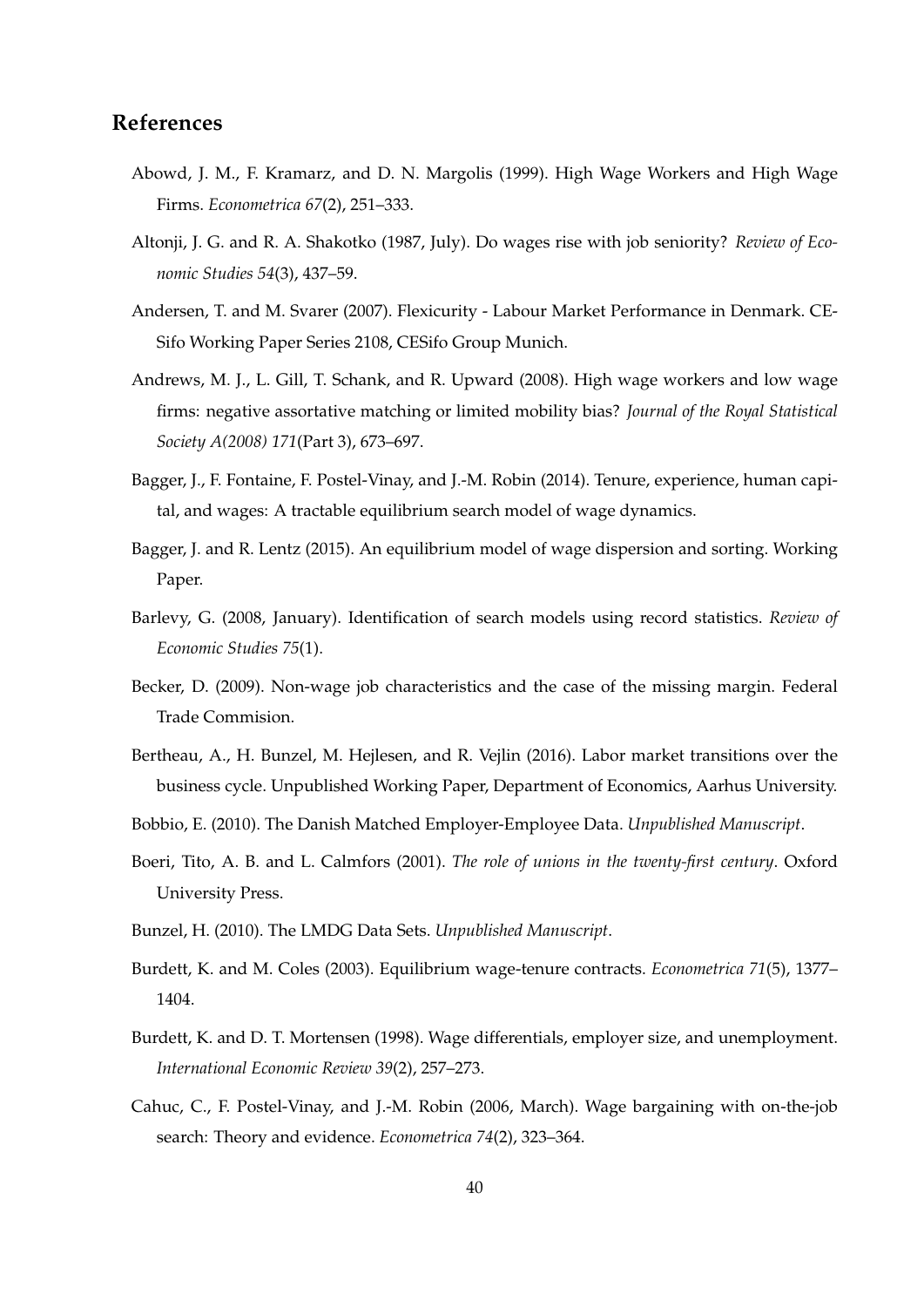## References

Abowd, J. M., F. Kramarz, and D. N. Margolis (1999). High Wage Workers and High Wage Firms. *Econometrica 67*(2), 251–333.

Altonji, J. G. and R. A. Shakotko (1987, July). Do wages rise with job seniority? *Review of Economic Studies 54*(3), 437–59.

Andersen, T. and M. Svarer (2007). Flexicurity - Labour Market Performance in Denmark. CESifo Working Paper Series 2108, CESifo Group Munich.

Andrews, M. J., L. Gill, T. Schank, and R. Upward (2008). High wage workers and low wage firms: negative assortative matching or limited mobility bias? *Journal of the Royal Statistical Society A(2008) 171*(Part 3), 673–697.

Bagger, J., F. Fontaine, F. Postel-Vinay, and J.-M. Robin (2014). Tenure, experience, human capital, and wages: A tractable equilibrium search model of wage dynamics.

Bagger, J. and R. Lentz (2015). An equilibrium model of wage dispersion and sorting. Working Paper.

Barlevy, G. (2008, January). Identification of search models using record statistics. *Review of Economic Studies 75*(1).

Becker, D. (2009). Non-wage job characteristics and the case of the missing margin. Federal Trade Commision.

Bertheau, A., H. Bunzel, M. Hejlesen, and R. Vejlin (2016). Labor market transitions over the business cycle. Unpublished Working Paper, Department of Economics, Aarhus University.

Bobbio, E. (2010). The Danish Matched Employer-Employee Data. *Unpublished Manuscript*.

Boeri, Tito, A. B. and L. Calmfors (2001). *The role of unions in the twenty-first century*. Oxford University Press.

Bunzel, H. (2010). The LMDG Data Sets. *Unpublished Manuscript*.

Burdett, K. and M. Coles (2003). Equilibrium wage-tenure contracts. *Econometrica 71*(5), 1377–1404.

Burdett, K. and D. T. Mortensen (1998). Wage differentials, employer size, and unemployment. *International Economic Review 39*(2), 257–273.

Cahuc, C., F. Postel-Vinay, and J.-M. Robin (2006, March). Wage bargaining with on-the-job search: Theory and evidence. *Econometrica 74*(2), 323–364.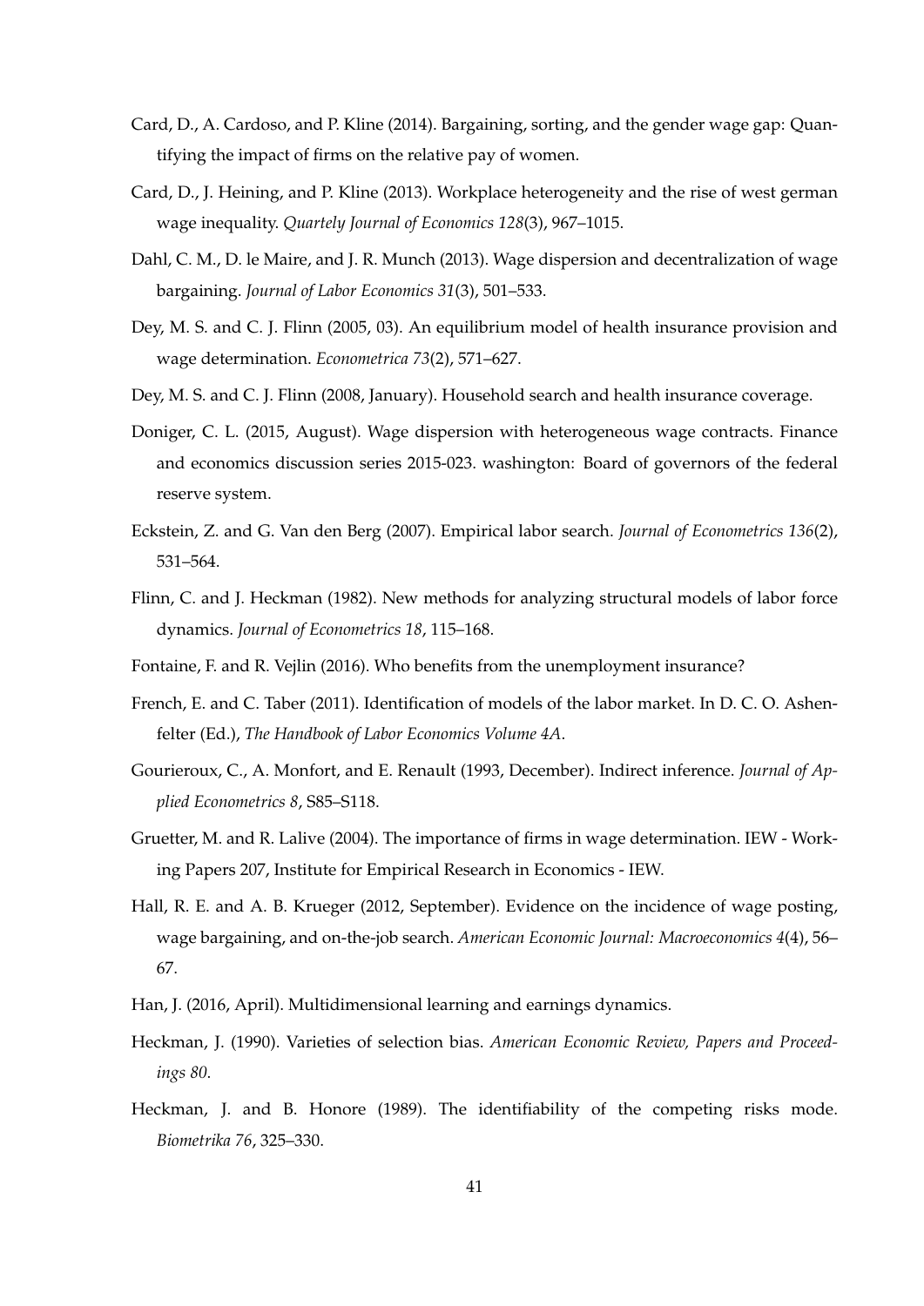Card, D., A. Cardoso, and P. Kline (2014). Bargaining, sorting, and the gender wage gap: Quantifying the impact of firms on the relative pay of women.

Card, D., J. Heining, and P. Kline (2013). Workplace heterogeneity and the rise of west german wage inequality. *Quartely Journal of Economics 128*(3), 967–1015.

Dahl, C. M., D. le Maire, and J. R. Munch (2013). Wage dispersion and decentralization of wage bargaining. *Journal of Labor Economics 31*(3), 501–533.

Dey, M. S. and C. J. Flinn (2005, 03). An equilibrium model of health insurance provision and wage determination. *Econometrica 73*(2), 571–627.

Dey, M. S. and C. J. Flinn (2008, January). Household search and health insurance coverage.

Doniger, C. L. (2015, August). Wage dispersion with heterogeneous wage contracts. Finance and economics discussion series 2015-023. washington: Board of governors of the federal reserve system.

Eckstein, Z. and G. Van den Berg (2007). Empirical labor search. *Journal of Econometrics 136*(2), 531–564.

Flinn, C. and J. Heckman (1982). New methods for analyzing structural models of labor force dynamics. *Journal of Econometrics 18*, 115–168.

Fontaine, F. and R. Vejlin (2016). Who benefits from the unemployment insurance?

French, E. and C. Taber (2011). Identification of models of the labor market. In D. C. O. Ashenfelter (Ed.), *The Handbook of Labor Economics Volume 4A*.

Gourieroux, C., A. Monfort, and E. Renault (1993, December). Indirect inference. *Journal of Applied Econometrics 8*, S85–S118.

Gruetter, M. and R. Lalive (2004). The importance of firms in wage determination. IEW - Working Papers 207, Institute for Empirical Research in Economics - IEW.

Hall, R. E. and A. B. Krueger (2012, September). Evidence on the incidence of wage posting, wage bargaining, and on-the-job search. *American Economic Journal: Macroeconomics 4*(4), 56–67.

Han, J. (2016, April). Multidimensional learning and earnings dynamics.

Heckman, J. (1990). Varieties of selection bias. *American Economic Review, Papers and Proceedings 80*.

Heckman, J. and B. Honore (1989). The identifiability of the competing risks mode. *Biometrika 76*, 325–330.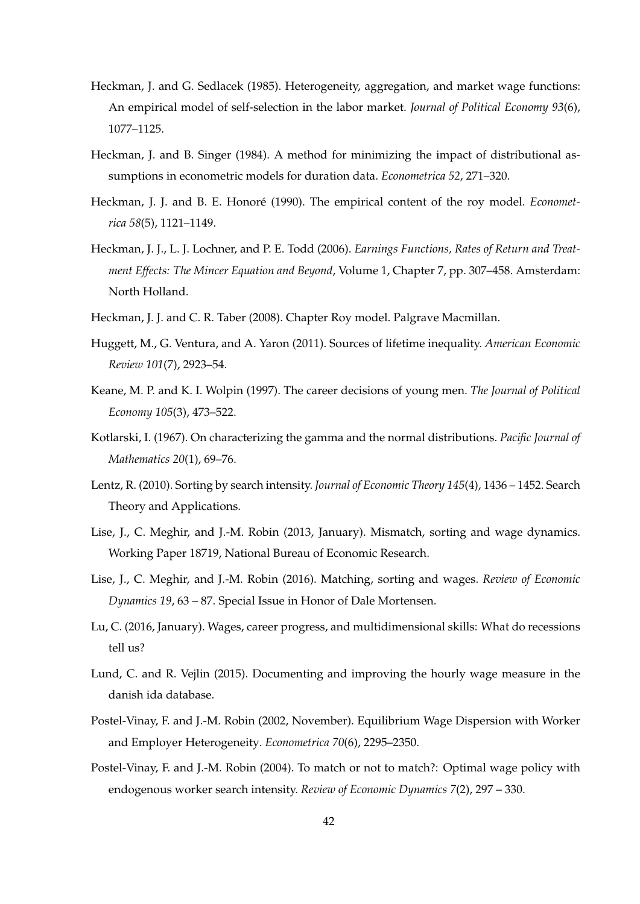Heckman, J. and G. Sedlacek (1985). Heterogeneity, aggregation, and market wage functions: An empirical model of self-selection in the labor market. *Journal of Political Economy 93*(6), 1077–1125.

Heckman, J. and B. Singer (1984). A method for minimizing the impact of distributional assumptions in econometric models for duration data. *Econometrica 52*, 271–320.

Heckman, J. J. and B. E. Honoré (1990). The empirical content of the roy model. *Econometrica 58*(5), 1121–1149.

Heckman, J. J., L. J. Lochner, and P. E. Todd (2006). *Earnings Functions, Rates of Return and Treatment Effects: The Mincer Equation and Beyond*, Volume 1, Chapter 7, pp. 307–458. Amsterdam: North Holland.

Heckman, J. J. and C. R. Taber (2008). Chapter Roy model. Palgrave Macmillan.

Huggett, M., G. Ventura, and A. Yaron (2011). Sources of lifetime inequality. *American Economic Review 101*(7), 2923–54.

Keane, M. P. and K. I. Wolpin (1997). The career decisions of young men. *The Journal of Political Economy 105*(3), 473–522.

Kotlarski, I. (1967). On characterizing the gamma and the normal distributions. *Pacific Journal of Mathematics 20*(1), 69–76.

Lentz, R. (2010). Sorting by search intensity. *Journal of Economic Theory 145*(4), 1436 – 1452. Search Theory and Applications.

Lise, J., C. Meghir, and J.-M. Robin (2013, January). Mismatch, sorting and wage dynamics. Working Paper 18719, National Bureau of Economic Research.

Lise, J., C. Meghir, and J.-M. Robin (2016). Matching, sorting and wages. *Review of Economic Dynamics 19*, 63 – 87. Special Issue in Honor of Dale Mortensen.

Lu, C. (2016, January). Wages, career progress, and multidimensional skills: What do recessions tell us?

Lund, C. and R. Vejlin (2015). Documenting and improving the hourly wage measure in the danish ida database.

Postel-Vinay, F. and J.-M. Robin (2002, November). Equilibrium Wage Dispersion with Worker and Employer Heterogeneity. *Econometrica 70*(6), 2295–2350.

Postel-Vinay, F. and J.-M. Robin (2004). To match or not to match?: Optimal wage policy with endogenous worker search intensity. *Review of Economic Dynamics 7*(2), 297 – 330.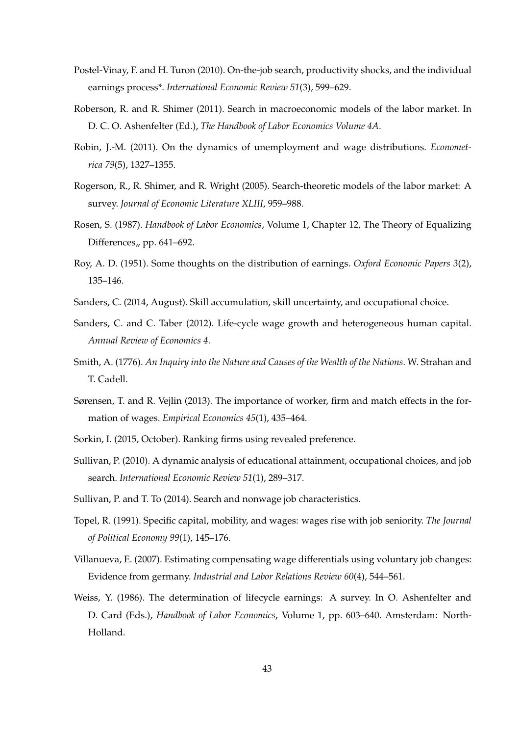Postel-Vinay, F. and H. Turon (2010). On-the-job search, productivity shocks, and the individual earnings process*. *International Economic Review 51*(3), 599–629.

Roberson, R. and R. Shimer (2011). Search in macroeconomic models of the labor market. In D. C. O. Ashenfelter (Ed.), *The Handbook of Labor Economics Volume 4A*.

Robin, J.-M. (2011). On the dynamics of unemployment and wage distributions. *Econometrica 79*(5), 1327–1355.

Rogerson, R., R. Shimer, and R. Wright (2005). Search-theoretic models of the labor market: A survey. *Journal of Economic Literature XLIII*, 959–988.

Rosen, S. (1987). *Handbook of Labor Economics*, Volume 1, Chapter 12, The Theory of Equalizing Differences,, pp. 641–692.

Roy, A. D. (1951). Some thoughts on the distribution of earnings. *Oxford Economic Papers 3*(2), 135–146.

Sanders, C. (2014, August). Skill accumulation, skill uncertainty, and occupational choice.

Sanders, C. and C. Taber (2012). Life-cycle wage growth and heterogeneous human capital. *Annual Review of Economics 4*.

Smith, A. (1776). *An Inquiry into the Nature and Causes of the Wealth of the Nations*. W. Strahan and T. Cadell.

Sørensen, T. and R. Vejlin (2013). The importance of worker, firm and match effects in the formation of wages. *Empirical Economics 45*(1), 435–464.

Sorkin, I. (2015, October). Ranking firms using revealed preference.

Sullivan, P. (2010). A dynamic analysis of educational attainment, occupational choices, and job search. *International Economic Review 51*(1), 289–317.

Sullivan, P. and T. To (2014). Search and nonwage job characteristics.

Topel, R. (1991). Specific capital, mobility, and wages: wages rise with job seniority. *The Journal of Political Economy 99*(1), 145–176.

Villanueva, E. (2007). Estimating compensating wage differentials using voluntary job changes: Evidence from germany. *Industrial and Labor Relations Review 60*(4), 544–561.

Weiss, Y. (1986). The determination of lifecycle earnings: A survey. In O. Ashenfelter and D. Card (Eds.), *Handbook of Labor Economics*, Volume 1, pp. 603–640. Amsterdam: North-Holland.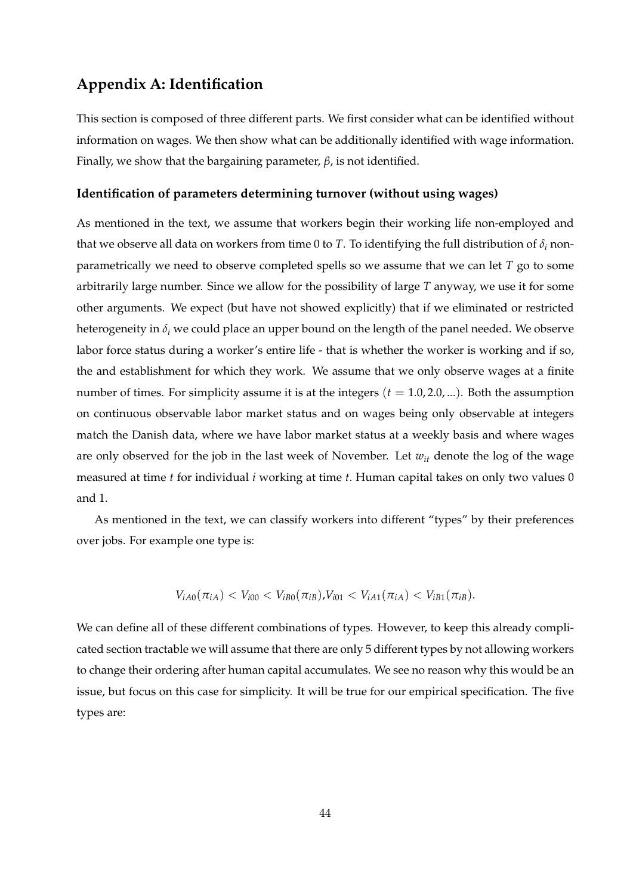## Appendix A: Identification

This section is composed of three different parts. We first consider what can be identified without information on wages. We then show what can be additionally identified with wage information. Finally, we show that the bargaining parameter, $\beta$, is not identified.

### Identification of parameters determining turnover (without using wages)

As mentioned in the text, we assume that workers begin their working life non-employed and that we observe all data on workers from time 0 to $T$. To identifying the full distribution of $\delta_i$ non-parametrically we need to observe completed spells so we assume that we can let $T$ go to some arbitrarily large number. Since we allow for the possibility of large $T$ anyway, we use it for some other arguments. We expect (but have not showed explicitly) that if we eliminated or restricted heterogeneity in $\delta_i$ we could place an upper bound on the length of the panel needed. We observe labor force status during a worker's entire life - that is whether the worker is working and if so, the and establishment for which they work. We assume that we only observe wages at a finite number of times. For simplicity assume it is at the integers ($t = 1.0, 2.0, ...$). Both the assumption on continuous observable labor market status and on wages being only observable at integers match the Danish data, where we have labor market status at a weekly basis and where wages are only observed for the job in the last week of November. Let $w_{it}$ denote the log of the wage measured at time $t$ for individual $i$ working at time $t$. Human capital takes on only two values 0 and 1.

As mentioned in the text, we can classify workers into different "types" by their preferences over jobs. For example one type is:

$$V_{iA0}(\pi_{iA}) < V_{i00} < V_{iB0}(\pi_{iB}), V_{i01} < V_{iA1}(\pi_{iA}) < V_{iB1}(\pi_{iB}).$$

We can define all of these different combinations of types. However, to keep this already complicated section tractable we will assume that there are only 5 different types by not allowing workers to change their ordering after human capital accumulates. We see no reason why this would be an issue, but focus on this case for simplicity. It will be true for our empirical specification. The five types are: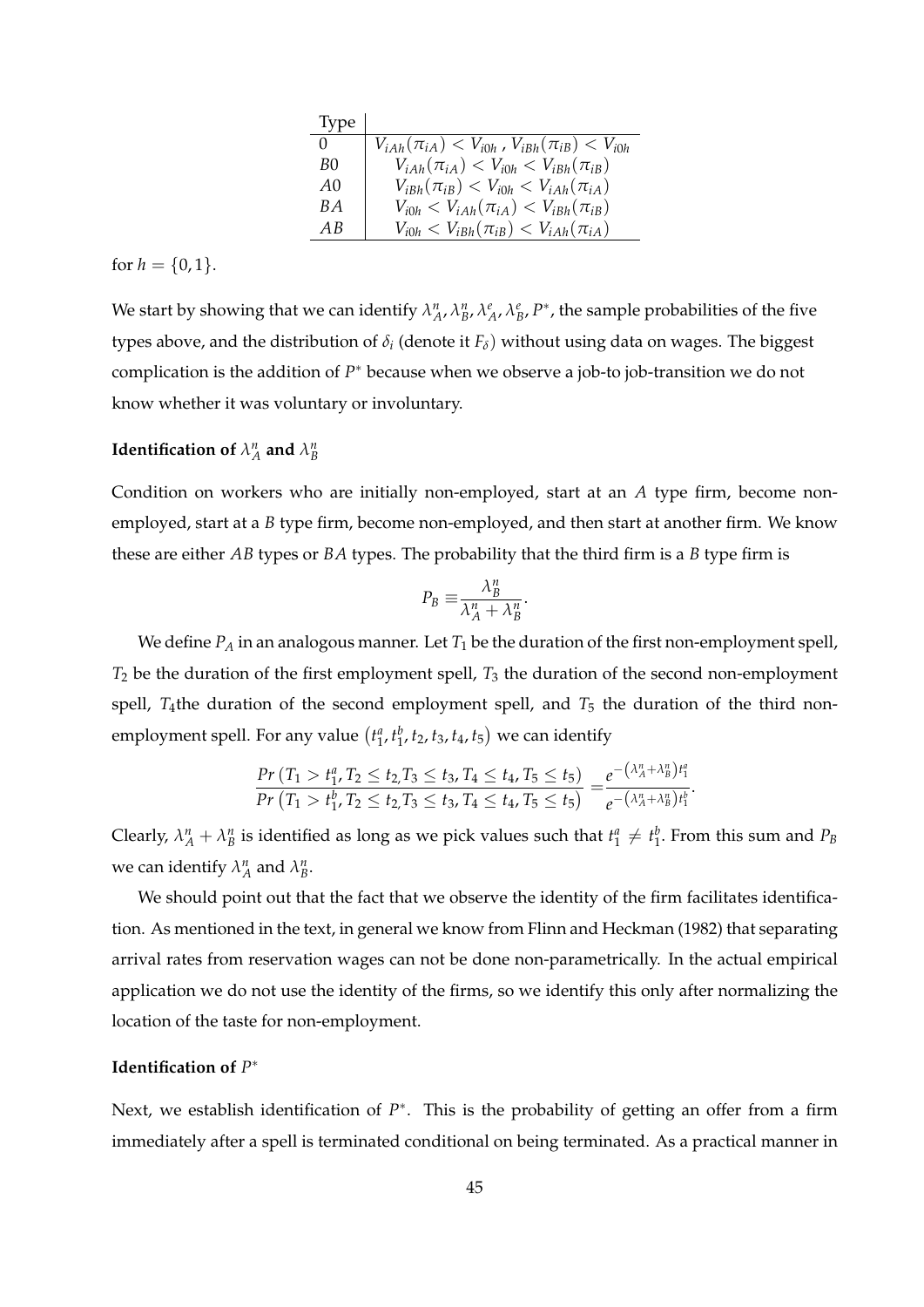| Type |  |
|---|---|
| 0 | $V_{iAh}(\pi_{iA}) < V_{i0h}$ , $V_{iBh}(\pi_{iB}) < V_{i0h}$ |
| $B0$ | $V_{iAh}(\pi_{iA}) < V_{i0h} < V_{iBh}(\pi_{iB})$ |
| $A0$ | $V_{iBh}(\pi_{iB}) < V_{i0h} < V_{iAh}(\pi_{iA})$ |
| $BA$ | $V_{i0h} < V_{iAh}(\pi_{iA}) < V_{iBh}(\pi_{iB})$ |
| $AB$ | $V_{i0h} < V_{iBh}(\pi_{iB}) < V_{iAh}(\pi_{iA})$ |

for $h = \{0, 1\}$.

We start by showing that we can identify $\lambda_A^n, \lambda_B^n, \lambda_A^e, \lambda_B^e, P^*$, the sample probabilities of the five types above, and the distribution of $\delta_i$ (denote it $F_\delta$) without using data on wages. The biggest complication is the addition of $P^*$ because when we observe a job-to job-transition we do not know whether it was voluntary or involuntary.

#### Identification of $\lambda_A^n$ and $\lambda_B^n$

Condition on workers who are initially non-employed, start at an $A$ type firm, become non-employed, start at a $B$ type firm, become non-employed, and then start at another firm. We know these are either $AB$ types or $BA$ types. The probability that the third firm is a $B$ type firm is

$$P_B \equiv \frac{\lambda_B^n}{\lambda_A^n + \lambda_B^n}.$$

We define $P_A$ in an analogous manner. Let $T_1$ be the duration of the first non-employment spell, $T_2$ be the duration of the first employment spell, $T_3$ the duration of the second non-employment spell, $T_4$the duration of the second employment spell, and $T_5$ the duration of the third non-employment spell. For any value $(t_1^a, t_1^b, t_2, t_3, t_4, t_5)$ we can identify

$$\frac{Pr\left(T_1 > t_1^a, T_2 \leq t_2, T_3 \leq t_3, T_4 \leq t_4, T_5 \leq t_5\right)}{Pr\left(T_1 > t_1^b, T_2 \leq t_2, T_3 \leq t_3, T_4 \leq t_4, T_5 \leq t_5\right)} = \frac{e^{-\left(\lambda_A^n + \lambda_B^n\right)t_1^a}}{e^{-\left(\lambda_A^n + \lambda_B^n\right)t_1^b}}.$$

Clearly, $\lambda_A^n + \lambda_B^n$ is identified as long as we pick values such that $t_1^a \neq t_1^b$. From this sum and $P_B$ we can identify $\lambda_A^n$ and $\lambda_B^n$.

We should point out that the fact that we observe the identity of the firm facilitates identification. As mentioned in the text, in general we know from Flinn and Heckman (1982) that separating arrival rates from reservation wages can not be done non-parametrically. In the actual empirical application we do not use the identity of the firms, so we identify this only after normalizing the location of the taste for non-employment.

#### Identification of $P^*$

Next, we establish identification of $P^*$. This is the probability of getting an offer from a firm immediately after a spell is terminated conditional on being terminated. As a practical manner in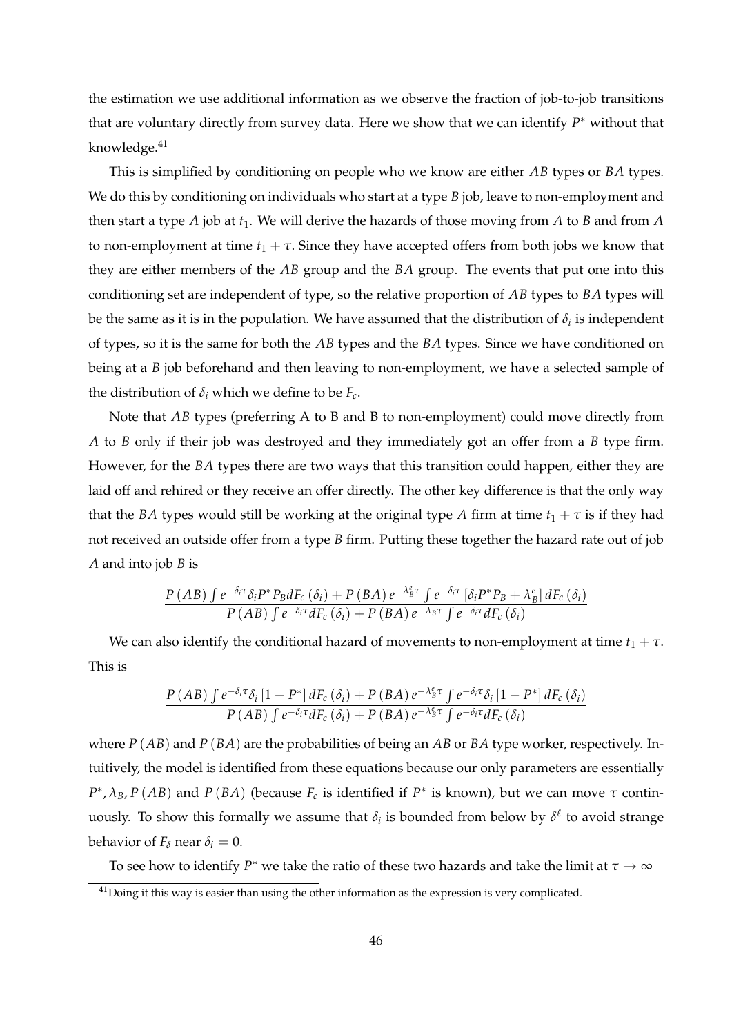the estimation we use additional information as we observe the fraction of job-to-job transitions that are voluntary directly from survey data. Here we show that we can identify $P^*$ without that knowledge.[41]

This is simplified by conditioning on people who we know are either $AB$ types or $BA$ types. We do this by conditioning on individuals who start at a type $B$ job, leave to non-employment and then start a type $A$ job at $t_1$. We will derive the hazards of those moving from $A$ to $B$ and from $A$ to non-employment at time $t_1 + \tau$. Since they have accepted offers from both jobs we know that they are either members of the $AB$ group and the $BA$ group. The events that put one into this conditioning set are independent of type, so the relative proportion of $AB$ types to $BA$ types will be the same as it is in the population. We have assumed that the distribution of $\delta_i$ is independent of types, so it is the same for both the $AB$ types and the $BA$ types. Since we have conditioned on being at a $B$ job beforehand and then leaving to non-employment, we have a selected sample of the distribution of $\delta_i$ which we define to be $F_c$.

Note that $AB$ types (preferring A to B and B to non-employment) could move directly from $A$ to $B$ only if their job was destroyed and they immediately got an offer from a $B$ type firm. However, for the $BA$ types there are two ways that this transition could happen, either they are laid off and rehired or they receive an offer directly. The other key difference is that the only way that the $BA$ types would still be working at the original type $A$ firm at time $t_1 + \tau$ is if they had not received an outside offer from a type $B$ firm. Putting these together the hazard rate out of job $A$ and into job $B$ is

$$\frac{P(AB)\int e^{-\delta_i\tau}\delta_i P^* P_B dF_c(\delta_i) + P(BA)\, e^{-\lambda_B^e\tau}\int e^{-\delta_i\tau}\left[\delta_i P^* P_B + \lambda_B^e\right] dF_c(\delta_i)}{P(AB)\int e^{-\delta_i\tau} dF_c(\delta_i) + P(BA)\, e^{-\lambda_B\tau}\int e^{-\delta_i\tau} dF_c(\delta_i)}$$

We can also identify the conditional hazard of movements to non-employment at time $t_1 + \tau$. This is

$$\frac{P(AB)\int e^{-\delta_i\tau}\delta_i\left[1-P^*\right] dF_c(\delta_i) + P(BA)\, e^{-\lambda_B^e\tau}\int e^{-\delta_i\tau}\delta_i\left[1-P^*\right] dF_c(\delta_i)}{P(AB)\int e^{-\delta_i\tau} dF_c(\delta_i) + P(BA)\, e^{-\lambda_B^e\tau}\int e^{-\delta_i\tau} dF_c(\delta_i)}$$

where $P(AB)$ and $P(BA)$ are the probabilities of being an $AB$ or $BA$ type worker, respectively. Intuitively, the model is identified from these equations because our only parameters are essentially $P^*, \lambda_B, P(AB)$ and $P(BA)$ (because $F_c$ is identified if $P^*$ is known), but we can move $\tau$ continuously. To show this formally we assume that $\delta_i$ is bounded from below by $\delta^\ell$ to avoid strange behavior of $F_\delta$ near $\delta_i = 0$.

To see how to identify $P^*$ we take the ratio of these two hazards and take the limit at $\tau \to \infty$

[41] Doing it this way is easier than using the other information as the expression is very complicated.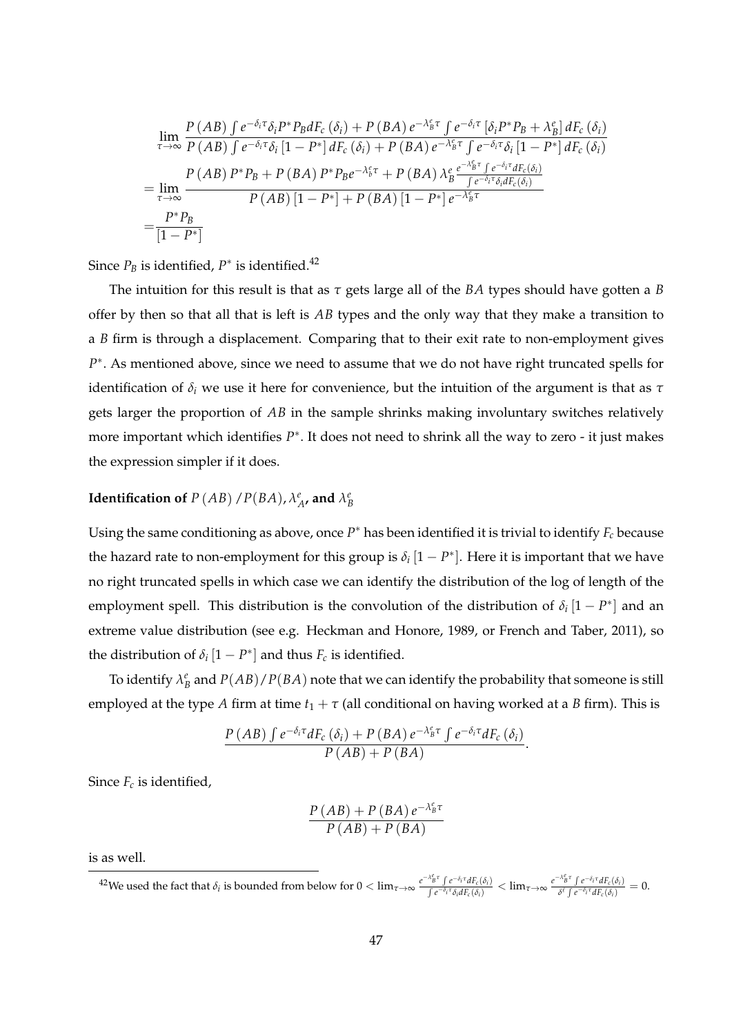$$
\begin{aligned}
&\lim_{\tau\to\infty} \frac{P(AB)\int e^{-\delta_i\tau}\delta_i P^* P_B dF_c(\delta_i) + P(BA)e^{-\lambda_B^e\tau}\int e^{-\delta_i\tau}\left[\delta_i P^* P_B + \lambda_B^e\right]dF_c(\delta_i)}{P(AB)\int e^{-\delta_i\tau}\delta_i\left[1-P^*\right]dF_c(\delta_i) + P(BA)e^{-\lambda_B^e\tau}\int e^{-\delta_i\tau}\delta_i\left[1-P^*\right]dF_c(\delta_i)} \\
&= \lim_{\tau\to\infty} \frac{P(AB)P^*P_B + P(BA)P^*P_B e^{-\lambda_b^e\tau} + P(BA)\lambda_B^e \frac{e^{-\lambda_B^e\tau}\int e^{-\delta_i\tau}dF_c(\delta_i)}{\int e^{-\delta_i\tau}\delta_i dF_c(\delta_i)}}{P(AB)\left[1-P^*\right] + P(BA)\left[1-P^*\right]e^{-\lambda_B^e\tau}} \\
&= \frac{P^*P_B}{\left[1-P^*\right]}
\end{aligned}
$$

Since $P_B$ is identified, $P^*$ is identified.[42]

The intuition for this result is that as $\tau$ gets large all of the $BA$ types should have gotten a $B$ offer by then so that all that is left is $AB$ types and the only way that they make a transition to a $B$ firm is through a displacement. Comparing that to their exit rate to non-employment gives $P^*$. As mentioned above, since we need to assume that we do not have right truncated spells for identification of $\delta_i$ we use it here for convenience, but the intuition of the argument is that as $\tau$ gets larger the proportion of $AB$ in the sample shrinks making involuntary switches relatively more important which identifies $P^*$. It does not need to shrink all the way to zero - it just makes the expression simpler if it does.

**Identification of $P(AB)/P(BA)$, $\lambda_A^e$, and $\lambda_B^e$**

Using the same conditioning as above, once $P^*$ has been identified it is trivial to identify $F_c$ because the hazard rate to non-employment for this group is $\delta_i\left[1-P^*\right]$. Here it is important that we have no right truncated spells in which case we can identify the distribution of the log of length of the employment spell. This distribution is the convolution of the distribution of $\delta_i\left[1-P^*\right]$ and an extreme value distribution (see e.g. Heckman and Honore, 1989, or French and Taber, 2011), so the distribution of $\delta_i\left[1-P^*\right]$ and thus $F_c$ is identified.

To identify $\lambda_B^e$ and $P(AB)/P(BA)$ note that we can identify the probability that someone is still employed at the type $A$ firm at time $t_1+\tau$ (all conditional on having worked at a $B$ firm). This is

$$
\frac{P(AB)\int e^{-\delta_i\tau}dF_c(\delta_i) + P(BA)e^{-\lambda_B^e\tau}\int e^{-\delta_i\tau}dF_c(\delta_i)}{P(AB)+P(BA)}.
$$

Since $F_c$ is identified,

$$
\frac{P(AB)+P(BA)e^{-\lambda_B^e\tau}}{P(AB)+P(BA)}
$$

is as well.

[42] We used the fact that $\delta_i$ is bounded from below for $0 < \lim_{\tau\to\infty}\frac{e^{-\lambda_B^e\tau}\int e^{-\delta_i\tau}dF_c(\delta_i)}{\int e^{-\delta_i\tau}\delta_i dF_c(\delta_i)} < \lim_{\tau\to\infty}\frac{e^{-\lambda_B^e\tau}\int e^{-\delta_i\tau}dF_c(\delta_i)}{\delta^\ell\int e^{-\delta_i\tau}dF_c(\delta_i)} = 0.$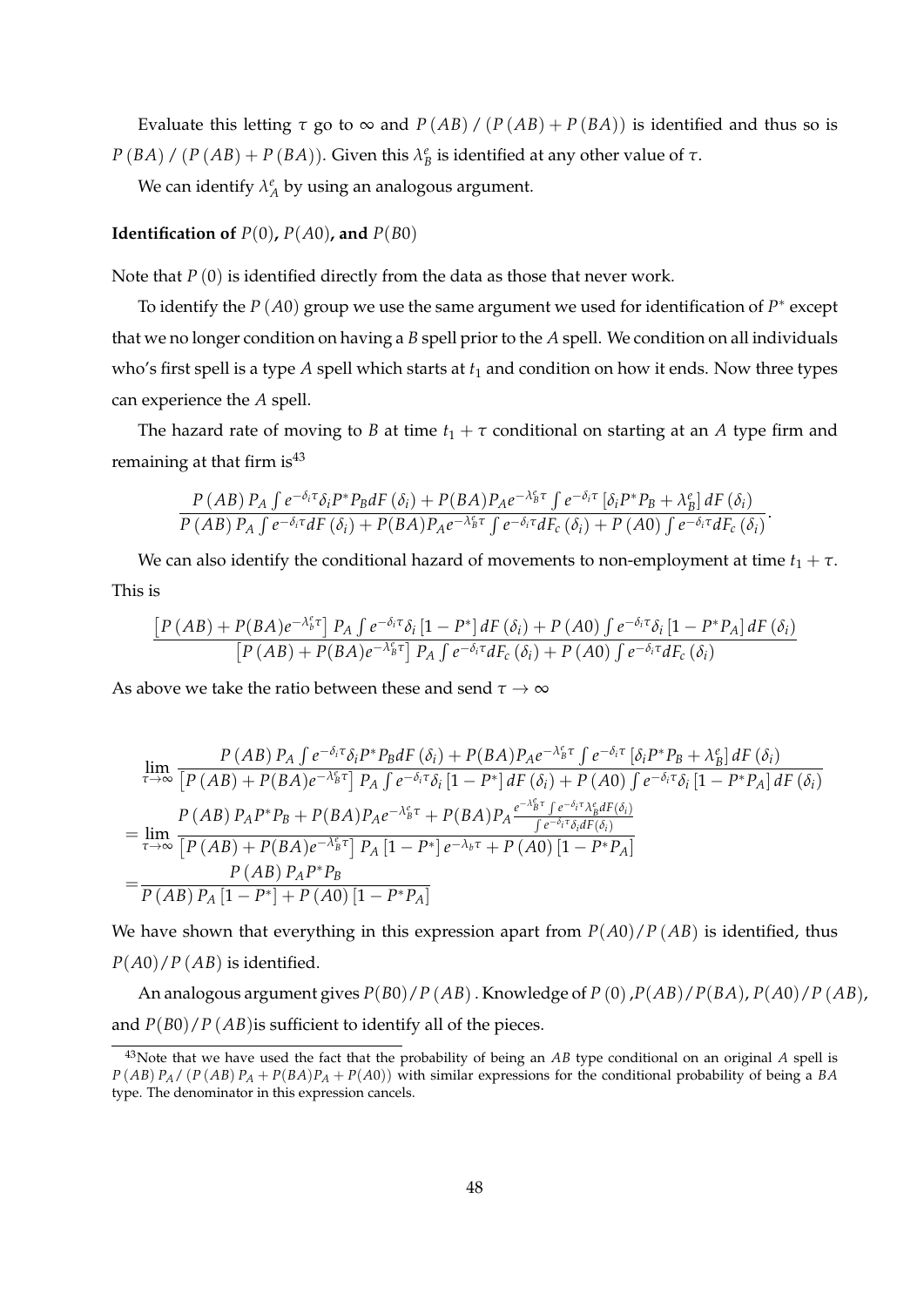Evaluate this letting $\tau$ go to $\infty$ and $P(AB) / (P(AB) + P(BA))$ is identified and thus so is $P(BA) / (P(AB) + P(BA))$. Given this $\lambda_B^e$ is identified at any other value of $\tau$.

We can identify $\lambda_A^e$ by using an analogous argument.

**Identification of $P(0)$, $P(A0)$, and $P(B0)$**

Note that $P(0)$ is identified directly from the data as those that never work.

To identify the $P(A0)$ group we use the same argument we used for identification of $P^*$ except that we no longer condition on having a $B$ spell prior to the $A$ spell. We condition on all individuals who's first spell is a type $A$ spell which starts at $t_1$ and condition on how it ends. Now three types can experience the $A$ spell.

The hazard rate of moving to $B$ at time $t_1 + \tau$ conditional on starting at an $A$ type firm and remaining at that firm is[43]

$$\frac{P(AB)\, P_A \int e^{-\delta_i \tau} \delta_i P^* P_B dF(\delta_i) + P(BA) P_A e^{-\lambda_B^e \tau} \int e^{-\delta_i \tau} \left[\delta_i P^* P_B + \lambda_B^e\right] dF(\delta_i)}{P(AB)\, P_A \int e^{-\delta_i \tau} dF(\delta_i) + P(BA) P_A e^{-\lambda_B^e \tau} \int e^{-\delta_i \tau} dF_c(\delta_i) + P(A0) \int e^{-\delta_i \tau} dF_c(\delta_i)}.$$

We can also identify the conditional hazard of movements to non-employment at time $t_1 + \tau$. This is

$$\frac{\left[P(AB) + P(BA) e^{-\lambda_b^e \tau}\right] P_A \int e^{-\delta_i \tau} \delta_i \left[1 - P^*\right] dF(\delta_i) + P(A0) \int e^{-\delta_i \tau} \delta_i \left[1 - P^* P_A\right] dF(\delta_i)}{\left[P(AB) + P(BA) e^{-\lambda_B^e \tau}\right] P_A \int e^{-\delta_i \tau} dF_c(\delta_i) + P(A0) \int e^{-\delta_i \tau} dF_c(\delta_i)}$$

As above we take the ratio between these and send $\tau \to \infty$

$$\begin{aligned}
&\lim_{\tau \to \infty} \frac{P(AB)\, P_A \int e^{-\delta_i \tau} \delta_i P^* P_B dF(\delta_i) + P(BA) P_A e^{-\lambda_B^e \tau} \int e^{-\delta_i \tau} \left[\delta_i P^* P_B + \lambda_B^e\right] dF(\delta_i)}{\left[P(AB) + P(BA) e^{-\lambda_B^e \tau}\right] P_A \int e^{-\delta_i \tau} \delta_i \left[1 - P^*\right] dF(\delta_i) + P(A0) \int e^{-\delta_i \tau} \delta_i \left[1 - P^* P_A\right] dF(\delta_i)} \\
&= \lim_{\tau \to \infty} \frac{P(AB)\, P_A P^* P_B + P(BA) P_A e^{-\lambda_B^e \tau} + P(BA) P_A \frac{e^{-\lambda_B^e \tau} \int e^{-\delta_i \tau} \lambda_B^e dF(\delta_i)}{\int e^{-\delta_i \tau} \delta_i dF(\delta_i)}}{\left[P(AB) + P(BA) e^{-\lambda_B^e \tau}\right] P_A \left[1 - P^*\right] e^{-\lambda_b \tau} + P(A0)\left[1 - P^* P_A\right]} \\
&= \frac{P(AB)\, P_A P^* P_B}{P(AB)\, P_A \left[1 - P^*\right] + P(A0)\left[1 - P^* P_A\right]}
\end{aligned}$$

We have shown that everything in this expression apart from $P(A0)/P(AB)$ is identified, thus $P(A0)/P(AB)$ is identified.

An analogous argument gives $P(B0)/P(AB)$. Knowledge of $P(0)$, $P(AB)/P(BA)$, $P(A0)/P(AB)$, and $P(B0)/P(AB)$ is sufficient to identify all of the pieces.

[43] Note that we have used the fact that the probability of being an $AB$ type conditional on an original $A$ spell is $P(AB)\, P_A / (P(AB)\, P_A + P(BA) P_A + P(A0))$ with similar expressions for the conditional probability of being a $BA$ type. The denominator in this expression cancels.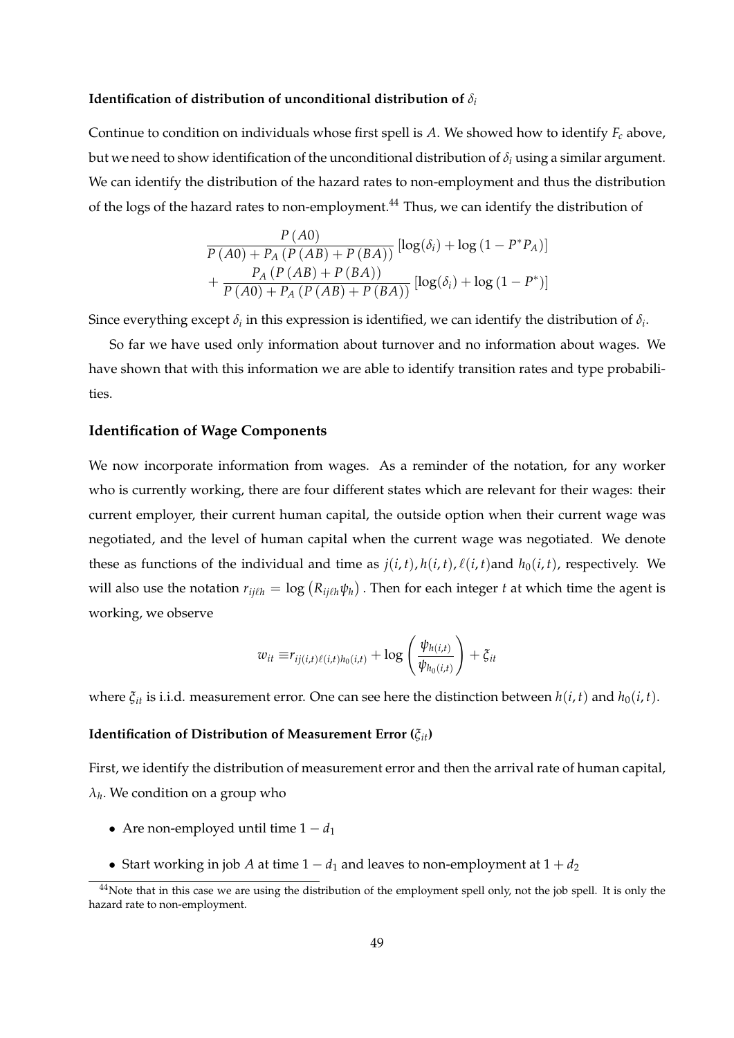#### Identification of distribution of unconditional distribution of $\delta_i$

Continue to condition on individuals whose first spell is $A$. We showed how to identify $F_c$ above, but we need to show identification of the unconditional distribution of $\delta_i$ using a similar argument. We can identify the distribution of the hazard rates to non-employment and thus the distribution of the logs of the hazard rates to non-employment.[44] Thus, we can identify the distribution of

$$\frac{P(A0)}{P(A0) + P_A(P(AB) + P(BA))}\left[\log(\delta_i) + \log(1 - P^* P_A)\right] + \frac{P_A(P(AB) + P(BA))}{P(A0) + P_A(P(AB) + P(BA))}\left[\log(\delta_i) + \log(1 - P^*)\right]$$

Since everything except $\delta_i$ in this expression is identified, we can identify the distribution of $\delta_i$.

So far we have used only information about turnover and no information about wages. We have shown that with this information we are able to identify transition rates and type probabilities.

### Identification of Wage Components

We now incorporate information from wages. As a reminder of the notation, for any worker who is currently working, there are four different states which are relevant for their wages: their current employer, their current human capital, the outside option when their current wage was negotiated, and the level of human capital when the current wage was negotiated. We denote these as functions of the individual and time as $j(i,t), h(i,t), \ell(i,t)$and $h_0(i,t)$, respectively. We will also use the notation $r_{ij\ell h} = \log\left(R_{ij\ell h}\psi_h\right)$. Then for each integer $t$ at which time the agent is working, we observe

$$w_{it} \equiv r_{ij(i,t)\ell(i,t)h_0(i,t)} + \log\left(\frac{\psi_{h(i,t)}}{\psi_{h_0(i,t)}}\right) + \xi_{it}$$

where $\xi_{it}$ is i.i.d. measurement error. One can see here the distinction between $h(i,t)$ and $h_0(i,t)$.

#### Identification of Distribution of Measurement Error ($\xi_{it}$)

First, we identify the distribution of measurement error and then the arrival rate of human capital, $\lambda_h$. We condition on a group who

- Are non-employed until time $1 - d_1$
- Start working in job $A$ at time $1 - d_1$ and leaves to non-employment at $1 + d_2$

[44] Note that in this case we are using the distribution of the employment spell only, not the job spell. It is only the hazard rate to non-employment.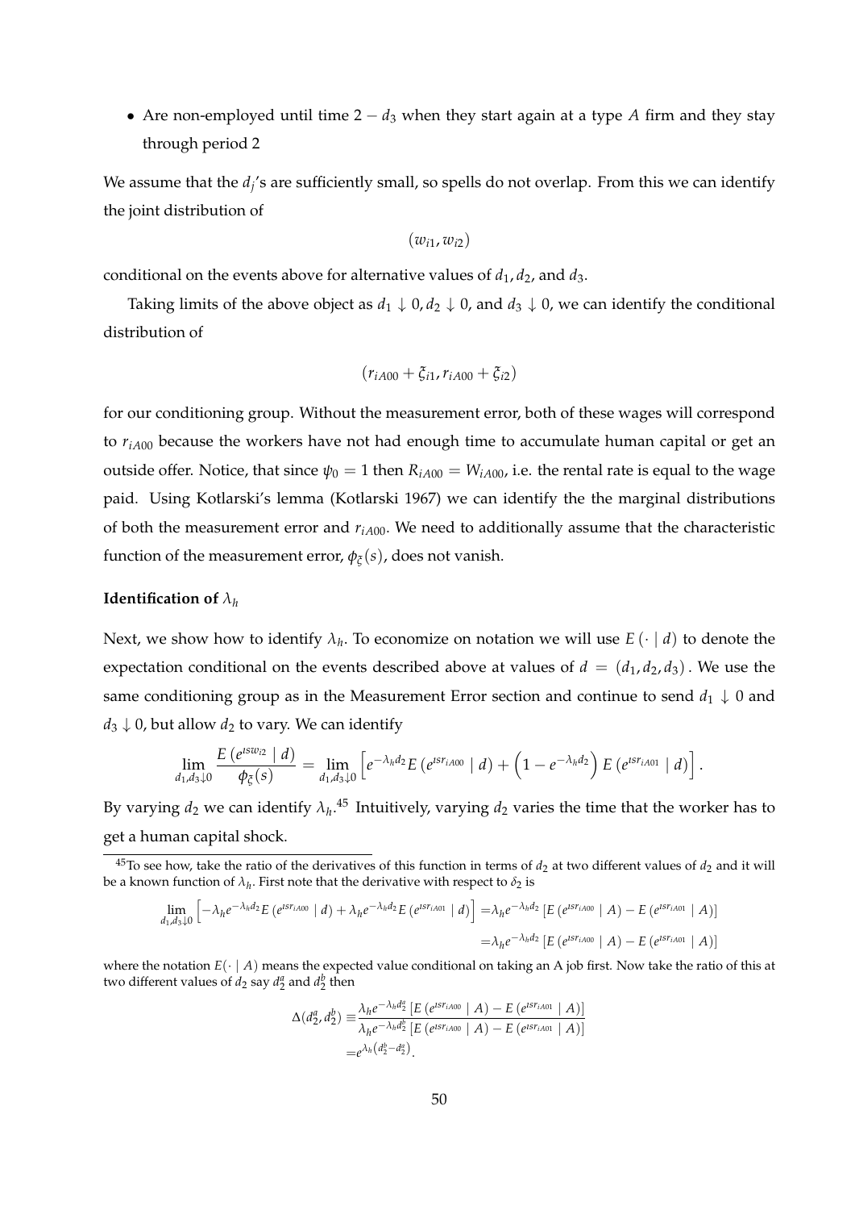- Are non-employed until time $2 - d_3$ when they start again at a type $A$ firm and they stay through period 2

We assume that the $d_j$'s are sufficiently small, so spells do not overlap. From this we can identify the joint distribution of

$$(w_{i1}, w_{i2})$$

conditional on the events above for alternative values of $d_1, d_2$, and $d_3$.

Taking limits of the above object as $d_1 \downarrow 0, d_2 \downarrow 0$, and $d_3 \downarrow 0$, we can identify the conditional distribution of

$$(r_{iA00} + \xi_{i1}, r_{iA00} + \xi_{i2})$$

for our conditioning group. Without the measurement error, both of these wages will correspond to $r_{iA00}$ because the workers have not had enough time to accumulate human capital or get an outside offer. Notice, that since $\psi_0 = 1$ then $R_{iA00} = W_{iA00}$, i.e. the rental rate is equal to the wage paid. Using Kotlarski's lemma (Kotlarski 1967) we can identify the the marginal distributions of both the measurement error and $r_{iA00}$. We need to additionally assume that the characteristic function of the measurement error, $\phi_{\xi}(s)$, does not vanish.

**Identification of $\lambda_h$**

Next, we show how to identify $\lambda_h$. To economize on notation we will use $E(\cdot \mid d)$ to denote the expectation conditional on the events described above at values of $d = (d_1, d_2, d_3)$. We use the same conditioning group as in the Measurement Error section and continue to send $d_1 \downarrow 0$ and $d_3 \downarrow 0$, but allow $d_2$ to vary. We can identify

$$\lim_{d_1, d_3 \downarrow 0} \frac{E\left(e^{\imath s w_{i2}} \mid d\right)}{\phi_{\xi}(s)} = \lim_{d_1, d_3 \downarrow 0} \left[ e^{-\lambda_h d_2} E\left(e^{\imath s r_{iA00}} \mid d\right) + \left(1 - e^{-\lambda_h d_2}\right) E\left(e^{\imath s r_{iA01}} \mid d\right) \right].$$

By varying $d_2$ we can identify $\lambda_h$.[45] Intuitively, varying $d_2$ varies the time that the worker has to get a human capital shock.

[45] To see how, take the ratio of the derivatives of this function in terms of $d_2$ at two different values of $d_2$ and it will be a known function of $\lambda_h$. First note that the derivative with respect to $\delta_2$ is

$$\begin{aligned} \lim_{d_1, d_3 \downarrow 0} \left[ -\lambda_h e^{-\lambda_h d_2} E\left(e^{\imath s r_{iA00}} \mid d\right) + \lambda_h e^{-\lambda_h d_2} E\left(e^{\imath s r_{iA01}} \mid d\right) \right] &= \lambda_h e^{-\lambda_h d_2} \left[ E\left(e^{\imath s r_{iA00}} \mid A\right) - E\left(e^{\imath s r_{iA01}} \mid A\right) \right] \\ &= \lambda_h e^{-\lambda_h d_2} \left[ E\left(e^{\imath s r_{iA00}} \mid A\right) - E\left(e^{\imath s r_{iA01}} \mid A\right) \right] \end{aligned}$$

where the notation $E(\cdot \mid A)$ means the expected value conditional on taking an A job first. Now take the ratio of this at two different values of $d_2$ say $d_2^a$ and $d_2^b$ then

$$\begin{aligned} \Delta(d_2^a, d_2^b) &\equiv \frac{\lambda_h e^{-\lambda_h d_2^a} \left[ E\left(e^{\imath s r_{iA00}} \mid A\right) - E\left(e^{\imath s r_{iA01}} \mid A\right) \right]}{\lambda_h e^{-\lambda_h d_2^b} \left[ E\left(e^{\imath s r_{iA00}} \mid A\right) - E\left(e^{\imath s r_{iA01}} \mid A\right) \right]} \\ &= e^{\lambda_h \left(d_2^b - d_2^a\right)}. \end{aligned}$$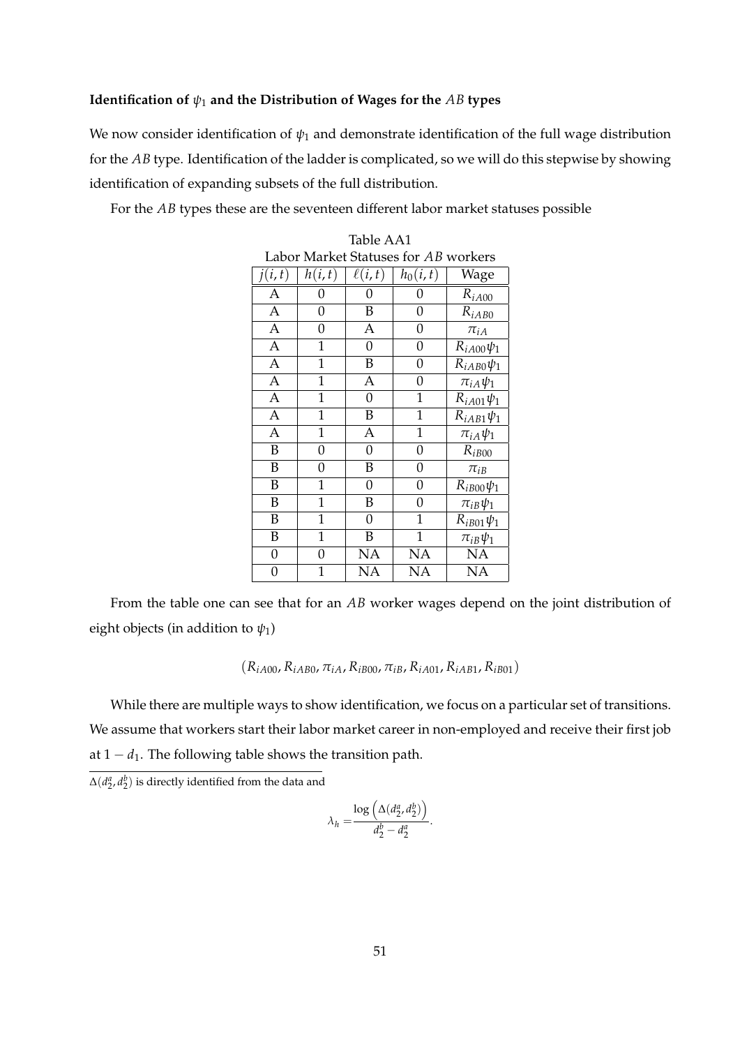**Identification of $\psi_1$ and the Distribution of Wages for the $AB$ types**

We now consider identification of $\psi_1$ and demonstrate identification of the full wage distribution for the $AB$ type. Identification of the ladder is complicated, so we will do this stepwise by showing identification of expanding subsets of the full distribution.

For the $AB$ types these are the seventeen different labor market statuses possible

Table AA1
Labor Market Statuses for $AB$ workers

| $j(i,t)$ | $h(i,t)$ | $\ell(i,t)$ | $h_0(i,t)$ | Wage |
|---|---|---|---|---|
| A | 0 | 0 | 0 | $R_{iA00}$ |
| A | 0 | B | 0 | $R_{iAB0}$ |
| A | 0 | A | 0 | $\pi_{iA}$ |
| A | 1 | 0 | 0 | $R_{iA00}\psi_1$ |
| A | 1 | B | 0 | $R_{iAB0}\psi_1$ |
| A | 1 | A | 0 | $\pi_{iA}\psi_1$ |
| A | 1 | 0 | 1 | $R_{iA01}\psi_1$ |
| A | 1 | B | 1 | $R_{iAB1}\psi_1$ |
| A | 1 | A | 1 | $\pi_{iA}\psi_1$ |
| B | 0 | 0 | 0 | $R_{iB00}$ |
| B | 0 | B | 0 | $\pi_{iB}$ |
| B | 1 | 0 | 0 | $R_{iB00}\psi_1$ |
| B | 1 | B | 0 | $\pi_{iB}\psi_1$ |
| B | 1 | 0 | 1 | $R_{iB01}\psi_1$ |
| B | 1 | B | 1 | $\pi_{iB}\psi_1$ |
| 0 | 0 | NA | NA | NA |
| 0 | 1 | NA | NA | NA |

From the table one can see that for an $AB$ worker wages depend on the joint distribution of eight objects (in addition to $\psi_1$)

$$(R_{iA00}, R_{iAB0}, \pi_{iA}, R_{iB00}, \pi_{iB}, R_{iA01}, R_{iAB1}, R_{iB01})$$

While there are multiple ways to show identification, we focus on a particular set of transitions. We assume that workers start their labor market career in non-employed and receive their first job at $1 - d_1$. The following table shows the transition path.

---

$\Delta(d_2^a, d_2^b)$ is directly identified from the data and

$$\lambda_h = \frac{\log\left(\Delta(d_2^a, d_2^b)\right)}{d_2^b - d_2^a}.$$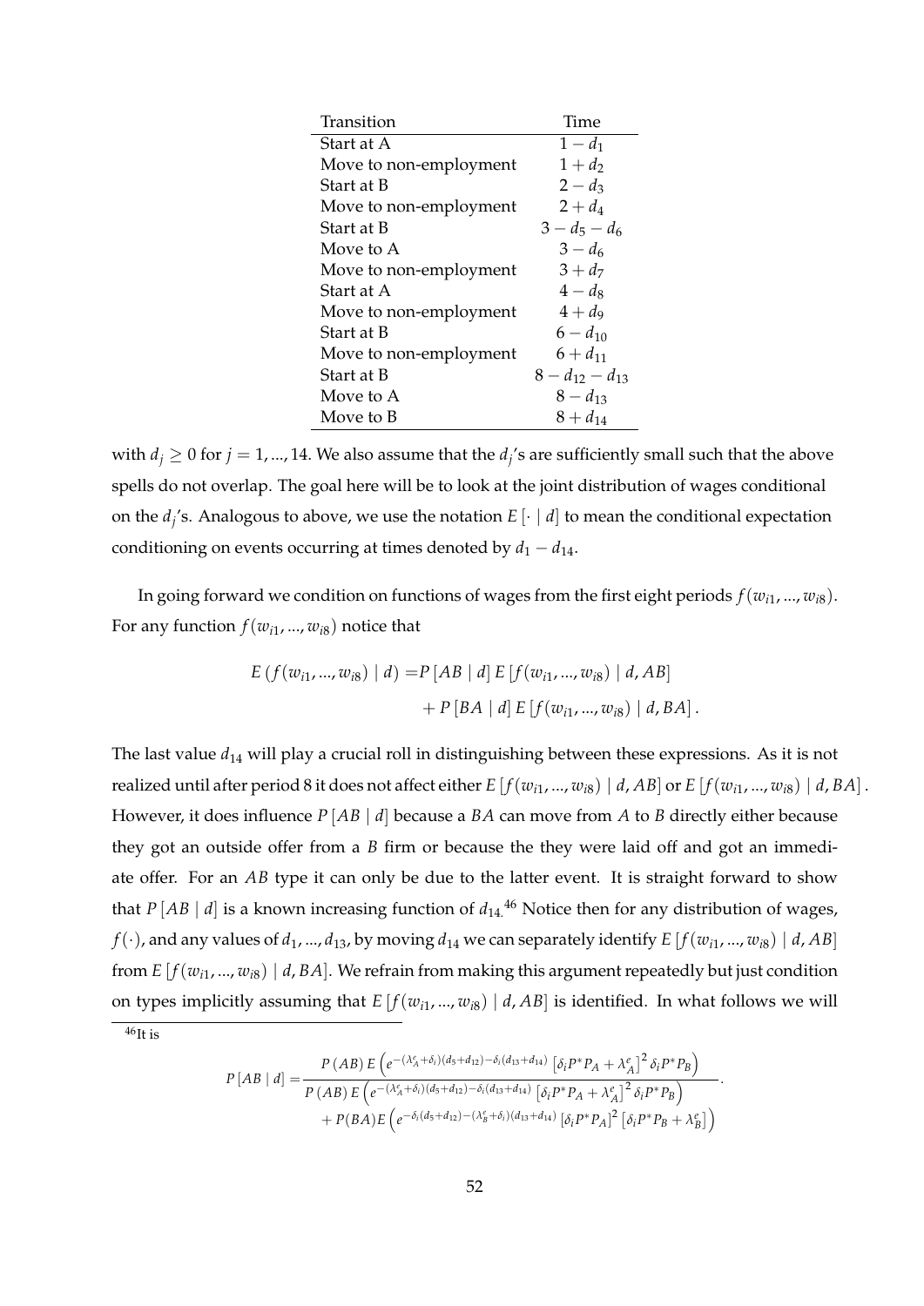| Transition | Time |
|---|---|
| Start at A | $1 - d_1$ |
| Move to non-employment | $1 + d_2$ |
| Start at B | $2 - d_3$ |
| Move to non-employment | $2 + d_4$ |
| Start at B | $3 - d_5 - d_6$ |
| Move to A | $3 - d_6$ |
| Move to non-employment | $3 + d_7$ |
| Start at A | $4 - d_8$ |
| Move to non-employment | $4 + d_9$ |
| Start at B | $6 - d_{10}$ |
| Move to non-employment | $6 + d_{11}$ |
| Start at B | $8 - d_{12} - d_{13}$ |
| Move to A | $8 - d_{13}$ |
| Move to B | $8 + d_{14}$ |

with $d_j \geq 0$ for $j = 1, ..., 14$. We also assume that the $d_j$'s are sufficiently small such that the above spells do not overlap. The goal here will be to look at the joint distribution of wages conditional on the $d_j$'s. Analogous to above, we use the notation $E[\cdot \mid d]$ to mean the conditional expectation conditioning on events occurring at times denoted by $d_1 - d_{14}$.

In going forward we condition on functions of wages from the first eight periods $f(w_{i1}, ..., w_{i8})$. For any function $f(w_{i1}, ..., w_{i8})$ notice that

$$
\begin{aligned}
E\left(f(w_{i1}, ..., w_{i8}) \mid d\right) =& P[AB \mid d]\, E[f(w_{i1}, ..., w_{i8}) \mid d, AB] \\
&+ P[BA \mid d]\, E[f(w_{i1}, ..., w_{i8}) \mid d, BA].
\end{aligned}
$$

The last value $d_{14}$ will play a crucial roll in distinguishing between these expressions. As it is not realized until after period 8 it does not affect either $E[f(w_{i1}, ..., w_{i8}) \mid d, AB]$ or $E[f(w_{i1}, ..., w_{i8}) \mid d, BA]$. However, it does influence $P[AB \mid d]$ because a $BA$ can move from $A$ to $B$ directly either because they got an outside offer from a $B$ firm or because the they were laid off and got an immediate offer. For an $AB$ type it can only be due to the latter event. It is straight forward to show that $P[AB \mid d]$ is a known increasing function of $d_{14}$.[46] Notice then for any distribution of wages, $f(\cdot)$, and any values of $d_1, ..., d_{13}$, by moving $d_{14}$ we can separately identify $E[f(w_{i1}, ..., w_{i8}) \mid d, AB]$ from $E[f(w_{i1}, ..., w_{i8}) \mid d, BA]$. We refrain from making this argument repeatedly but just condition on types implicitly assuming that $E[f(w_{i1}, ..., w_{i8}) \mid d, AB]$ is identified. In what follows we will

[46] It is

$$
P[AB \mid d] = \frac{P(AB)\, E\left(e^{-(\lambda_A^e + \delta_i)(d_5 + d_{12}) - \delta_i(d_{13} + d_{14})}\left[\delta_i P^* P_A + \lambda_A^e\right]^2 \delta_i P^* P_B\right)}{\begin{aligned}&P(AB)\, E\left(e^{-(\lambda_A^e + \delta_i)(d_5 + d_{12}) - \delta_i(d_{13} + d_{14})}\left[\delta_i P^* P_A + \lambda_A^e\right]^2 \delta_i P^* P_B\right) \\ &+ P(BA)\, E\left(e^{-\delta_i(d_5 + d_{12}) - (\lambda_B^e + \delta_i)(d_{13} + d_{14})}\left[\delta_i P^* P_A\right]^2 \left[\delta_i P^* P_B + \lambda_B^e\right]\right)\end{aligned}}.
$$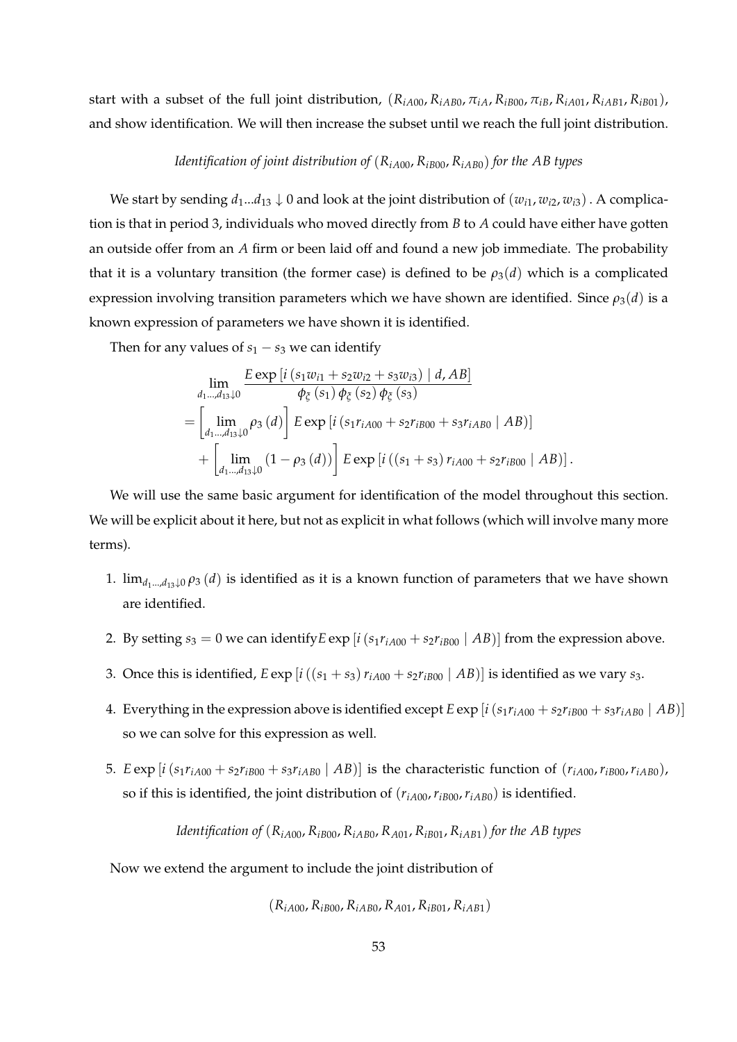start with a subset of the full joint distribution, $(R_{iA00}, R_{iAB0}, \pi_{iA}, R_{iB00}, \pi_{iB}, R_{iA01}, R_{iAB1}, R_{iB01})$, and show identification. We will then increase the subset until we reach the full joint distribution.

*Identification of joint distribution of $(R_{iA00}, R_{iB00}, R_{iAB0})$ for the $AB$ types*

We start by sending $d_1...d_{13} \downarrow 0$ and look at the joint distribution of $(w_{i1}, w_{i2}, w_{i3})$. A complication is that in period 3, individuals who moved directly from $B$ to $A$ could have either have gotten an outside offer from an $A$ firm or been laid off and found a new job immediate. The probability that it is a voluntary transition (the former case) is defined to be $\rho_3(d)$ which is a complicated expression involving transition parameters which we have shown are identified. Since $\rho_3(d)$ is a known expression of parameters we have shown it is identified.

Then for any values of $s_1 - s_3$ we can identify

$$
\begin{aligned}
&\lim_{d_1...,d_{13}\downarrow 0} \frac{E\exp\left[i\left(s_1 w_{i1} + s_2 w_{i2} + s_3 w_{i3}\right) \mid d, AB\right]}{\phi_\xi\left(s_1\right)\phi_\xi\left(s_2\right)\phi_\xi\left(s_3\right)} \\
&= \left[\lim_{d_1...,d_{13}\downarrow 0} \rho_3\left(d\right)\right] E\exp\left[i\left(s_1 r_{iA00} + s_2 r_{iB00} + s_3 r_{iAB0} \mid AB\right)\right] \\
&\quad + \left[\lim_{d_1...,d_{13}\downarrow 0} \left(1 - \rho_3\left(d\right)\right)\right] E\exp\left[i\left(\left(s_1 + s_3\right) r_{iA00} + s_2 r_{iB00} \mid AB\right)\right].
\end{aligned}
$$

We will use the same basic argument for identification of the model throughout this section. We will be explicit about it here, but not as explicit in what follows (which will involve many more terms).

1. $\lim_{d_1...,d_{13}\downarrow 0} \rho_3\left(d\right)$ is identified as it is a known function of parameters that we have shown are identified.

2. By setting $s_3 = 0$ we can identify $E\exp\left[i\left(s_1 r_{iA00} + s_2 r_{iB00} \mid AB\right)\right]$ from the expression above.

3. Once this is identified, $E\exp\left[i\left(\left(s_1 + s_3\right) r_{iA00} + s_2 r_{iB00} \mid AB\right)\right]$ is identified as we vary $s_3$.

4. Everything in the expression above is identified except $E\exp\left[i\left(s_1 r_{iA00} + s_2 r_{iB00} + s_3 r_{iAB0} \mid AB\right)\right]$ so we can solve for this expression as well.

5. $E\exp\left[i\left(s_1 r_{iA00} + s_2 r_{iB00} + s_3 r_{iAB0} \mid AB\right)\right]$ is the characteristic function of $(r_{iA00}, r_{iB00}, r_{iAB0})$, so if this is identified, the joint distribution of $(r_{iA00}, r_{iB00}, r_{iAB0})$ is identified.

*Identification of $(R_{iA00}, R_{iB00}, R_{iAB0}, R_{A01}, R_{iB01}, R_{iAB1})$ for the $AB$ types*

Now we extend the argument to include the joint distribution of

$$
(R_{iA00}, R_{iB00}, R_{iAB0}, R_{A01}, R_{iB01}, R_{iAB1})
$$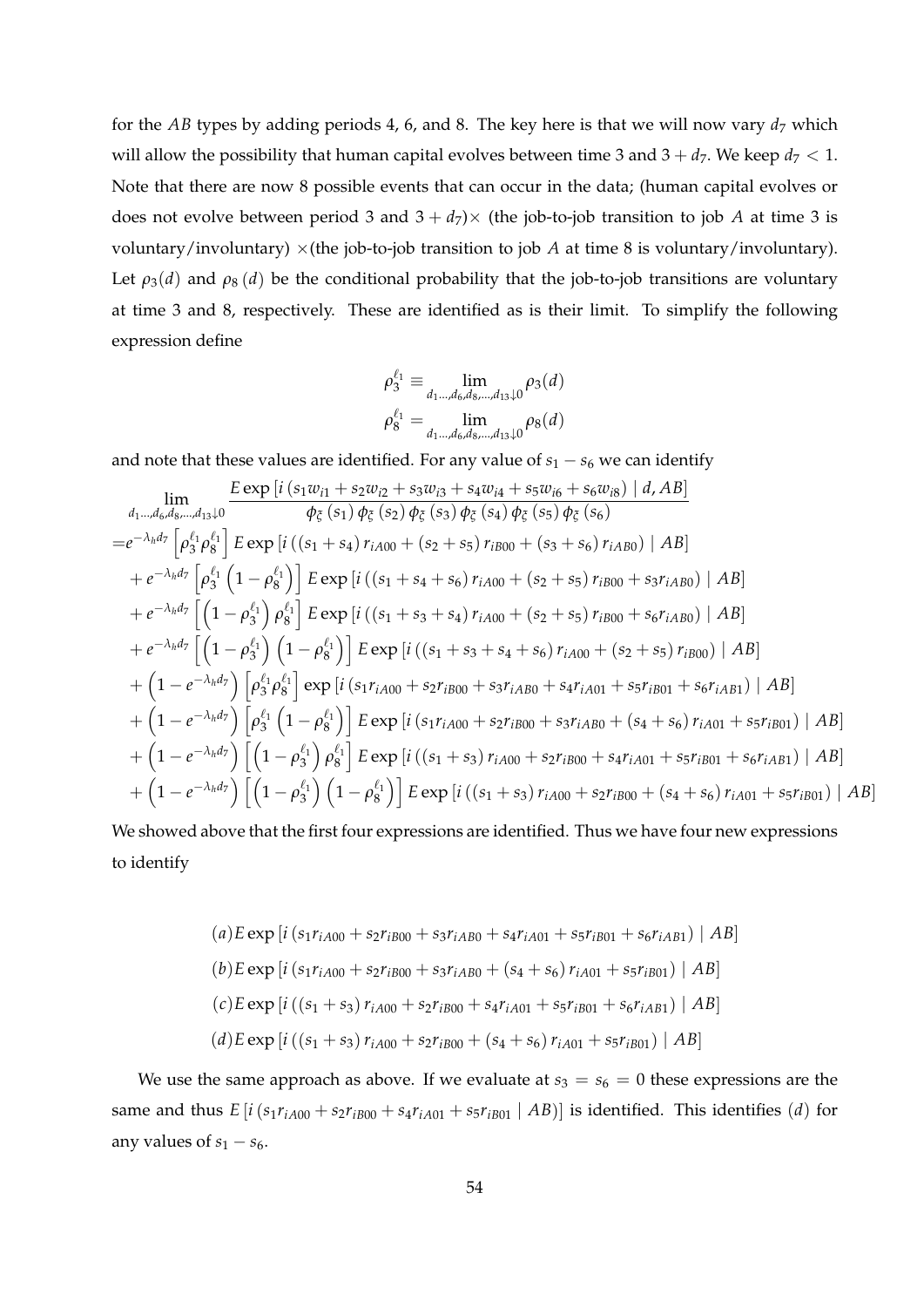for the $AB$ types by adding periods 4, 6, and 8. The key here is that we will now vary $d_7$ which will allow the possibility that human capital evolves between time 3 and $3 + d_7$. We keep $d_7 < 1$. Note that there are now 8 possible events that can occur in the data; (human capital evolves or does not evolve between period 3 and $3 + d_7$)$\times$ (the job-to-job transition to job $A$ at time 3 is voluntary/involuntary) $\times$(the job-to-job transition to job $A$ at time 8 is voluntary/involuntary). Let $\rho_3(d)$ and $\rho_8(d)$ be the conditional probability that the job-to-job transitions are voluntary at time 3 and 8, respectively. These are identified as is their limit. To simplify the following expression define

$$
\rho_3^{\ell_1} \equiv \lim_{d_1 \ldots, d_6, d_8, \ldots, d_{13} \downarrow 0} \rho_3(d)
$$
$$
\rho_8^{\ell_1} = \lim_{d_1 \ldots, d_6, d_8, \ldots, d_{13} \downarrow 0} \rho_8(d)
$$

and note that these values are identified. For any value of $s_1 - s_6$ we can identify

$$
\begin{aligned}
&\lim_{d_1 \ldots, d_6, d_8, \ldots, d_{13} \downarrow 0} \frac{E \exp\left[i\left(s_1 w_{i1} + s_2 w_{i2} + s_3 w_{i3} + s_4 w_{i4} + s_5 w_{i6} + s_6 w_{i8}\right) \mid d, AB\right]}{\phi_\xi(s_1)\,\phi_\xi(s_2)\,\phi_\xi(s_3)\,\phi_\xi(s_4)\,\phi_\xi(s_5)\,\phi_\xi(s_6)} \\
=& e^{-\lambda_h d_7}\left[\rho_3^{\ell_1}\rho_8^{\ell_1}\right] E \exp\left[i\left((s_1 + s_4) r_{iA00} + (s_2 + s_5) r_{iB00} + (s_3 + s_6) r_{iAB0}\right) \mid AB\right] \\
&+ e^{-\lambda_h d_7}\left[\rho_3^{\ell_1}\left(1 - \rho_8^{\ell_1}\right)\right] E \exp\left[i\left((s_1 + s_4 + s_6) r_{iA00} + (s_2 + s_5) r_{iB00} + s_3 r_{iAB0}\right) \mid AB\right] \\
&+ e^{-\lambda_h d_7}\left[\left(1 - \rho_3^{\ell_1}\right)\rho_8^{\ell_1}\right] E \exp\left[i\left((s_1 + s_3 + s_4) r_{iA00} + (s_2 + s_5) r_{iB00} + s_6 r_{iAB0}\right) \mid AB\right] \\
&+ e^{-\lambda_h d_7}\left[\left(1 - \rho_3^{\ell_1}\right)\left(1 - \rho_8^{\ell_1}\right)\right] E \exp\left[i\left((s_1 + s_3 + s_4 + s_6) r_{iA00} + (s_2 + s_5) r_{iB00}\right) \mid AB\right] \\
&+ \left(1 - e^{-\lambda_h d_7}\right)\left[\rho_3^{\ell_1}\rho_8^{\ell_1}\right] \exp\left[i\left(s_1 r_{iA00} + s_2 r_{iB00} + s_3 r_{iAB0} + s_4 r_{iA01} + s_5 r_{iB01} + s_6 r_{iAB1}\right) \mid AB\right] \\
&+ \left(1 - e^{-\lambda_h d_7}\right)\left[\rho_3^{\ell_1}\left(1 - \rho_8^{\ell_1}\right)\right] E \exp\left[i\left(s_1 r_{iA00} + s_2 r_{iB00} + s_3 r_{iAB0} + (s_4 + s_6) r_{iA01} + s_5 r_{iB01}\right) \mid AB\right] \\
&+ \left(1 - e^{-\lambda_h d_7}\right)\left[\left(1 - \rho_3^{\ell_1}\right)\rho_8^{\ell_1}\right] E \exp\left[i\left((s_1 + s_3) r_{iA00} + s_2 r_{iB00} + s_4 r_{iA01} + s_5 r_{iB01} + s_6 r_{iAB1}\right) \mid AB\right] \\
&+ \left(1 - e^{-\lambda_h d_7}\right)\left[\left(1 - \rho_3^{\ell_1}\right)\left(1 - \rho_8^{\ell_1}\right)\right] E \exp\left[i\left((s_1 + s_3) r_{iA00} + s_2 r_{iB00} + (s_4 + s_6) r_{iA01} + s_5 r_{iB01}\right) \mid AB\right]
\end{aligned}
$$

We showed above that the first four expressions are identified. Thus we have four new expressions to identify

$$
\begin{aligned}
&(a) E \exp\left[i\left(s_1 r_{iA00} + s_2 r_{iB00} + s_3 r_{iAB0} + s_4 r_{iA01} + s_5 r_{iB01} + s_6 r_{iAB1}\right) \mid AB\right] \\
&(b) E \exp\left[i\left(s_1 r_{iA00} + s_2 r_{iB00} + s_3 r_{iAB0} + (s_4 + s_6) r_{iA01} + s_5 r_{iB01}\right) \mid AB\right] \\
&(c) E \exp\left[i\left((s_1 + s_3) r_{iA00} + s_2 r_{iB00} + s_4 r_{iA01} + s_5 r_{iB01} + s_6 r_{iAB1}\right) \mid AB\right] \\
&(d) E \exp\left[i\left((s_1 + s_3) r_{iA00} + s_2 r_{iB00} + (s_4 + s_6) r_{iA01} + s_5 r_{iB01}\right) \mid AB\right]
\end{aligned}
$$

We use the same approach as above. If we evaluate at $s_3 = s_6 = 0$ these expressions are the same and thus $E\left[i\left(s_1 r_{iA00} + s_2 r_{iB00} + s_4 r_{iA01} + s_5 r_{iB01} \mid AB\right)\right]$ is identified. This identifies $(d)$ for any values of $s_1 - s_6$.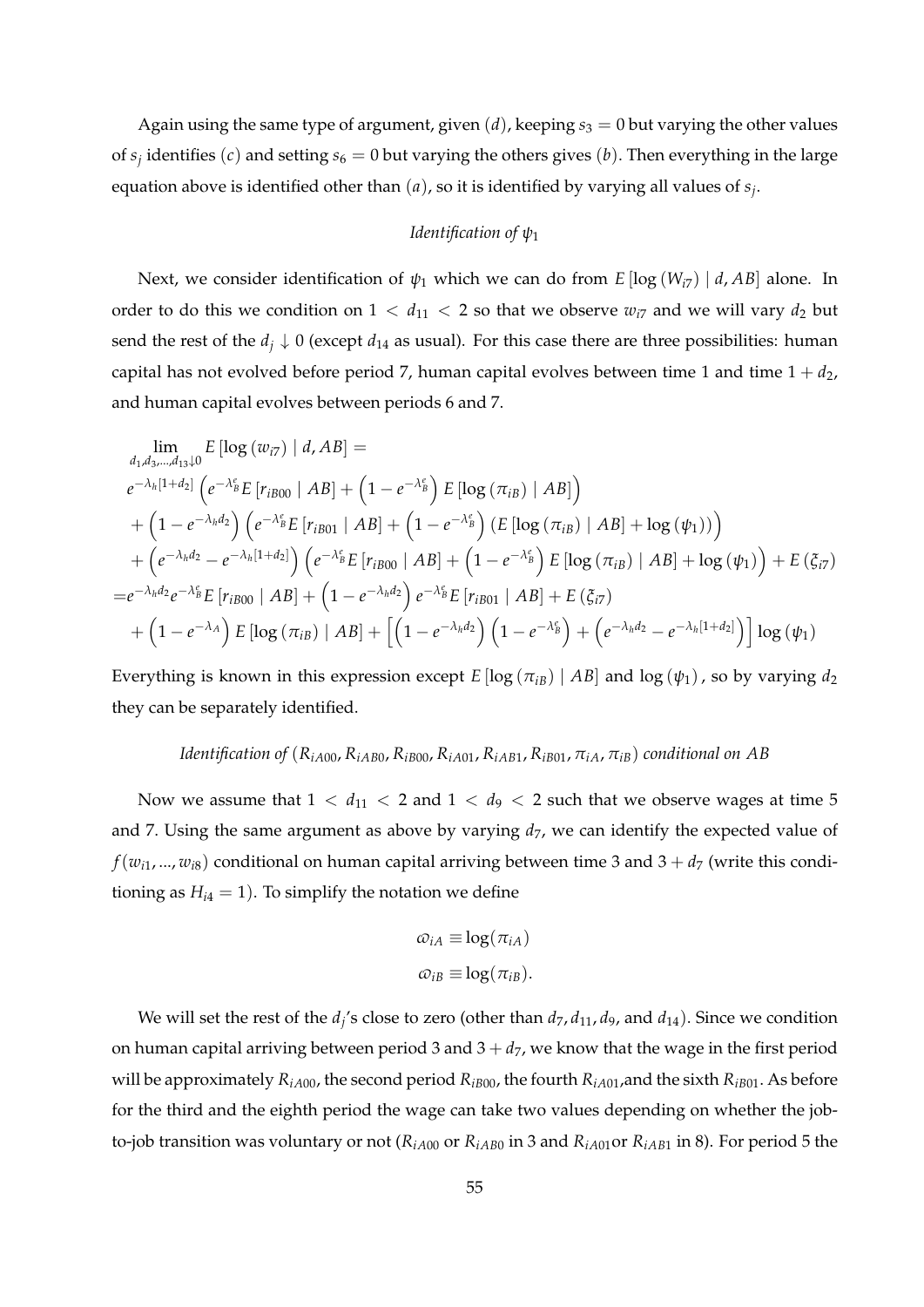Again using the same type of argument, given $(d)$, keeping $s_3 = 0$ but varying the other values of $s_j$ identifies $(c)$ and setting $s_6 = 0$ but varying the others gives $(b)$. Then everything in the large equation above is identified other than $(a)$, so it is identified by varying all values of $s_j$.

*Identification of $\psi_1$*

Next, we consider identification of $\psi_1$ which we can do from $E[\log(W_{i7}) \mid d, AB]$ alone. In order to do this we condition on $1 < d_{11} < 2$ so that we observe $w_{i7}$ and we will vary $d_2$ but send the rest of the $d_j \downarrow 0$ (except $d_{14}$ as usual). For this case there are three possibilities: human capital has not evolved before period 7, human capital evolves between time 1 and time $1 + d_2$, and human capital evolves between periods 6 and 7.

$$
\begin{aligned}
&\lim_{d_1, d_3, \ldots, d_{13} \downarrow 0} E[\log(w_{i7}) \mid d, AB] = \\
&e^{-\lambda_h[1+d_2]}\left(e^{-\lambda_B^e} E[r_{iB00} \mid AB] + \left(1 - e^{-\lambda_B^e}\right) E[\log(\pi_{iB}) \mid AB]\right) \\
&+ \left(1 - e^{-\lambda_h d_2}\right)\left(e^{-\lambda_B^e} E[r_{iB01} \mid AB] + \left(1 - e^{-\lambda_B^e}\right)\left(E[\log(\pi_{iB}) \mid AB] + \log(\psi_1)\right)\right) \\
&+ \left(e^{-\lambda_h d_2} - e^{-\lambda_h[1+d_2]}\right)\left(e^{-\lambda_B^e} E[r_{iB00} \mid AB] + \left(1 - e^{-\lambda_B^e}\right) E[\log(\pi_{iB}) \mid AB] + \log(\psi_1)\right) + E(\xi_{i7}) \\
=& e^{-\lambda_h d_2} e^{-\lambda_B^e} E[r_{iB00} \mid AB] + \left(1 - e^{-\lambda_h d_2}\right) e^{-\lambda_B^e} E[r_{iB01} \mid AB] + E(\xi_{i7}) \\
&+ \left(1 - e^{-\lambda_A}\right) E[\log(\pi_{iB}) \mid AB] + \left[\left(1 - e^{-\lambda_h d_2}\right)\left(1 - e^{-\lambda_B^e}\right) + \left(e^{-\lambda_h d_2} - e^{-\lambda_h[1+d_2]}\right)\right] \log(\psi_1)
\end{aligned}
$$

Everything is known in this expression except $E[\log(\pi_{iB}) \mid AB]$ and $\log(\psi_1)$, so by varying $d_2$ they can be separately identified.

*Identification of $(R_{iA00}, R_{iAB0}, R_{iB00}, R_{iA01}, R_{iAB1}, R_{iB01}, \pi_{iA}, \pi_{iB})$ conditional on $AB$*

Now we assume that $1 < d_{11} < 2$ and $1 < d_9 < 2$ such that we observe wages at time 5 and 7. Using the same argument as above by varying $d_7$, we can identify the expected value of $f(w_{i1}, ..., w_{i8})$ conditional on human capital arriving between time 3 and $3 + d_7$ (write this conditioning as $H_{i4} = 1$). To simplify the notation we define

$$
\begin{aligned}
\varpi_{iA} &\equiv \log(\pi_{iA}) \\
\varpi_{iB} &\equiv \log(\pi_{iB}).
\end{aligned}
$$

We will set the rest of the $d_j$'s close to zero (other than $d_7, d_{11}, d_9$, and $d_{14}$). Since we condition on human capital arriving between period 3 and $3 + d_7$, we know that the wage in the first period will be approximately $R_{iA00}$, the second period $R_{iB00}$, the fourth $R_{iA01}$, and the sixth $R_{iB01}$. As before for the third and the eighth period the wage can take two values depending on whether the job-to-job transition was voluntary or not ($R_{iA00}$ or $R_{iAB0}$ in 3 and $R_{iA01}$ or $R_{iAB1}$ in 8). For period 5 the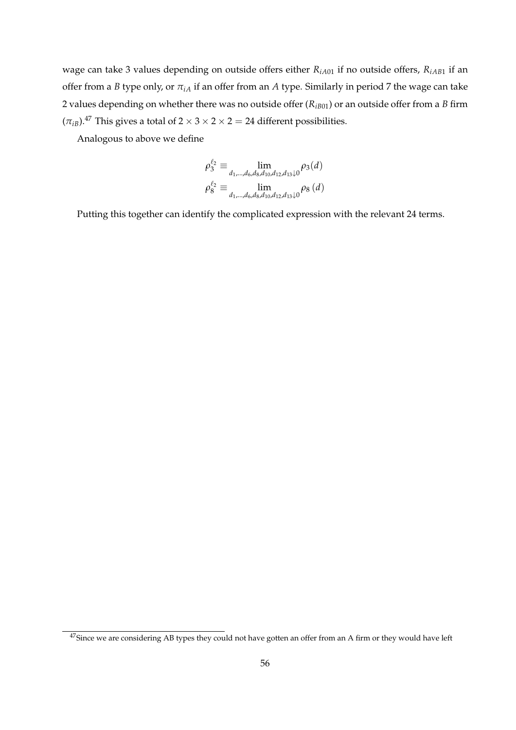wage can take 3 values depending on outside offers either $R_{iA01}$ if no outside offers, $R_{iAB1}$ if an offer from a $B$ type only, or $\pi_{iA}$ if an offer from an $A$ type. Similarly in period 7 the wage can take 2 values depending on whether there was no outside offer ($R_{iB01}$) or an outside offer from a $B$ firm ($\pi_{iB}$).[47] This gives a total of $2 \times 3 \times 2 \times 2 = 24$ different possibilities.

Analogous to above we define

$$\rho_3^{\ell_2} \equiv \lim_{d_1,\ldots,d_6,d_8,d_{10},d_{12},d_{13}\downarrow 0} \rho_3(d)$$
$$\rho_8^{\ell_2} \equiv \lim_{d_1,\ldots,d_6,d_8,d_{10},d_{12},d_{13}\downarrow 0} \rho_8(d)$$

Putting this together can identify the complicated expression with the relevant 24 terms.

[47] Since we are considering AB types they could not have gotten an offer from an A firm or they would have left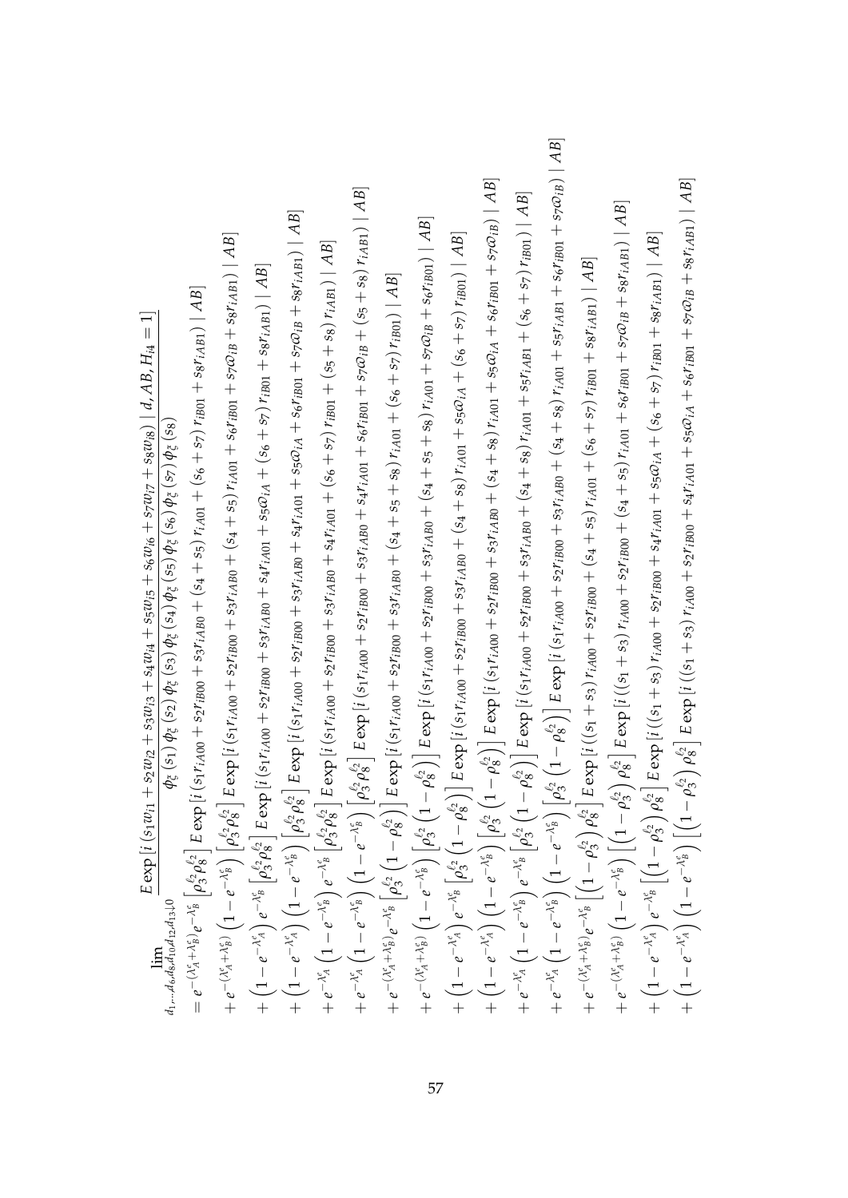$$
\lim_{d_1,\ldots,d_6,d_8,d_{10},d_{12},d_{13}\downarrow 0} \frac{E\exp\left[i\left(s_1w_{i1}+s_2w_{i2}+s_3w_{i3}+s_4w_{i4}+s_5w_{i5}+s_6w_{i6}+s_7w_{i7}+s_8w_{i8}\right)\mid d,AB,H_{i4}=1\right]}{\phi_\xi(s_1)\,\phi_\xi(s_2)\,\phi_\xi(s_3)\,\phi_\xi(s_4)\,\phi_\xi(s_5)\,\phi_\xi(s_6)\,\phi_\xi(s_7)\,\phi_\xi(s_8)}
$$

$$
\begin{aligned}
&= e^{-(\lambda_A^\epsilon+\lambda_B^\epsilon)}e^{-\lambda_B^\epsilon}\left[\rho_3^{\ell_2}\rho_8^{\ell_2}\right]E\exp\left[i\left(s_1r_{iA00}+s_2r_{iB00}+s_3r_{iAB0}+(s_4+s_5)\,r_{iA01}+(s_6+s_7)\,r_{iB01}+s_8r_{iAB1}\right)\mid AB\right]\\
&+e^{-(\lambda_A^\epsilon+\lambda_B^\epsilon)}\left(1-e^{-\lambda_B^\epsilon}\right)\left[\rho_3^{\ell_2}\rho_8^{\ell_2}\right]E\exp\left[i\left(s_1r_{iA00}+s_2r_{iB00}+s_3r_{iAB0}+(s_4+s_5)\,r_{iA01}+s_6r_{iB01}+s_7\varpi_{iB}+s_8r_{iAB1}\right)\mid AB\right]\\
&+\left(1-e^{-\lambda_A^\epsilon}\right)e^{-\lambda_B^\epsilon}\left[\rho_3^{\ell_2}\rho_8^{\ell_2}\right]E\exp\left[i\left(s_1r_{iA00}+s_2r_{iB00}+s_3r_{iAB0}+s_4r_{iA01}+s_5\varpi_{iA}+(s_6+s_7)\,r_{iB01}+s_8r_{iAB1}\right)\mid AB\right]\\
&+\left(1-e^{-\lambda_A^\epsilon}\right)\left(1-e^{-\lambda_B^\epsilon}\right)\left[\rho_3^{\ell_2}\rho_8^{\ell_2}\right]E\exp\left[i\left(s_1r_{iA00}+s_2r_{iB00}+s_3r_{iAB0}+s_4r_{iA01}+s_5\varpi_{iA}+s_6r_{iB01}+s_7\varpi_{iB}+s_8r_{iAB1}\right)\mid AB\right]\\
&+e^{-\lambda_A^\epsilon}\left(1-e^{-\lambda_B^\epsilon}\right)e^{-\lambda_B^\epsilon}\left[\rho_3^{\ell_2}\rho_8^{\ell_2}\right]E\exp\left[i\left(s_1r_{iA00}+s_2r_{iB00}+s_3r_{iAB0}+s_4r_{iA01}+(s_6+s_7)\,r_{iB01}+(s_5+s_8)\,r_{iAB1}\right)\mid AB\right]\\
&+e^{-\lambda_A^\epsilon}\left(1-e^{-\lambda_B^\epsilon}\right)\left(1-e^{-\lambda_B^\epsilon}\right)\left[\rho_3^{\ell_2}\rho_8^{\ell_2}\right]E\exp\left[i\left(s_1r_{iA00}+s_2r_{iB00}+s_3r_{iAB0}+s_4r_{iA01}+s_6r_{iB01}+s_7\varpi_{iB}+(s_5+s_8)\,r_{iAB1}\right)\mid AB\right]\\
&+e^{-(\lambda_A^\epsilon+\lambda_B^\epsilon)}e^{-\lambda_B^\epsilon}\left[\rho_3^{\ell_2}\left(1-\rho_8^{\ell_2}\right)\right]E\exp\left[i\left(s_1r_{iA00}+s_2r_{iB00}+s_3r_{iAB0}+(s_4+s_5+s_8)\,r_{iA01}+(s_6+s_7)\,r_{iB01}\right)\mid AB\right]\\
&+e^{-(\lambda_A^\epsilon+\lambda_B^\epsilon)}\left(1-e^{-\lambda_B^\epsilon}\right)\left[\rho_3^{\ell_2}\left(1-\rho_8^{\ell_2}\right)\right]E\exp\left[i\left(s_1r_{iA00}+s_2r_{iB00}+s_3r_{iAB0}+(s_4+s_5+s_8)\,r_{iA01}+s_7\varpi_{iB}+s_6r_{iB01}\right)\mid AB\right]\\
&+\left(1-e^{-\lambda_A^\epsilon}\right)e^{-\lambda_B^\epsilon}\left[\rho_3^{\ell_2}\left(1-\rho_8^{\ell_2}\right)\right]E\exp\left[i\left(s_1r_{iA00}+s_2r_{iB00}+s_3r_{iAB0}+(s_4+s_8)\,r_{iA01}+s_5\varpi_{iA}+(s_6+s_7)\,r_{iB01}\right)\mid AB\right]\\
&+\left(1-e^{-\lambda_A^\epsilon}\right)\left(1-e^{-\lambda_B^\epsilon}\right)\left[\rho_3^{\ell_2}\left(1-\rho_8^{\ell_2}\right)\right]E\exp\left[i\left(s_1r_{iA00}+s_2r_{iB00}+s_3r_{iAB0}+(s_4+s_8)\,r_{iA01}+s_5\varpi_{iA}+s_6r_{iB01}+s_7\varpi_{iB}\right)\mid AB\right]\\
&+e^{-\lambda_A^\epsilon}\left(1-e^{-\lambda_B^\epsilon}\right)e^{-\lambda_B^\epsilon}\left[\rho_3^{\ell_2}\left(1-\rho_8^{\ell_2}\right)\right]E\exp\left[i\left(s_1r_{iA00}+s_2r_{iB00}+s_3r_{iAB0}+(s_4+s_8)\,r_{iA01}+s_5r_{iAB1}+(s_6+s_7)\,r_{iB01}\right)\mid AB\right]\\
&+e^{-\lambda_A^\epsilon}\left(1-e^{-\lambda_B^\epsilon}\right)\left(1-e^{-\lambda_B^\epsilon}\right)\left[\rho_3^{\ell_2}\left(1-\rho_8^{\ell_2}\right)\right]E\exp\left[i\left(s_1r_{iA00}+s_2r_{iB00}+s_3r_{iAB0}+(s_4+s_8)\,r_{iA01}+s_5r_{iAB1}+s_6r_{iB01}+s_7\varpi_{iB}\right)\mid AB\right]\\
&+e^{-(\lambda_A^\epsilon+\lambda_B^\epsilon)}e^{-\lambda_B^\epsilon}\left[\left(1-\rho_3^{\ell_2}\right)\rho_8^{\ell_2}\right]E\exp\left[i\left((s_1+s_3)\,r_{iA00}+s_2r_{iB00}+(s_4+s_5)\,r_{iA01}+(s_6+s_7)\,r_{iB01}+s_8r_{iAB1}\right)\mid AB\right]\\
&+e^{-(\lambda_A^\epsilon+\lambda_B^\epsilon)}\left(1-e^{-\lambda_B^\epsilon}\right)\left[\left(1-\rho_3^{\ell_2}\right)\rho_8^{\ell_2}\right]E\exp\left[i\left((s_1+s_3)\,r_{iA00}+s_2r_{iB00}+(s_4+s_5)\,r_{iA01}+s_6r_{iB01}+s_7\varpi_{iB}+s_8r_{iAB1}\right)\mid AB\right]\\
&+\left(1-e^{-\lambda_A^\epsilon}\right)e^{-\lambda_B^\epsilon}\left[\left(1-\rho_3^{\ell_2}\right)\rho_8^{\ell_2}\right]E\exp\left[i\left((s_1+s_3)\,r_{iA00}+s_2r_{iB00}+s_4r_{iA01}+s_5\varpi_{iA}+(s_6+s_7)\,r_{iB01}+s_8r_{iAB1}\right)\mid AB\right]\\
&+\left(1-e^{-\lambda_A^\epsilon}\right)\left(1-e^{-\lambda_B^\epsilon}\right)\left[\left(1-\rho_3^{\ell_2}\right)\rho_8^{\ell_2}\right]E\exp\left[i\left((s_1+s_3)\,r_{iA00}+s_2r_{iB00}+s_4r_{iA01}+s_5\varpi_{iA}+s_6r_{iB01}+s_7\varpi_{iB}+s_8r_{iAB1}\right)\mid AB\right]
\end{aligned}
$$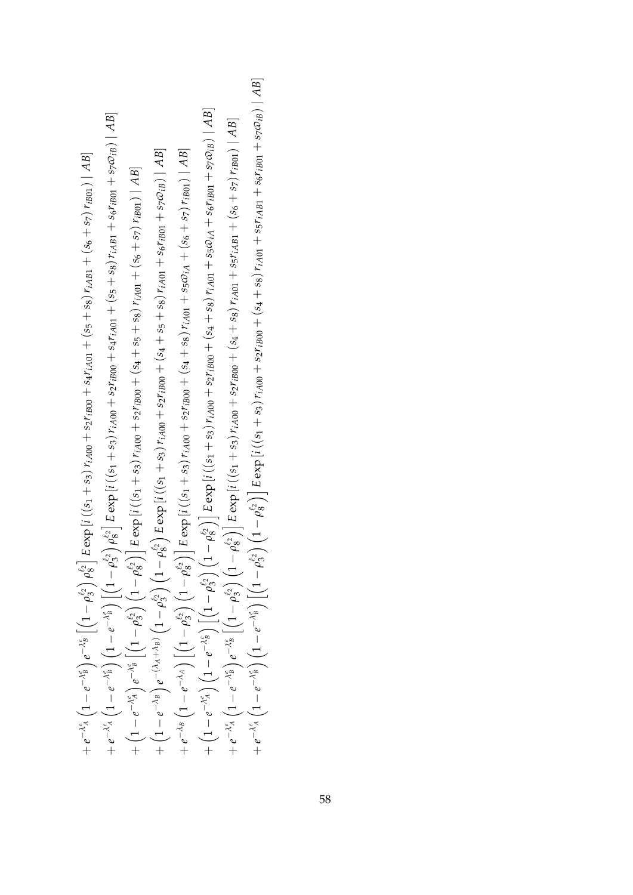$$
\begin{aligned}
&+e^{-\lambda_A^e}\left(1-e^{-\lambda_B^e}\right)e^{-\lambda_B^e}\left[\left(1-\rho_3^{\ell_2}\right)\rho_8^{\ell_2}\right]E\exp\left[i\left((s_1+s_3)\,r_{iA00}+s_2r_{iB00}+s_4r_{iA01}+(s_5+s_8)\,r_{iAB1}+(s_6+s_7)\,r_{iB01}\right)\mid AB\right]\\
&+e^{-\lambda_A^e}\left(1-e^{-\lambda_B^e}\right)\left(1-e^{-\lambda_B^e}\right)\left[\left(1-\rho_3^{\ell_2}\right)\rho_8^{\ell_2}\right]E\exp\left[i\left((s_1+s_3)\,r_{iA00}+s_2r_{iB00}+s_4r_{iA01}+(s_5+s_8)\,r_{iAB1}+s_6r_{iB01}+s_7\varpi_{iB}\right)\mid AB\right]\\
&+\left(1-e^{-\lambda_A^e}\right)e^{-\lambda_B^e}\left[\left(1-\rho_3^{\ell_2}\right)\left(1-\rho_8^{\ell_2}\right)\right]E\exp\left[i\left((s_1+s_3)\,r_{iA00}+s_2r_{iB00}+(s_4+s_5+s_8)\,r_{iA01}+(s_6+s_7)\,r_{iB01}\right)\mid AB\right]\\
&+\left(1-e^{-\lambda_B}\right)e^{-(\lambda_A+\lambda_B)}\left(1-\rho_3^{\ell_2}\right)\left(1-\rho_8^{\ell_2}\right)E\exp\left[i\left((s_1+s_3)\,r_{iA00}+s_2r_{iB00}+(s_4+s_5+s_8)\,r_{iA01}+s_6r_{iB01}+s_7\varpi_{iB}\right)\mid AB\right]\\
&+e^{-\lambda_B}\left(1-e^{-\lambda_A}\right)\left[\left(1-\rho_3^{\ell_2}\right)\left(1-\rho_8^{\ell_2}\right)\right]E\exp\left[i\left((s_1+s_3)\,r_{iA00}+s_2r_{iB00}+(s_4+s_8)\,r_{iA01}+s_5\varpi_{iA}+(s_6+s_7)\,r_{iB01}\right)\mid AB\right]\\
&+\left(1-e^{-\lambda_A^e}\right)\left(1-e^{-\lambda_B^e}\right)\left[\left(1-\rho_3^{\ell_2}\right)\left(1-\rho_8^{\ell_2}\right)\right]E\exp\left[i\left((s_1+s_3)\,r_{iA00}+s_2r_{iB00}+(s_4+s_8)\,r_{iA01}+s_5\varpi_{iA}+s_6r_{iB01}+s_7\varpi_{iB}\right)\mid AB\right]\\
&+e^{-\lambda_A^e}\left(1-e^{-\lambda_B^e}\right)e^{-\lambda_B^e}\left[\left(1-\rho_3^{\ell_2}\right)\left(1-\rho_8^{\ell_2}\right)\right]E\exp\left[i\left((s_1+s_3)\,r_{iA00}+s_2r_{iB00}+(s_4+s_8)\,r_{iA01}+s_5r_{iAB1}+(s_6+s_7)\,r_{iB01}\right)\mid AB\right]\\
&+e^{-\lambda_A^e}\left(1-e^{-\lambda_B^e}\right)\left(1-e^{-\lambda_B^e}\right)\left[\left(1-\rho_3^{\ell_2}\right)\left(1-\rho_8^{\ell_2}\right)\right]E\exp\left[i\left((s_1+s_3)\,r_{iA00}+s_2r_{iB00}+(s_4+s_8)\,r_{iA01}+s_5r_{iAB1}+s_6r_{iB01}+s_7\varpi_{iB}\right)\mid AB\right]
\end{aligned}
$$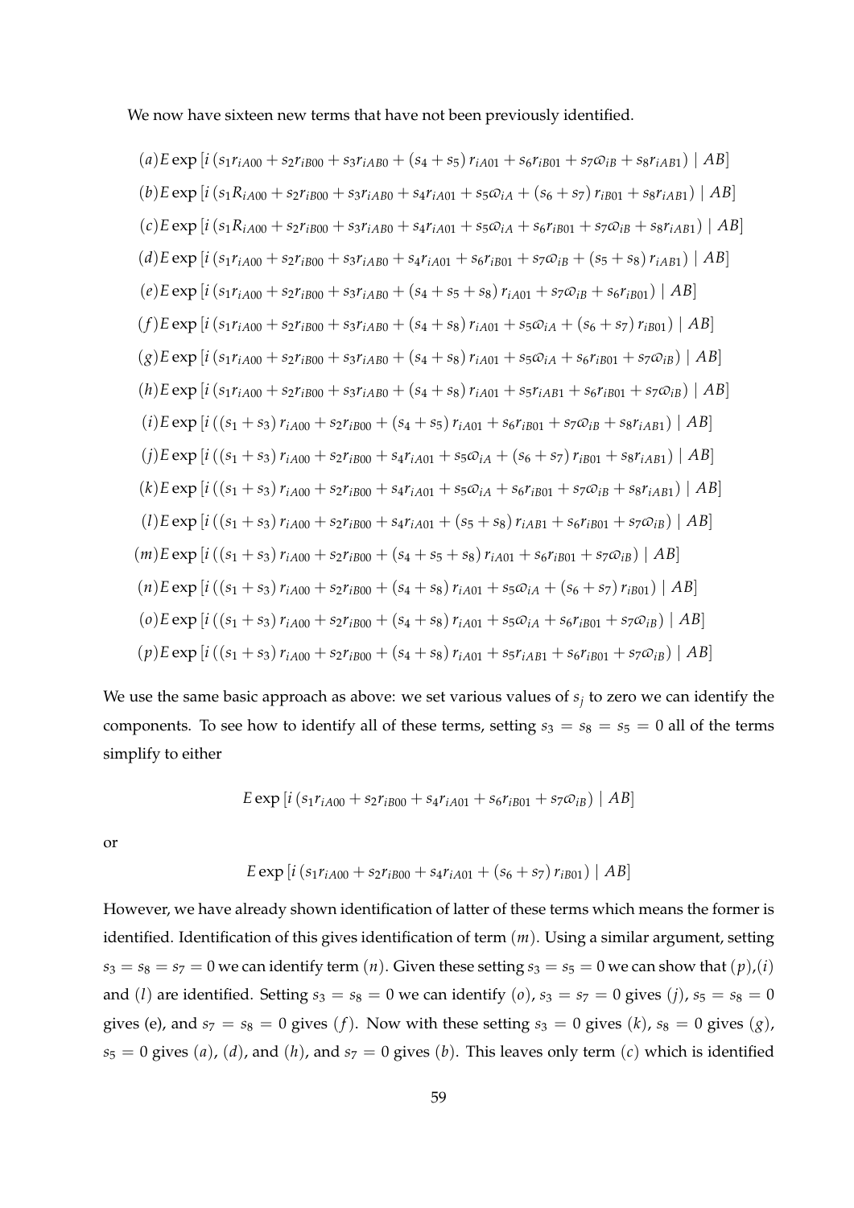We now have sixteen new terms that have not been previously identified.

$$(a) E \exp\left[i\left(s_1 r_{iA00} + s_2 r_{iB00} + s_3 r_{iAB0} + (s_4 + s_5) r_{iA01} + s_6 r_{iB01} + s_7 \varpi_{iB} + s_8 r_{iAB1}\right) \mid AB\right]$$

$$(b) E \exp\left[i\left(s_1 R_{iA00} + s_2 r_{iB00} + s_3 r_{iAB0} + s_4 r_{iA01} + s_5 \varpi_{iA} + (s_6 + s_7) r_{iB01} + s_8 r_{iAB1}\right) \mid AB\right]$$

$$(c) E \exp\left[i\left(s_1 R_{iA00} + s_2 r_{iB00} + s_3 r_{iAB0} + s_4 r_{iA01} + s_5 \varpi_{iA} + s_6 r_{iB01} + s_7 \varpi_{iB} + s_8 r_{iAB1}\right) \mid AB\right]$$

$$(d) E \exp\left[i\left(s_1 r_{iA00} + s_2 r_{iB00} + s_3 r_{iAB0} + s_4 r_{iA01} + s_6 r_{iB01} + s_7 \varpi_{iB} + (s_5 + s_8) r_{iAB1}\right) \mid AB\right]$$

$$(e) E \exp\left[i\left(s_1 r_{iA00} + s_2 r_{iB00} + s_3 r_{iAB0} + (s_4 + s_5 + s_8) r_{iA01} + s_7 \varpi_{iB} + s_6 r_{iB01}\right) \mid AB\right]$$

$$(f) E \exp\left[i\left(s_1 r_{iA00} + s_2 r_{iB00} + s_3 r_{iAB0} + (s_4 + s_8) r_{iA01} + s_5 \varpi_{iA} + (s_6 + s_7) r_{iB01}\right) \mid AB\right]$$

$$(g) E \exp\left[i\left(s_1 r_{iA00} + s_2 r_{iB00} + s_3 r_{iAB0} + (s_4 + s_8) r_{iA01} + s_5 \varpi_{iA} + s_6 r_{iB01} + s_7 \varpi_{iB}\right) \mid AB\right]$$

$$(h) E \exp\left[i\left(s_1 r_{iA00} + s_2 r_{iB00} + s_3 r_{iAB0} + (s_4 + s_8) r_{iA01} + s_5 r_{iAB1} + s_6 r_{iB01} + s_7 \varpi_{iB}\right) \mid AB\right]$$

$$(i) E \exp\left[i\left((s_1 + s_3) r_{iA00} + s_2 r_{iB00} + (s_4 + s_5) r_{iA01} + s_6 r_{iB01} + s_7 \varpi_{iB} + s_8 r_{iAB1}\right) \mid AB\right]$$

$$(j) E \exp\left[i\left((s_1 + s_3) r_{iA00} + s_2 r_{iB00} + s_4 r_{iA01} + s_5 \varpi_{iA} + (s_6 + s_7) r_{iB01} + s_8 r_{iAB1}\right) \mid AB\right]$$

$$(k) E \exp\left[i\left((s_1 + s_3) r_{iA00} + s_2 r_{iB00} + s_4 r_{iA01} + s_5 \varpi_{iA} + s_6 r_{iB01} + s_7 \varpi_{iB} + s_8 r_{iAB1}\right) \mid AB\right]$$

$$(l) E \exp\left[i\left((s_1 + s_3) r_{iA00} + s_2 r_{iB00} + s_4 r_{iA01} + (s_5 + s_8) r_{iAB1} + s_6 r_{iB01} + s_7 \varpi_{iB}\right) \mid AB\right]$$

$$(m) E \exp\left[i\left((s_1 + s_3) r_{iA00} + s_2 r_{iB00} + (s_4 + s_5 + s_8) r_{iA01} + s_6 r_{iB01} + s_7 \varpi_{iB}\right) \mid AB\right]$$

$$(n) E \exp\left[i\left((s_1 + s_3) r_{iA00} + s_2 r_{iB00} + (s_4 + s_8) r_{iA01} + s_5 \varpi_{iA} + (s_6 + s_7) r_{iB01}\right) \mid AB\right]$$

$$(o) E \exp\left[i\left((s_1 + s_3) r_{iA00} + s_2 r_{iB00} + (s_4 + s_8) r_{iA01} + s_5 \varpi_{iA} + s_6 r_{iB01} + s_7 \varpi_{iB}\right) \mid AB\right]$$

$$(p) E \exp\left[i\left((s_1 + s_3) r_{iA00} + s_2 r_{iB00} + (s_4 + s_8) r_{iA01} + s_5 r_{iAB1} + s_6 r_{iB01} + s_7 \varpi_{iB}\right) \mid AB\right]$$

We use the same basic approach as above: we set various values of $s_j$ to zero we can identify the components. To see how to identify all of these terms, setting $s_3 = s_8 = s_5 = 0$ all of the terms simplify to either

$$E \exp\left[i\left(s_1 r_{iA00} + s_2 r_{iB00} + s_4 r_{iA01} + s_6 r_{iB01} + s_7 \varpi_{iB}\right) \mid AB\right]$$

or

$$E \exp\left[i\left(s_1 r_{iA00} + s_2 r_{iB00} + s_4 r_{iA01} + (s_6 + s_7) r_{iB01}\right) \mid AB\right]$$

However, we have already shown identification of latter of these terms which means the former is identified. Identification of this gives identification of term $(m)$. Using a similar argument, setting $s_3 = s_8 = s_7 = 0$ we can identify term $(n)$. Given these setting $s_3 = s_5 = 0$ we can show that $(p)$,$(i)$ and $(l)$ are identified. Setting $s_3 = s_8 = 0$ we can identify $(o)$, $s_3 = s_7 = 0$ gives $(j)$, $s_5 = s_8 = 0$ gives (e), and $s_7 = s_8 = 0$ gives $(f)$. Now with these setting $s_3 = 0$ gives $(k)$, $s_8 = 0$ gives $(g)$, $s_5 = 0$ gives $(a)$, $(d)$, and $(h)$, and $s_7 = 0$ gives $(b)$. This leaves only term $(c)$ which is identified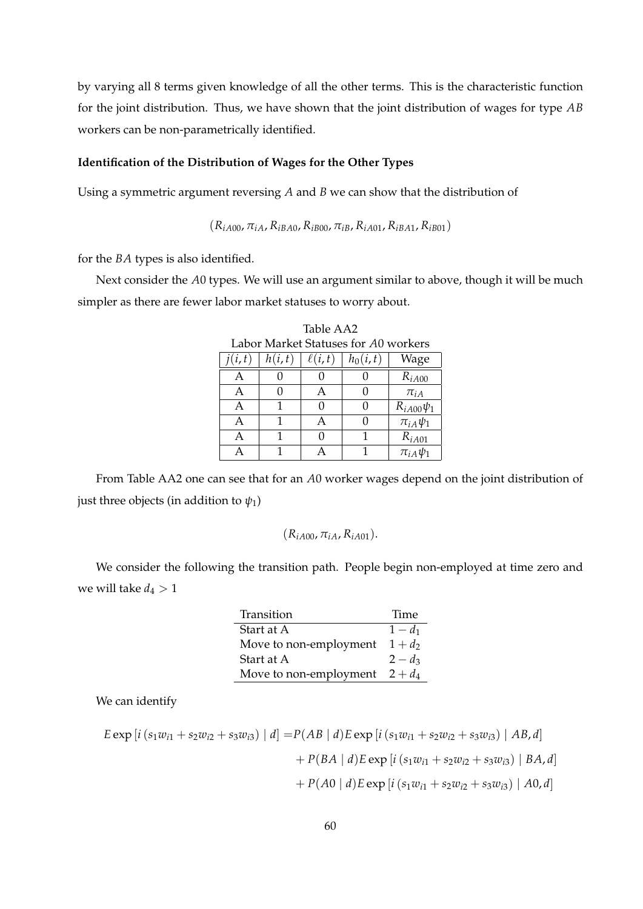by varying all 8 terms given knowledge of all the other terms. This is the characteristic function for the joint distribution. Thus, we have shown that the joint distribution of wages for type $AB$ workers can be non-parametrically identified.

**Identification of the Distribution of Wages for the Other Types**

Using a symmetric argument reversing $A$ and $B$ we can show that the distribution of

$$(R_{iA00}, \pi_{iA}, R_{iBA0}, R_{iB00}, \pi_{iB}, R_{iA01}, R_{iBA1}, R_{iB01})$$

for the $BA$ types is also identified.

Next consider the $A0$ types. We will use an argument similar to above, though it will be much simpler as there are fewer labor market statuses to worry about.

Table AA2

Labor Market Statuses for $A0$ workers

| $j(i,t)$ | $h(i,t)$ | $\ell(i,t)$ | $h_0(i,t)$ | Wage |
|---|---|---|---|---|
| A | 0 | 0 | 0 | $R_{iA00}$ |
| A | 0 | A | 0 | $\pi_{iA}$ |
| A | 1 | 0 | 0 | $R_{iA00}\psi_1$ |
| A | 1 | A | 0 | $\pi_{iA}\psi_1$ |
| A | 1 | 0 | 1 | $R_{iA01}$ |
| A | 1 | A | 1 | $\pi_{iA}\psi_1$ |

From Table AA2 one can see that for an $A0$ worker wages depend on the joint distribution of just three objects (in addition to $\psi_1$)

$$(R_{iA00}, \pi_{iA}, R_{iA01}).$$

We consider the following the transition path. People begin non-employed at time zero and we will take $d_4 > 1$

| Transition | Time |
|---|---|
| Start at A | $1 - d_1$ |
| Move to non-employment | $1 + d_2$ |
| Start at A | $2 - d_3$ |
| Move to non-employment | $2 + d_4$ |

We can identify

$$\begin{aligned}
E\exp\left[i\left(s_1 w_{i1} + s_2 w_{i2} + s_3 w_{i3}\right) \mid d\right] =& P(AB \mid d) E\exp\left[i\left(s_1 w_{i1} + s_2 w_{i2} + s_3 w_{i3}\right) \mid AB, d\right] \\
&+ P(BA \mid d) E\exp\left[i\left(s_1 w_{i1} + s_2 w_{i2} + s_3 w_{i3}\right) \mid BA, d\right] \\
&+ P(A0 \mid d) E\exp\left[i\left(s_1 w_{i1} + s_2 w_{i2} + s_3 w_{i3}\right) \mid A0, d\right]
\end{aligned}$$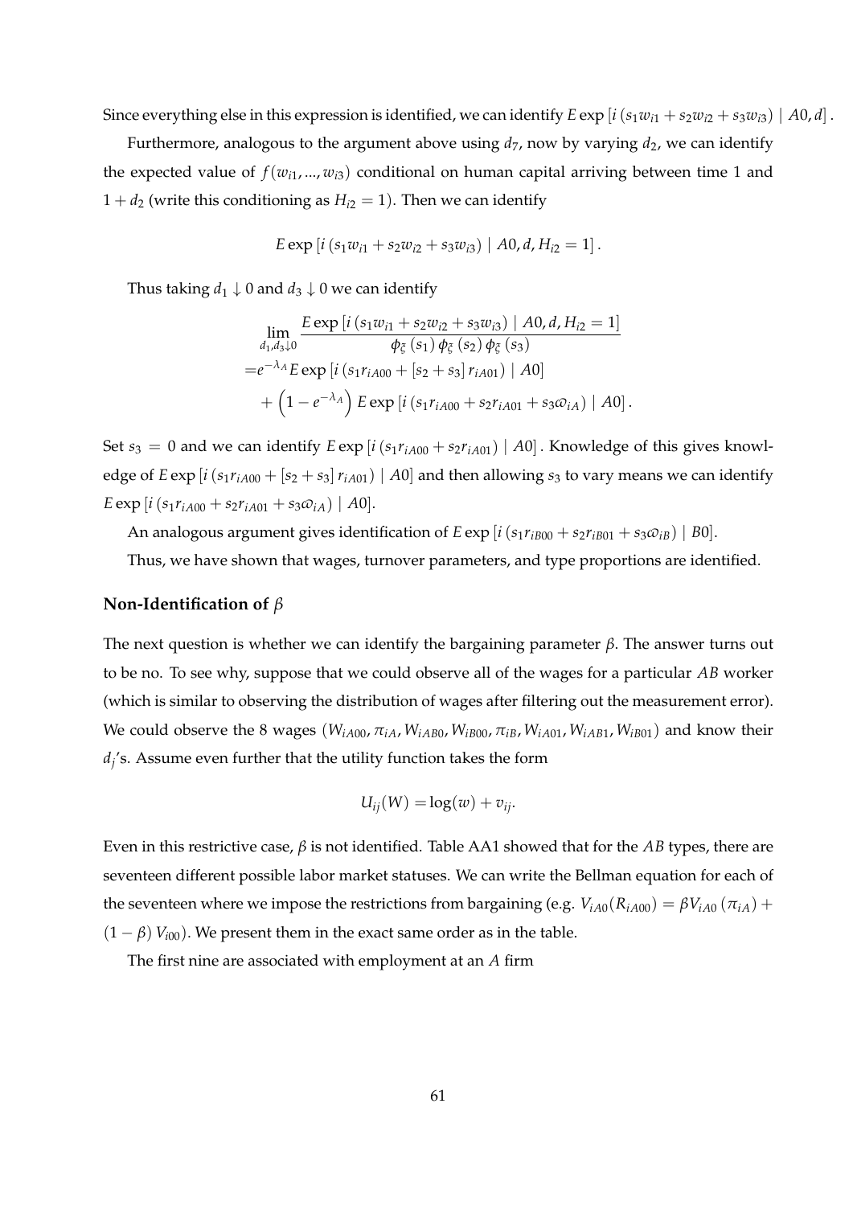Since everything else in this expression is identified, we can identify $E \exp\left[i\left(s_1 w_{i1} + s_2 w_{i2} + s_3 w_{i3}\right) \mid A0, d\right]$.

Furthermore, analogous to the argument above using $d_7$, now by varying $d_2$, we can identify the expected value of $f(w_{i1}, ..., w_{i3})$ conditional on human capital arriving between time 1 and $1 + d_2$ (write this conditioning as $H_{i2} = 1$). Then we can identify

$$E \exp\left[i\left(s_1 w_{i1} + s_2 w_{i2} + s_3 w_{i3}\right) \mid A0, d, H_{i2} = 1\right].$$

Thus taking $d_1 \downarrow 0$ and $d_3 \downarrow 0$ we can identify

$$\begin{aligned}
&\lim_{d_1, d_3 \downarrow 0} \frac{E \exp\left[i\left(s_1 w_{i1} + s_2 w_{i2} + s_3 w_{i3}\right) \mid A0, d, H_{i2} = 1\right]}{\phi_\xi\left(s_1\right) \phi_\xi\left(s_2\right) \phi_\xi\left(s_3\right)} \\
=& e^{-\lambda_A} E \exp\left[i\left(s_1 r_{iA00} + \left[s_2 + s_3\right] r_{iA01}\right) \mid A0\right] \\
&+ \left(1 - e^{-\lambda_A}\right) E \exp\left[i\left(s_1 r_{iA00} + s_2 r_{iA01} + s_3 \varpi_{iA}\right) \mid A0\right].
\end{aligned}$$

Set $s_3 = 0$ and we can identify $E \exp\left[i\left(s_1 r_{iA00} + s_2 r_{iA01}\right) \mid A0\right]$. Knowledge of this gives knowledge of $E \exp\left[i\left(s_1 r_{iA00} + \left[s_2 + s_3\right] r_{iA01}\right) \mid A0\right]$ and then allowing $s_3$ to vary means we can identify $E \exp\left[i\left(s_1 r_{iA00} + s_2 r_{iA01} + s_3 \varpi_{iA}\right) \mid A0\right]$.

An analogous argument gives identification of $E \exp\left[i\left(s_1 r_{iB00} + s_2 r_{iB01} + s_3 \varpi_{iB}\right) \mid B0\right]$.

Thus, we have shown that wages, turnover parameters, and type proportions are identified.

### Non-Identification of $\beta$

The next question is whether we can identify the bargaining parameter $\beta$. The answer turns out to be no. To see why, suppose that we could observe all of the wages for a particular $AB$ worker (which is similar to observing the distribution of wages after filtering out the measurement error). We could observe the 8 wages $(W_{iA00}, \pi_{iA}, W_{iAB0}, W_{iB00}, \pi_{iB}, W_{iA01}, W_{iAB1}, W_{iB01})$ and know their $d_j$'s. Assume even further that the utility function takes the form

$$U_{ij}(W) = \log(w) + v_{ij}.$$

Even in this restrictive case, $\beta$ is not identified. Table AA1 showed that for the $AB$ types, there are seventeen different possible labor market statuses. We can write the Bellman equation for each of the seventeen where we impose the restrictions from bargaining (e.g. $V_{iA0}(R_{iA00}) = \beta V_{iA0}\left(\pi_{iA}\right) + (1 - \beta) V_{i00}$). We present them in the exact same order as in the table.

The first nine are associated with employment at an $A$ firm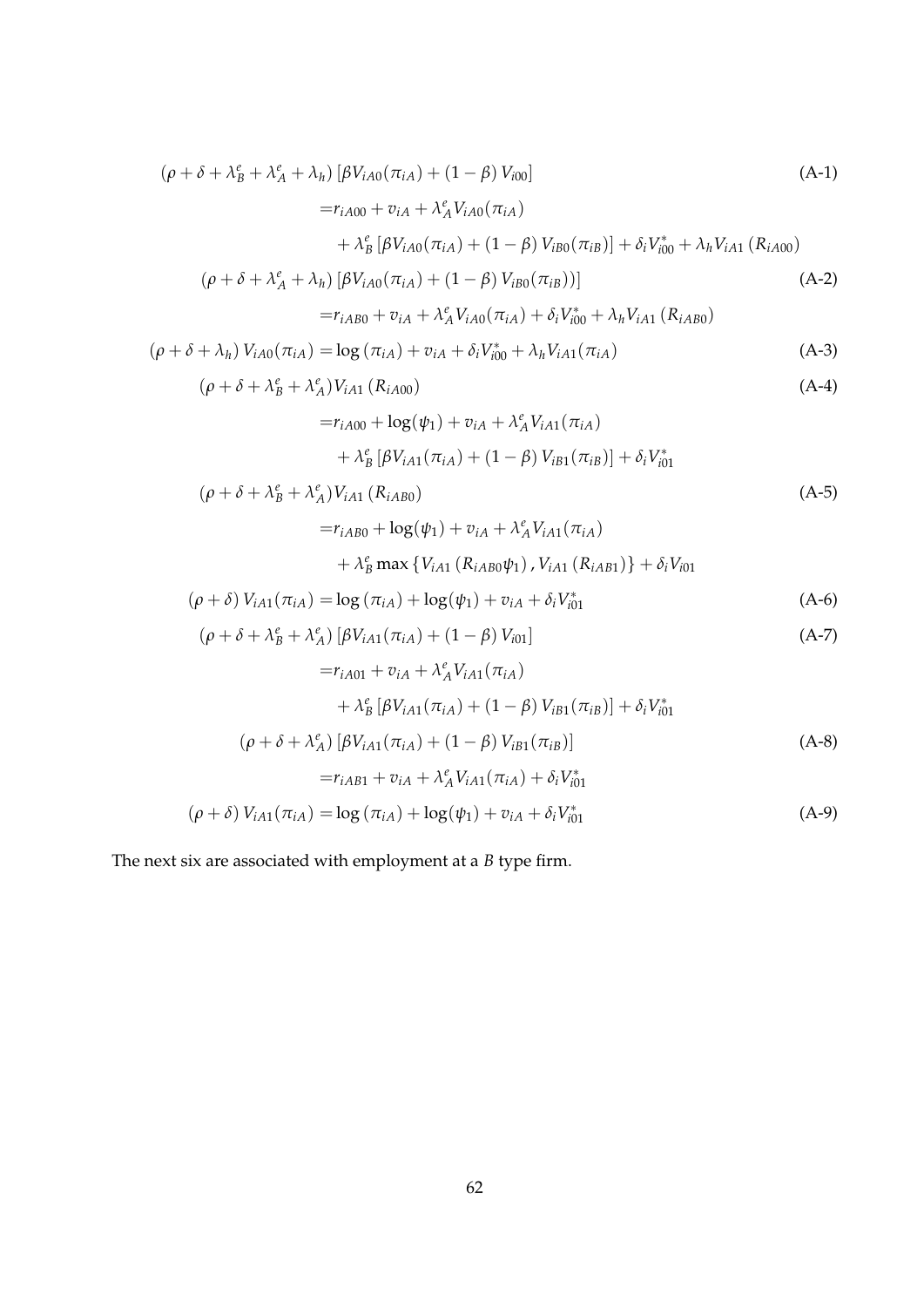$$
\begin{aligned}
\left(\rho+\delta+\lambda_B^e+\lambda_A^e+\lambda_h\right)\left[\beta V_{iA0}(\pi_{iA})+(1-\beta)\,V_{i00}\right] \qquad\qquad (\text{A-1})\\
= & r_{iA00}+v_{iA}+\lambda_A^e V_{iA0}(\pi_{iA}) \\
& +\lambda_B^e\left[\beta V_{iA0}(\pi_{iA})+(1-\beta)\,V_{iB0}(\pi_{iB})\right]+\delta_i V_{i00}^*+\lambda_h V_{iA1}\left(R_{iA00}\right)
\end{aligned}
$$

$$
\begin{aligned}
\left(\rho+\delta+\lambda_A^e+\lambda_h\right)\left[\beta V_{iA0}(\pi_{iA})+(1-\beta)\,V_{iB0}(\pi_{iB}))\right] \qquad\qquad (\text{A-2})\\
= r_{iAB0}+v_{iA}+\lambda_A^e V_{iA0}(\pi_{iA})+\delta_i V_{i00}^*+\lambda_h V_{iA1}\left(R_{iAB0}\right)
\end{aligned}
$$

$$
\left(\rho+\delta+\lambda_h\right)V_{iA0}(\pi_{iA})=\log\left(\pi_{iA}\right)+v_{iA}+\delta_i V_{i00}^*+\lambda_h V_{iA1}(\pi_{iA}) \qquad (\text{A-3})
$$

$$
\begin{aligned}
(\rho+\delta+\lambda_B^e+\lambda_A^e)V_{iA1}\left(R_{iA00}\right) \qquad\qquad (\text{A-4})\\
= & r_{iA00}+\log(\psi_1)+v_{iA}+\lambda_A^e V_{iA1}(\pi_{iA}) \\
& +\lambda_B^e\left[\beta V_{iA1}(\pi_{iA})+(1-\beta)\,V_{iB1}(\pi_{iB})\right]+\delta_i V_{i01}^*
\end{aligned}
$$

$$
\begin{aligned}
(\rho+\delta+\lambda_B^e+\lambda_A^e)V_{iA1}\left(R_{iAB0}\right) \qquad\qquad (\text{A-5})\\
= & r_{iAB0}+\log(\psi_1)+v_{iA}+\lambda_A^e V_{iA1}(\pi_{iA}) \\
& +\lambda_B^e \max\left\{V_{iA1}\left(R_{iAB0}\psi_1\right),V_{iA1}\left(R_{iAB1}\right)\right\}+\delta_i V_{i01}
\end{aligned}
$$

$$
\left(\rho+\delta\right)V_{iA1}(\pi_{iA})=\log\left(\pi_{iA}\right)+\log(\psi_1)+v_{iA}+\delta_i V_{i01}^* \qquad (\text{A-6})
$$

$$
\begin{aligned}
\left(\rho+\delta+\lambda_B^e+\lambda_A^e\right)\left[\beta V_{iA1}(\pi_{iA})+(1-\beta)\,V_{i01}\right] \qquad\qquad (\text{A-7})\\
= & r_{iA01}+v_{iA}+\lambda_A^e V_{iA1}(\pi_{iA}) \\
& +\lambda_B^e\left[\beta V_{iA1}(\pi_{iA})+(1-\beta)\,V_{iB1}(\pi_{iB})\right]+\delta_i V_{i01}^*
\end{aligned}
$$

$$
\begin{aligned}
\left(\rho+\delta+\lambda_A^e\right)\left[\beta V_{iA1}(\pi_{iA})+(1-\beta)\,V_{iB1}(\pi_{iB})\right] \qquad\qquad (\text{A-8})\\
= r_{iAB1}+v_{iA}+\lambda_A^e V_{iA1}(\pi_{iA})+\delta_i V_{i01}^*
\end{aligned}
$$

$$
\left(\rho+\delta\right)V_{iA1}(\pi_{iA})=\log\left(\pi_{iA}\right)+\log(\psi_1)+v_{iA}+\delta_i V_{i01}^* \qquad (\text{A-9})
$$

The next six are associated with employment at a *B* type firm.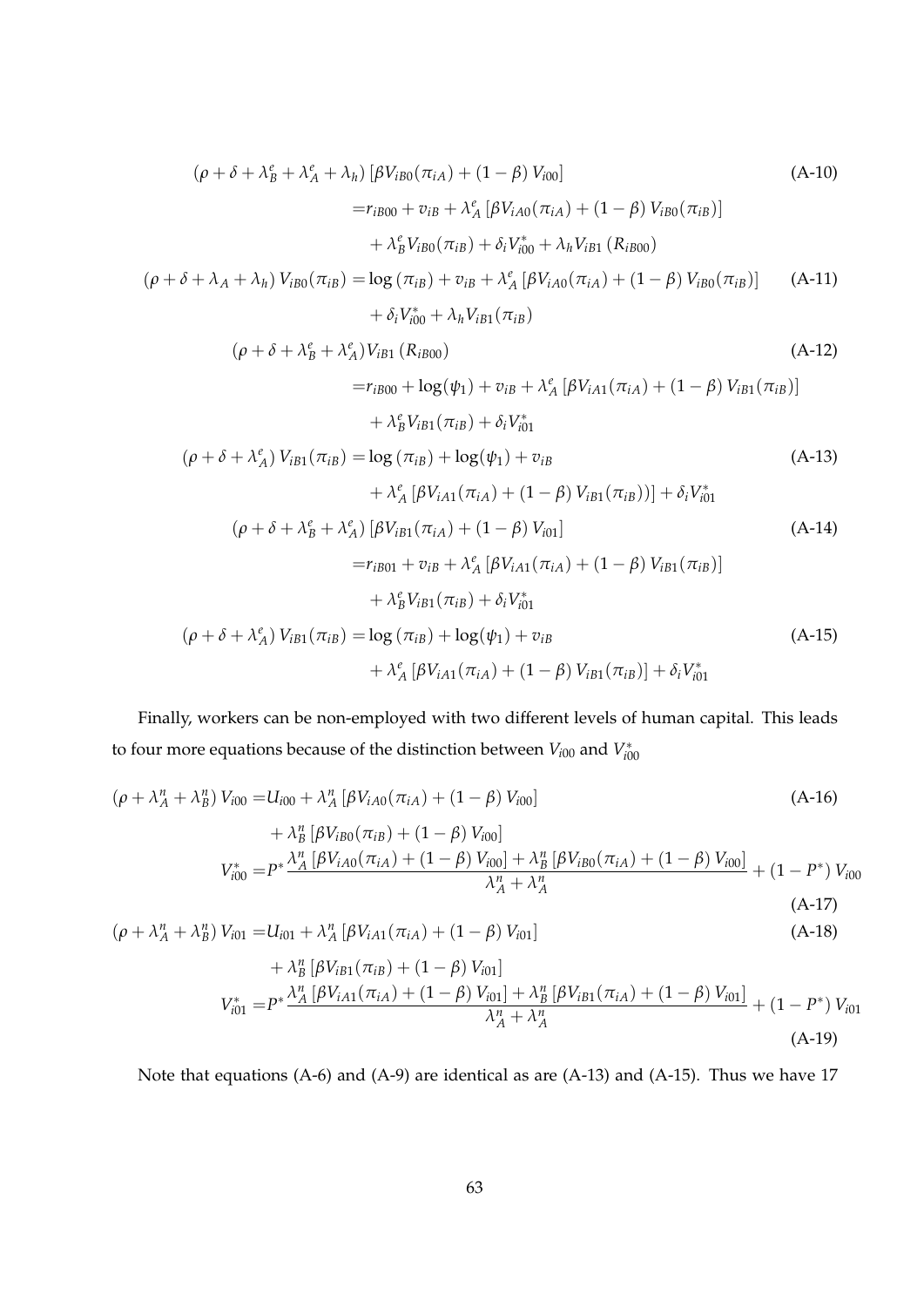$$(\rho + \delta + \lambda_B^e + \lambda_A^e + \lambda_h) \left[\beta V_{iB0}(\pi_{iA}) + (1-\beta) V_{i00}\right] \tag{A-10}$$

$$= r_{iB00} + v_{iB} + \lambda_A^e \left[\beta V_{iA0}(\pi_{iA}) + (1-\beta) V_{iB0}(\pi_{iB})\right]$$

$$+ \lambda_B^e V_{iB0}(\pi_{iB}) + \delta_i V_{i00}^* + \lambda_h V_{iB1}(R_{iB00})$$

$$(\rho + \delta + \lambda_A + \lambda_h) V_{iB0}(\pi_{iB}) = \log(\pi_{iB}) + v_{iB} + \lambda_A^e \left[\beta V_{iA0}(\pi_{iA}) + (1-\beta) V_{iB0}(\pi_{iB})\right] \tag{A-11}$$

$$+ \delta_i V_{i00}^* + \lambda_h V_{iB1}(\pi_{iB})$$

$$(\rho + \delta + \lambda_B^e + \lambda_A^e) V_{iB1}(R_{iB00}) \tag{A-12}$$

$$= r_{iB00} + \log(\psi_1) + v_{iB} + \lambda_A^e \left[\beta V_{iA1}(\pi_{iA}) + (1-\beta) V_{iB1}(\pi_{iB})\right]$$

$$+ \lambda_B^e V_{iB1}(\pi_{iB}) + \delta_i V_{i01}^*$$

$$(\rho + \delta + \lambda_A^e) V_{iB1}(\pi_{iB}) = \log(\pi_{iB}) + \log(\psi_1) + v_{iB} \tag{A-13}$$

$$+ \lambda_A^e \left[\beta V_{iA1}(\pi_{iA}) + (1-\beta) V_{iB1}(\pi_{iB}))\right] + \delta_i V_{i01}^*$$

$$(\rho + \delta + \lambda_B^e + \lambda_A^e) \left[\beta V_{iB1}(\pi_{iA}) + (1-\beta) V_{i01}\right] \tag{A-14}$$

$$= r_{iB01} + v_{iB} + \lambda_A^e \left[\beta V_{iA1}(\pi_{iA}) + (1-\beta) V_{iB1}(\pi_{iB})\right]$$

$$+ \lambda_B^e V_{iB1}(\pi_{iB}) + \delta_i V_{i01}^*$$

$$(\rho + \delta + \lambda_A^e) V_{iB1}(\pi_{iB}) = \log(\pi_{iB}) + \log(\psi_1) + v_{iB} \tag{A-15}$$

$$+ \lambda_A^e \left[\beta V_{iA1}(\pi_{iA}) + (1-\beta) V_{iB1}(\pi_{iB})\right] + \delta_i V_{i01}^*$$

Finally, workers can be non-employed with two different levels of human capital. This leads to four more equations because of the distinction between $V_{i00}$ and $V_{i00}^*$

$$(\rho + \lambda_A^n + \lambda_B^n) V_{i00} = U_{i00} + \lambda_A^n \left[\beta V_{iA0}(\pi_{iA}) + (1-\beta) V_{i00}\right] \tag{A-16}$$

$$+ \lambda_B^n \left[\beta V_{iB0}(\pi_{iB}) + (1-\beta) V_{i00}\right]$$

$$V_{i00}^* = P^* \frac{\lambda_A^n \left[\beta V_{iA0}(\pi_{iA}) + (1-\beta) V_{i00}\right] + \lambda_B^n \left[\beta V_{iB0}(\pi_{iA}) + (1-\beta) V_{i00}\right]}{\lambda_A^n + \lambda_A^n} + (1-P^*) V_{i00} \tag{A-17}$$

$$(\rho + \lambda_A^n + \lambda_B^n) V_{i01} = U_{i01} + \lambda_A^n \left[\beta V_{iA1}(\pi_{iA}) + (1-\beta) V_{i01}\right] \tag{A-18}$$

$$+ \lambda_B^n \left[\beta V_{iB1}(\pi_{iB}) + (1-\beta) V_{i01}\right]$$

$$V_{i01}^* = P^* \frac{\lambda_A^n \left[\beta V_{iA1}(\pi_{iA}) + (1-\beta) V_{i01}\right] + \lambda_B^n \left[\beta V_{iB1}(\pi_{iA}) + (1-\beta) V_{i01}\right]}{\lambda_A^n + \lambda_A^n} + (1-P^*) V_{i01} \tag{A-19}$$

Note that equations (A-6) and (A-9) are identical as are (A-13) and (A-15). Thus we have 17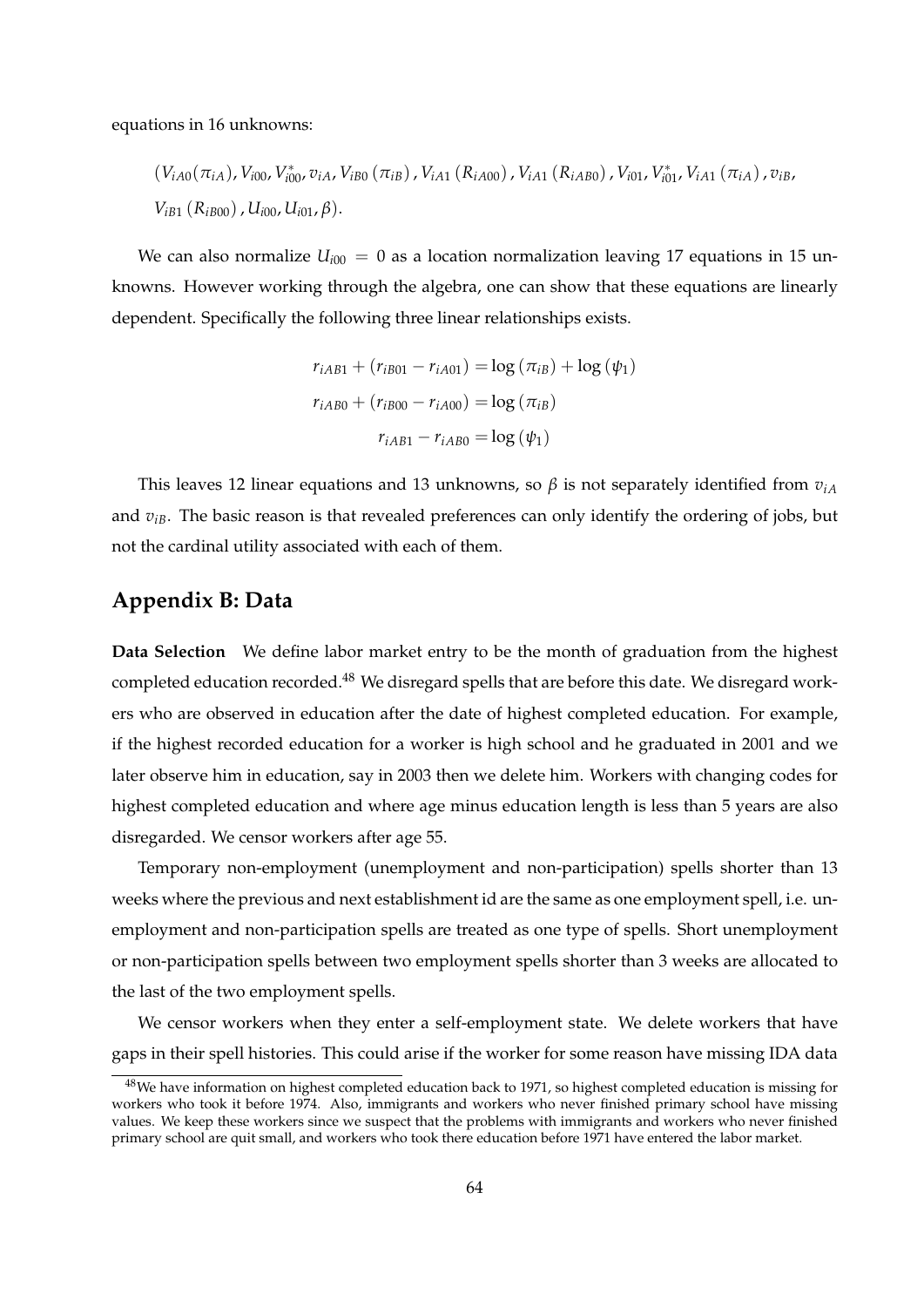equations in 16 unknowns:

$$\left(V_{iA0}(\pi_{iA}), V_{i00}, V^*_{i00}, v_{iA}, V_{iB0}\left(\pi_{iB}\right), V_{iA1}\left(R_{iA00}\right), V_{iA1}\left(R_{iAB0}\right), V_{i01}, V^*_{i01}, V_{iA1}\left(\pi_{iA}\right), v_{iB},\right.$$
$$\left. V_{iB1}\left(R_{iB00}\right), U_{i00}, U_{i01}, \beta\right).$$

We can also normalize $U_{i00} = 0$ as a location normalization leaving 17 equations in 15 unknowns. However working through the algebra, one can show that these equations are linearly dependent. Specifically the following three linear relationships exists.

$$r_{iAB1} + \left(r_{iB01} - r_{iA01}\right) = \log\left(\pi_{iB}\right) + \log\left(\psi_1\right)$$
$$r_{iAB0} + \left(r_{iB00} - r_{iA00}\right) = \log\left(\pi_{iB}\right)$$
$$r_{iAB1} - r_{iAB0} = \log\left(\psi_1\right)$$

This leaves 12 linear equations and 13 unknowns, so $\beta$ is not separately identified from $v_{iA}$ and $v_{iB}$. The basic reason is that revealed preferences can only identify the ordering of jobs, but not the cardinal utility associated with each of them.

## Appendix B: Data

**Data Selection** We define labor market entry to be the month of graduation from the highest completed education recorded.[48] We disregard spells that are before this date. We disregard workers who are observed in education after the date of highest completed education. For example, if the highest recorded education for a worker is high school and he graduated in 2001 and we later observe him in education, say in 2003 then we delete him. Workers with changing codes for highest completed education and where age minus education length is less than 5 years are also disregarded. We censor workers after age 55.

Temporary non-employment (unemployment and non-participation) spells shorter than 13 weeks where the previous and next establishment id are the same as one employment spell, i.e. unemployment and non-participation spells are treated as one type of spells. Short unemployment or non-participation spells between two employment spells shorter than 3 weeks are allocated to the last of the two employment spells.

We censor workers when they enter a self-employment state. We delete workers that have gaps in their spell histories. This could arise if the worker for some reason have missing IDA data

[48]We have information on highest completed education back to 1971, so highest completed education is missing for workers who took it before 1974. Also, immigrants and workers who never finished primary school have missing values. We keep these workers since we suspect that the problems with immigrants and workers who never finished primary school are quit small, and workers who took there education before 1971 have entered the labor market.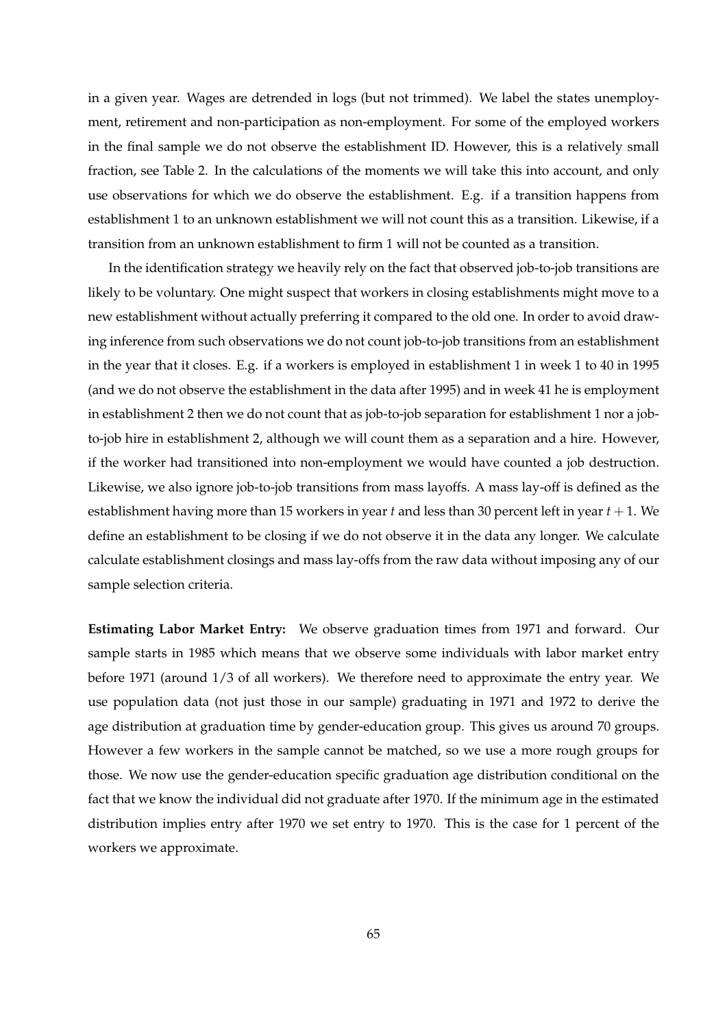in a given year. Wages are detrended in logs (but not trimmed). We label the states unemployment, retirement and non-participation as non-employment. For some of the employed workers in the final sample we do not observe the establishment ID. However, this is a relatively small fraction, see Table 2. In the calculations of the moments we will take this into account, and only use observations for which we do observe the establishment. E.g. if a transition happens from establishment 1 to an unknown establishment we will not count this as a transition. Likewise, if a transition from an unknown establishment to firm 1 will not be counted as a transition.

In the identification strategy we heavily rely on the fact that observed job-to-job transitions are likely to be voluntary. One might suspect that workers in closing establishments might move to a new establishment without actually preferring it compared to the old one. In order to avoid drawing inference from such observations we do not count job-to-job transitions from an establishment in the year that it closes. E.g. if a workers is employed in establishment 1 in week 1 to 40 in 1995 (and we do not observe the establishment in the data after 1995) and in week 41 he is employment in establishment 2 then we do not count that as job-to-job separation for establishment 1 nor a job-to-job hire in establishment 2, although we will count them as a separation and a hire. However, if the worker had transitioned into non-employment we would have counted a job destruction. Likewise, we also ignore job-to-job transitions from mass layoffs. A mass lay-off is defined as the establishment having more than 15 workers in year $t$ and less than 30 percent left in year $t+1$. We define an establishment to be closing if we do not observe it in the data any longer. We calculate calculate establishment closings and mass lay-offs from the raw data without imposing any of our sample selection criteria.

**Estimating Labor Market Entry:** We observe graduation times from 1971 and forward. Our sample starts in 1985 which means that we observe some individuals with labor market entry before 1971 (around 1/3 of all workers). We therefore need to approximate the entry year. We use population data (not just those in our sample) graduating in 1971 and 1972 to derive the age distribution at graduation time by gender-education group. This gives us around 70 groups. However a few workers in the sample cannot be matched, so we use a more rough groups for those. We now use the gender-education specific graduation age distribution conditional on the fact that we know the individual did not graduate after 1970. If the minimum age in the estimated distribution implies entry after 1970 we set entry to 1970. This is the case for 1 percent of the workers we approximate.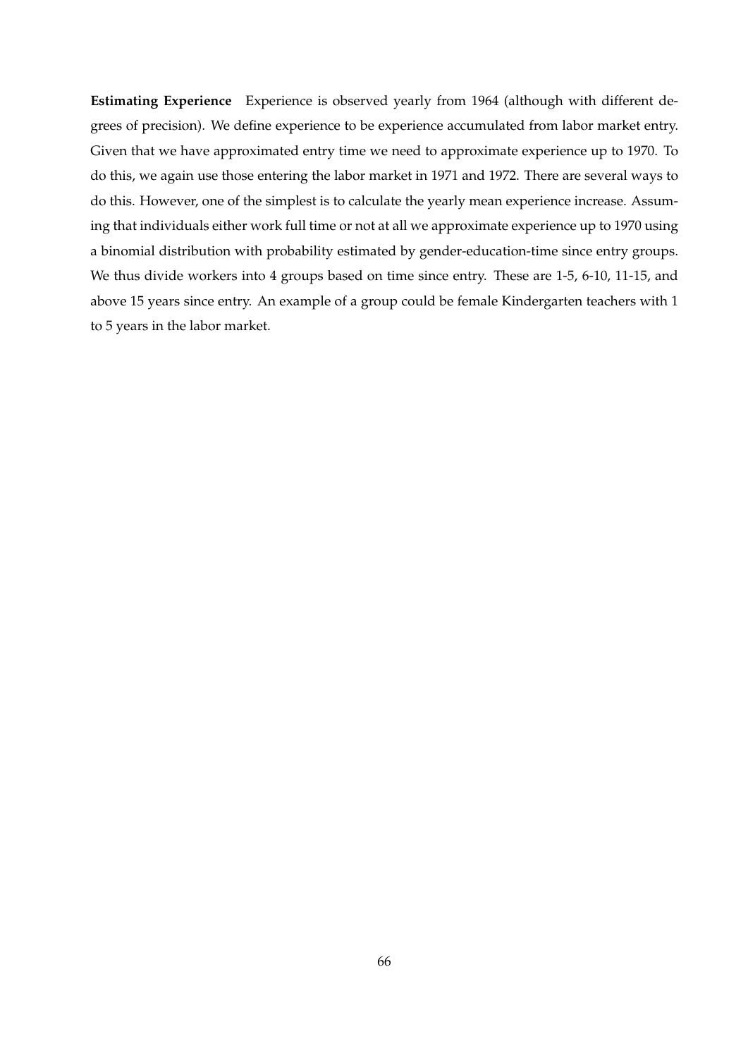**Estimating Experience** Experience is observed yearly from 1964 (although with different degrees of precision). We define experience to be experience accumulated from labor market entry. Given that we have approximated entry time we need to approximate experience up to 1970. To do this, we again use those entering the labor market in 1971 and 1972. There are several ways to do this. However, one of the simplest is to calculate the yearly mean experience increase. Assuming that individuals either work full time or not at all we approximate experience up to 1970 using a binomial distribution with probability estimated by gender-education-time since entry groups. We thus divide workers into 4 groups based on time since entry. These are 1-5, 6-10, 11-15, and above 15 years since entry. An example of a group could be female Kindergarten teachers with 1 to 5 years in the labor market.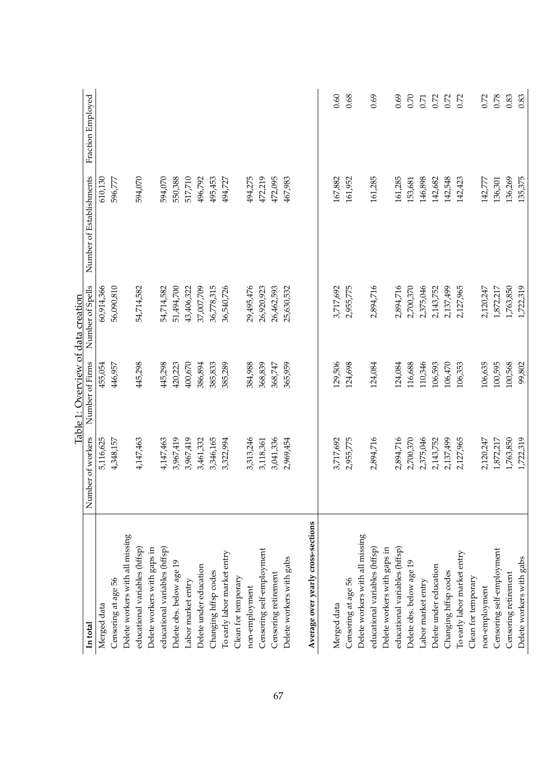Table 1: Overview of data creation

| In total | Number of workers | Number of Firms | Number of Spells | Number of Establishments | Fraction Employed |
|---|---|---|---|---|---|
| Merged data | 5,116,625 | 455,054 | 60,914,366 | 610,130 | |
| Censoring at age 56 | 4,348,157 | 446,957 | 56,090,810 | 596,777 | |
| Delete workers with all missing educational variables (hffsp) | 4,147,463 | 445,298 | 54,714,582 | 594,070 | |
| Delete workers with gaps in educational variables (hffsp) | 4,147,463 | 445,298 | 54,714,582 | 594,070 | |
| Delete obs. below age 19 | 3,967,419 | 420,223 | 51,494,700 | 550,388 | |
| Labor market entry | 3,967,419 | 400,670 | 43,406,322 | 517,710 | |
| Delete under education | 3,461,332 | 386,894 | 37,007,709 | 496,792 | |
| Changing hffsp codes | 3,346,165 | 385,833 | 36,778,315 | 495,453 | |
| To early labor market entry | 3,322,994 | 385,289 | 36,540,726 | 494,727 | |
| Clean for temporary non-employment | 3,313,246 | 384,988 | 29,495,476 | 494,275 | |
| Censoring self-employment | 3,118,361 | 368,839 | 26,920,923 | 472,219 | |
| Censoring retirement | 3,041,336 | 368,747 | 26,462,593 | 472,095 | |
| Delete workers with gabs | 2,969,454 | 365,959 | 25,630,532 | 467,983 | |
| **Average over yearly cross-sections** | | | | | |
| Merged data | 3,717,692 | 129,506 | 3,717,692 | 167,882 | 0.60 |
| Censoring at age 56 | 2,955,775 | 124,698 | 2,955,775 | 161,952 | 0.68 |
| Delete workers with all missing educational variables (hffsp) | 2,894,716 | 124,084 | 2,894,716 | 161,285 | 0.69 |
| Delete workers with gaps in educational variables (hffsp) | 2,894,716 | 124,084 | 2,894,716 | 161,285 | 0.69 |
| Delete obs. below age 19 | 2,700,370 | 116,688 | 2,700,370 | 153,681 | 0.70 |
| Labor market entry | 2,375,046 | 110,346 | 2,375,046 | 146,898 | 0.71 |
| Delete under education | 2,143,752 | 106,593 | 2,143,752 | 142,682 | 0.72 |
| Changing hffsp codes | 2,137,499 | 106,470 | 2,137,499 | 142,548 | 0.72 |
| To early labor market entry | 2,127,965 | 106,353 | 2,127,965 | 142,423 | 0.72 |
| Clean for temporary non-employment | 2,120,247 | 106,635 | 2,120,247 | 142,777 | 0.72 |
| Censoring self-employment | 1,872,217 | 100,595 | 1,872,217 | 136,301 | 0.78 |
| Censoring retirement | 1,763,850 | 100,568 | 1,763,850 | 136,269 | 0.83 |
| Delete workers with gabs | 1,722,319 | 99,802 | 1,722,319 | 135,375 | 0.83 |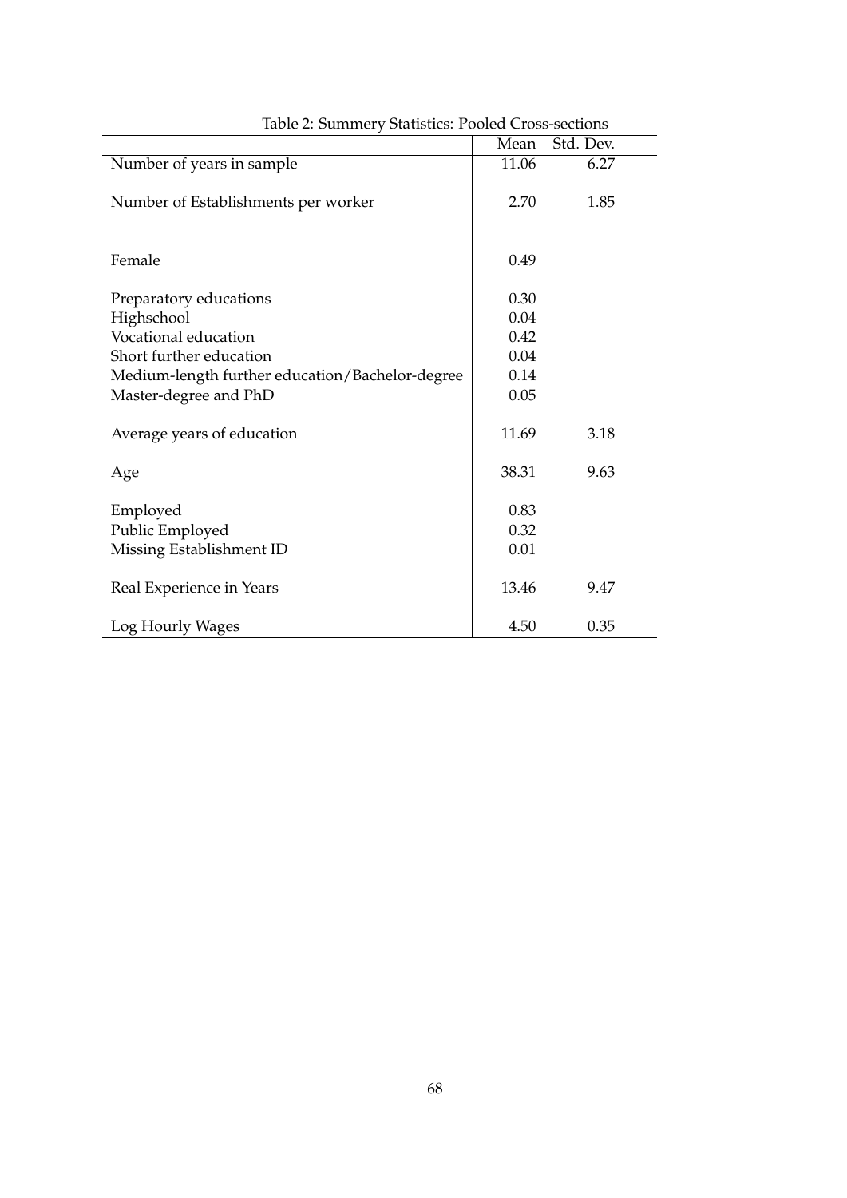Table 2: Summery Statistics: Pooled Cross-sections

| | Mean | Std. Dev. |
|---|---|---|
| Number of years in sample | 11.06 | 6.27 |
| Number of Establishments per worker | 2.70 | 1.85 |
| Female | 0.49 | |
| Preparatory educations | 0.30 | |
| Highschool | 0.04 | |
| Vocational education | 0.42 | |
| Short further education | 0.04 | |
| Medium-length further education/Bachelor-degree | 0.14 | |
| Master-degree and PhD | 0.05 | |
| Average years of education | 11.69 | 3.18 |
| Age | 38.31 | 9.63 |
| Employed | 0.83 | |
| Public Employed | 0.32 | |
| Missing Establishment ID | 0.01 | |
| Real Experience in Years | 13.46 | 9.47 |
| Log Hourly Wages | 4.50 | 0.35 |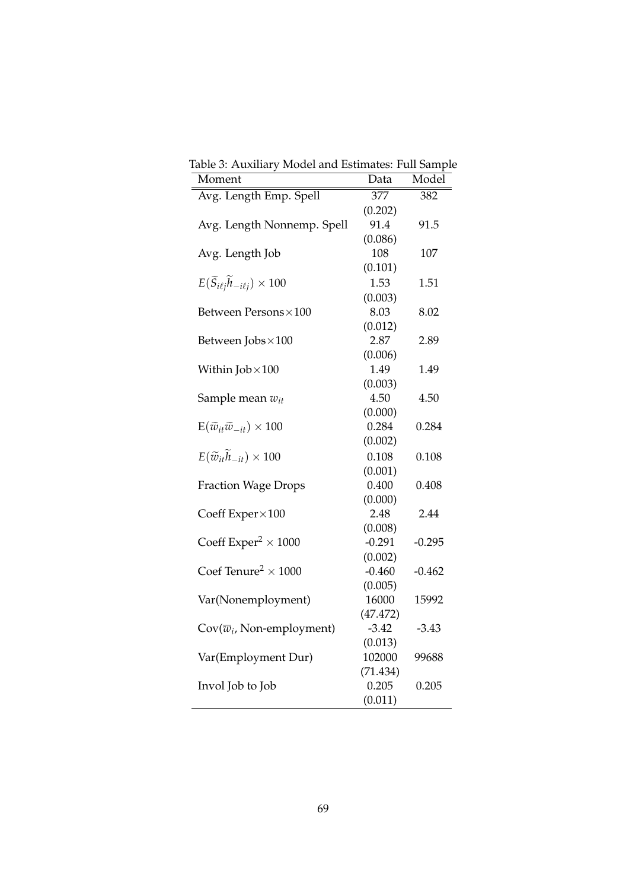Table 3: Auxiliary Model and Estimates: Full Sample

| Moment | Data | Model |
|---|---|---|
| Avg. Length Emp. Spell | 377 | 382 |
| | (0.202) | |
| Avg. Length Nonnemp. Spell | 91.4 | 91.5 |
| | (0.086) | |
| Avg. Length Job | 108 | 107 |
| | (0.101) | |
| $E(\widetilde{S}_{i\ell j}\widetilde{h}_{-i\ell j}) \times 100$ | 1.53 | 1.51 |
| | (0.003) | |
| Between Persons$\times$100 | 8.03 | 8.02 |
| | (0.012) | |
| Between Jobs$\times$100 | 2.87 | 2.89 |
| | (0.006) | |
| Within Job$\times$100 | 1.49 | 1.49 |
| | (0.003) | |
| Sample mean $w_{it}$ | 4.50 | 4.50 |
| | (0.000) | |
| $\mathrm{E}(\widetilde{w}_{it}\widetilde{w}_{-it}) \times 100$ | 0.284 | 0.284 |
| | (0.002) | |
| $E(\widetilde{w}_{it}\widetilde{h}_{-it}) \times 100$ | 0.108 | 0.108 |
| | (0.001) | |
| Fraction Wage Drops | 0.400 | 0.408 |
| | (0.000) | |
| Coeff Exper$\times$100 | 2.48 | 2.44 |
| | (0.008) | |
| Coeff Exper$^2 \times 1000$ | -0.291 | -0.295 |
| | (0.002) | |
| Coef Tenure$^2 \times 1000$ | -0.460 | -0.462 |
| | (0.005) | |
| Var(Nonemployment) | 16000 | 15992 |
| | (47.472) | |
| Cov($\overline{w}_i$, Non-employment) | -3.42 | -3.43 |
| | (0.013) | |
| Var(Employment Dur) | 102000 | 99688 |
| | (71.434) | |
| Invol Job to Job | 0.205 | 0.205 |
| | (0.011) | |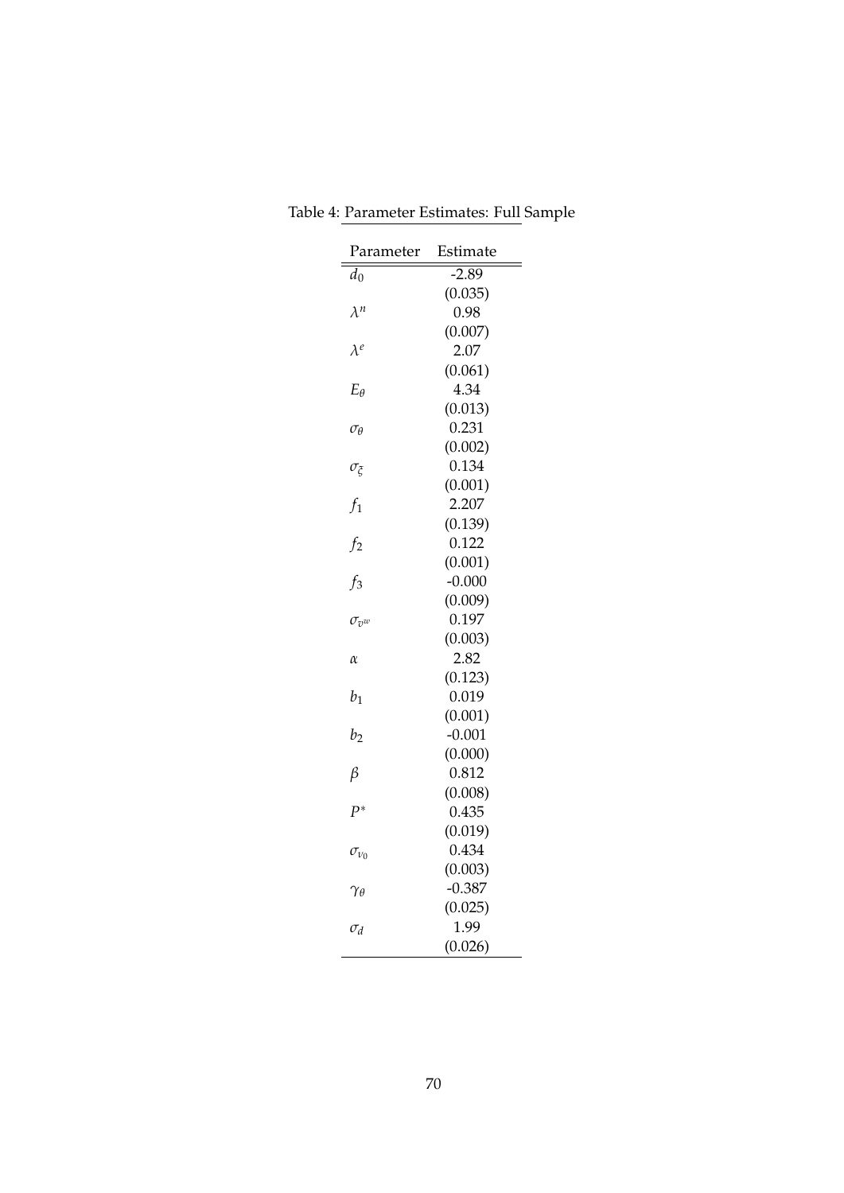Table 4: Parameter Estimates: Full Sample

| Parameter | Estimate |
|---|---|
| $d_0$ | -2.89 |
| | (0.035) |
| $\lambda^n$ | 0.98 |
| | (0.007) |
| $\lambda^e$ | 2.07 |
| | (0.061) |
| $E_\theta$ | 4.34 |
| | (0.013) |
| $\sigma_\theta$ | 0.231 |
| | (0.002) |
| $\sigma_\xi$ | 0.134 |
| | (0.001) |
| $f_1$ | 2.207 |
| | (0.139) |
| $f_2$ | 0.122 |
| | (0.001) |
| $f_3$ | -0.000 |
| | (0.009) |
| $\sigma_{v^w}$ | 0.197 |
| | (0.003) |
| $\alpha$ | 2.82 |
| | (0.123) |
| $b_1$ | 0.019 |
| | (0.001) |
| $b_2$ | -0.001 |
| | (0.000) |
| $\beta$ | 0.812 |
| | (0.008) |
| $P^*$ | 0.435 |
| | (0.019) |
| $\sigma_{\nu_0}$ | 0.434 |
| | (0.003) |
| $\gamma_\theta$ | -0.387 |
| | (0.025) |
| $\sigma_d$ | 1.99 |
| | (0.026) |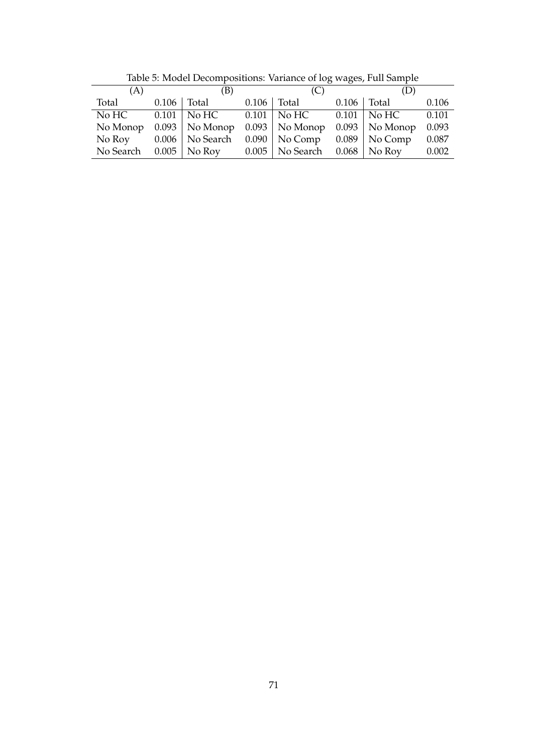Table 5: Model Decompositions: Variance of log wages, Full Sample

| (A) | | (B) | | (C) | | (D) | |
|---|---|---|---|---|---|---|---|
| Total | 0.106 | Total | 0.106 | Total | 0.106 | Total | 0.106 |
| No HC | 0.101 | No HC | 0.101 | No HC | 0.101 | No HC | 0.101 |
| No Monop | 0.093 | No Monop | 0.093 | No Monop | 0.093 | No Monop | 0.093 |
| No Roy | 0.006 | No Search | 0.090 | No Comp | 0.089 | No Comp | 0.087 |
| No Search | 0.005 | No Roy | 0.005 | No Search | 0.068 | No Roy | 0.002 |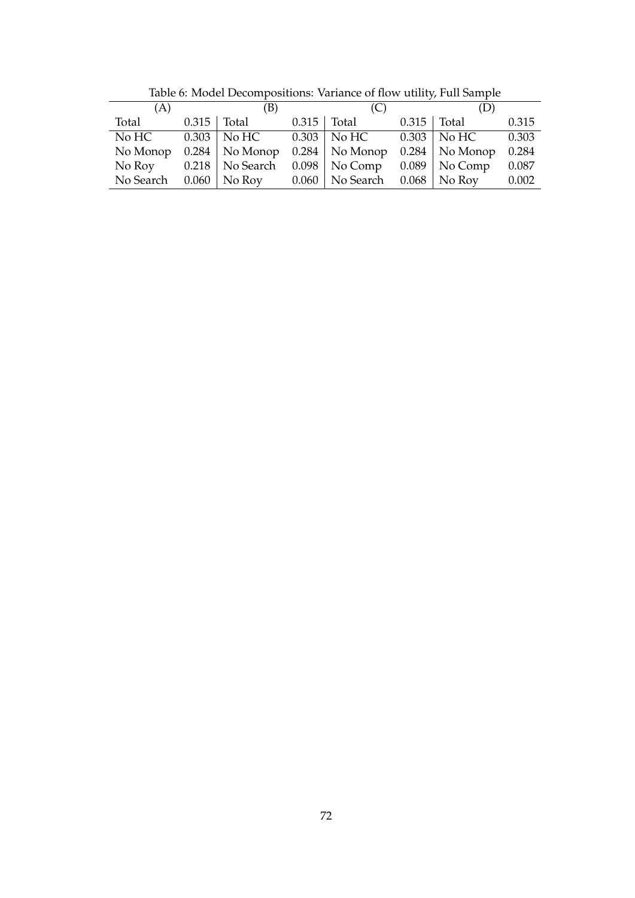Table 6: Model Decompositions: Variance of flow utility, Full Sample

| (A) | | (B) | | (C) | | (D) | |
|---|---|---|---|---|---|---|---|
| Total | 0.315 | Total | 0.315 | Total | 0.315 | Total | 0.315 |
| No HC | 0.303 | No HC | 0.303 | No HC | 0.303 | No HC | 0.303 |
| No Monop | 0.284 | No Monop | 0.284 | No Monop | 0.284 | No Monop | 0.284 |
| No Roy | 0.218 | No Search | 0.098 | No Comp | 0.089 | No Comp | 0.087 |
| No Search | 0.060 | No Roy | 0.060 | No Search | 0.068 | No Roy | 0.002 |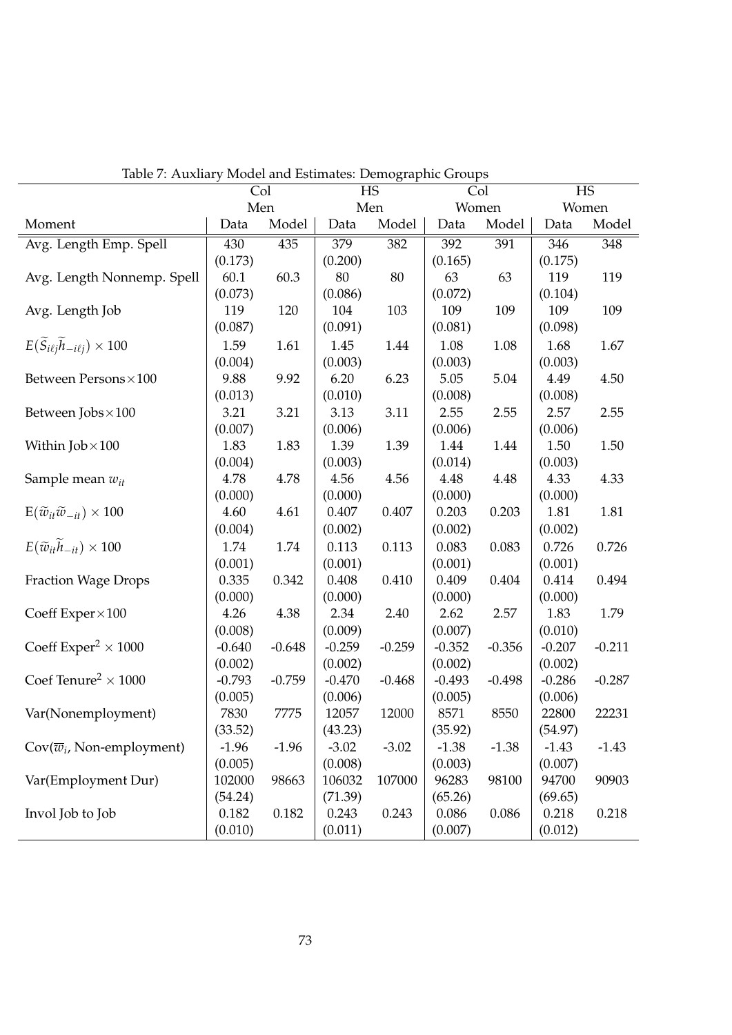Table 7: Auxliary Model and Estimates: Demographic Groups

| | Col Men | | HS Men | | Col Women | | HS Women | |
|---|---|---|---|---|---|---|---|---|
| Moment | Data | Model | Data | Model | Data | Model | Data | Model |
| Avg. Length Emp. Spell | 430 | 435 | 379 | 382 | 392 | 391 | 346 | 348 |
| | (0.173) | | (0.200) | | (0.165) | | (0.175) | |
| Avg. Length Nonnemp. Spell | 60.1 | 60.3 | 80 | 80 | 63 | 63 | 119 | 119 |
| | (0.073) | | (0.086) | | (0.072) | | (0.104) | |
| Avg. Length Job | 119 | 120 | 104 | 103 | 109 | 109 | 109 | 109 |
| | (0.087) | | (0.091) | | (0.081) | | (0.098) | |
| $E(\widetilde{S}_{i\ell j}\widetilde{h}_{-i\ell j}) \times 100$ | 1.59 | 1.61 | 1.45 | 1.44 | 1.08 | 1.08 | 1.68 | 1.67 |
| | (0.004) | | (0.003) | | (0.003) | | (0.003) | |
| Between Persons$\times$100 | 9.88 | 9.92 | 6.20 | 6.23 | 5.05 | 5.04 | 4.49 | 4.50 |
| | (0.013) | | (0.010) | | (0.008) | | (0.008) | |
| Between Jobs$\times$100 | 3.21 | 3.21 | 3.13 | 3.11 | 2.55 | 2.55 | 2.57 | 2.55 |
| | (0.007) | | (0.006) | | (0.006) | | (0.006) | |
| Within Job$\times$100 | 1.83 | 1.83 | 1.39 | 1.39 | 1.44 | 1.44 | 1.50 | 1.50 |
| | (0.004) | | (0.003) | | (0.014) | | (0.003) | |
| Sample mean $w_{it}$ | 4.78 | 4.78 | 4.56 | 4.56 | 4.48 | 4.48 | 4.33 | 4.33 |
| | (0.000) | | (0.000) | | (0.000) | | (0.000) | |
| $\mathrm{E}(\widetilde{w}_{it}\widetilde{w}_{-it}) \times 100$ | 4.60 | 4.61 | 0.407 | 0.407 | 0.203 | 0.203 | 1.81 | 1.81 |
| | (0.004) | | (0.002) | | (0.002) | | (0.002) | |
| $E(\widetilde{w}_{it}\widetilde{h}_{-it}) \times 100$ | 1.74 | 1.74 | 0.113 | 0.113 | 0.083 | 0.083 | 0.726 | 0.726 |
| | (0.001) | | (0.001) | | (0.001) | | (0.001) | |
| Fraction Wage Drops | 0.335 | 0.342 | 0.408 | 0.410 | 0.409 | 0.404 | 0.414 | 0.494 |
| | (0.000) | | (0.000) | | (0.000) | | (0.000) | |
| Coeff Exper$\times$100 | 4.26 | 4.38 | 2.34 | 2.40 | 2.62 | 2.57 | 1.83 | 1.79 |
| | (0.008) | | (0.009) | | (0.007) | | (0.010) | |
| Coeff Exper$^2$ $\times$ 1000 | -0.640 | -0.648 | -0.259 | -0.259 | -0.352 | -0.356 | -0.207 | -0.211 |
| | (0.002) | | (0.002) | | (0.002) | | (0.002) | |
| Coef Tenure$^2$ $\times$ 1000 | -0.793 | -0.759 | -0.470 | -0.468 | -0.493 | -0.498 | -0.286 | -0.287 |
| | (0.005) | | (0.006) | | (0.005) | | (0.006) | |
| Var(Nonemployment) | 7830 | 7775 | 12057 | 12000 | 8571 | 8550 | 22800 | 22231 |
| | (33.52) | | (43.23) | | (35.92) | | (54.97) | |
| $\mathrm{Cov}(\overline{w}_i$, Non-employment) | -1.96 | -1.96 | -3.02 | -3.02 | -1.38 | -1.38 | -1.43 | -1.43 |
| | (0.005) | | (0.008) | | (0.003) | | (0.007) | |
| Var(Employment Dur) | 102000 | 98663 | 106032 | 107000 | 96283 | 98100 | 94700 | 90903 |
| | (54.24) | | (71.39) | | (65.26) | | (69.65) | |
| Invol Job to Job | 0.182 | 0.182 | 0.243 | 0.243 | 0.086 | 0.086 | 0.218 | 0.218 |
| | (0.010) | | (0.011) | | (0.007) | | (0.012) | |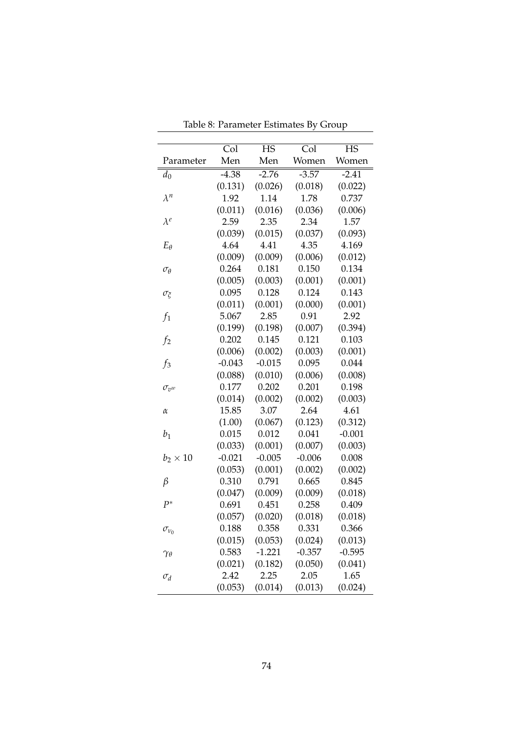Table 8: Parameter Estimates By Group

| Parameter | Col Men | HS Men | Col Women | HS Women |
|---|---|---|---|---|
| $d_0$ | -4.38 | -2.76 | -3.57 | -2.41 |
| | (0.131) | (0.026) | (0.018) | (0.022) |
| $\lambda^n$ | 1.92 | 1.14 | 1.78 | 0.737 |
| | (0.011) | (0.016) | (0.036) | (0.006) |
| $\lambda^e$ | 2.59 | 2.35 | 2.34 | 1.57 |
| | (0.039) | (0.015) | (0.037) | (0.093) |
| $E_\theta$ | 4.64 | 4.41 | 4.35 | 4.169 |
| | (0.009) | (0.009) | (0.006) | (0.012) |
| $\sigma_\theta$ | 0.264 | 0.181 | 0.150 | 0.134 |
| | (0.005) | (0.003) | (0.001) | (0.001) |
| $\sigma_\xi$ | 0.095 | 0.128 | 0.124 | 0.143 |
| | (0.011) | (0.001) | (0.000) | (0.001) |
| $f_1$ | 5.067 | 2.85 | 0.91 | 2.92 |
| | (0.199) | (0.198) | (0.007) | (0.394) |
| $f_2$ | 0.202 | 0.145 | 0.121 | 0.103 |
| | (0.006) | (0.002) | (0.003) | (0.001) |
| $f_3$ | -0.043 | -0.015 | 0.095 | 0.044 |
| | (0.088) | (0.010) | (0.006) | (0.008) |
| $\sigma_{v^w}$ | 0.177 | 0.202 | 0.201 | 0.198 |
| | (0.014) | (0.002) | (0.002) | (0.003) |
| $\alpha$ | 15.85 | 3.07 | 2.64 | 4.61 |
| | (1.00) | (0.067) | (0.123) | (0.312) |
| $b_1$ | 0.015 | 0.012 | 0.041 | -0.001 |
| | (0.033) | (0.001) | (0.007) | (0.003) |
| $b_2 \times 10$ | -0.021 | -0.005 | -0.006 | 0.008 |
| | (0.053) | (0.001) | (0.002) | (0.002) |
| $\beta$ | 0.310 | 0.791 | 0.665 | 0.845 |
| | (0.047) | (0.009) | (0.009) | (0.018) |
| $P^*$ | 0.691 | 0.451 | 0.258 | 0.409 |
| | (0.057) | (0.020) | (0.018) | (0.018) |
| $\sigma_{\nu_0}$ | 0.188 | 0.358 | 0.331 | 0.366 |
| | (0.015) | (0.053) | (0.024) | (0.013) |
| $\gamma_\theta$ | 0.583 | -1.221 | -0.357 | -0.595 |
| | (0.021) | (0.182) | (0.050) | (0.041) |
| $\sigma_d$ | 2.42 | 2.25 | 2.05 | 1.65 |
| | (0.053) | (0.014) | (0.013) | (0.024) |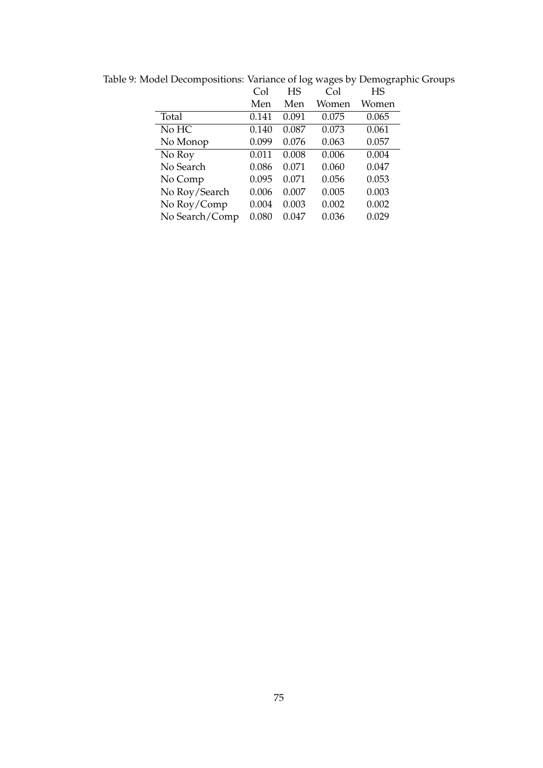Table 9: Model Decompositions: Variance of log wages by Demographic Groups

| | Col Men | HS Men | Col Women | HS Women |
|---|---|---|---|---|
| Total | 0.141 | 0.091 | 0.075 | 0.065 |
| No HC | 0.140 | 0.087 | 0.073 | 0.061 |
| No Monop | 0.099 | 0.076 | 0.063 | 0.057 |
| No Roy | 0.011 | 0.008 | 0.006 | 0.004 |
| No Search | 0.086 | 0.071 | 0.060 | 0.047 |
| No Comp | 0.095 | 0.071 | 0.056 | 0.053 |
| No Roy/Search | 0.006 | 0.007 | 0.005 | 0.003 |
| No Roy/Comp | 0.004 | 0.003 | 0.002 | 0.002 |
| No Search/Comp | 0.080 | 0.047 | 0.036 | 0.029 |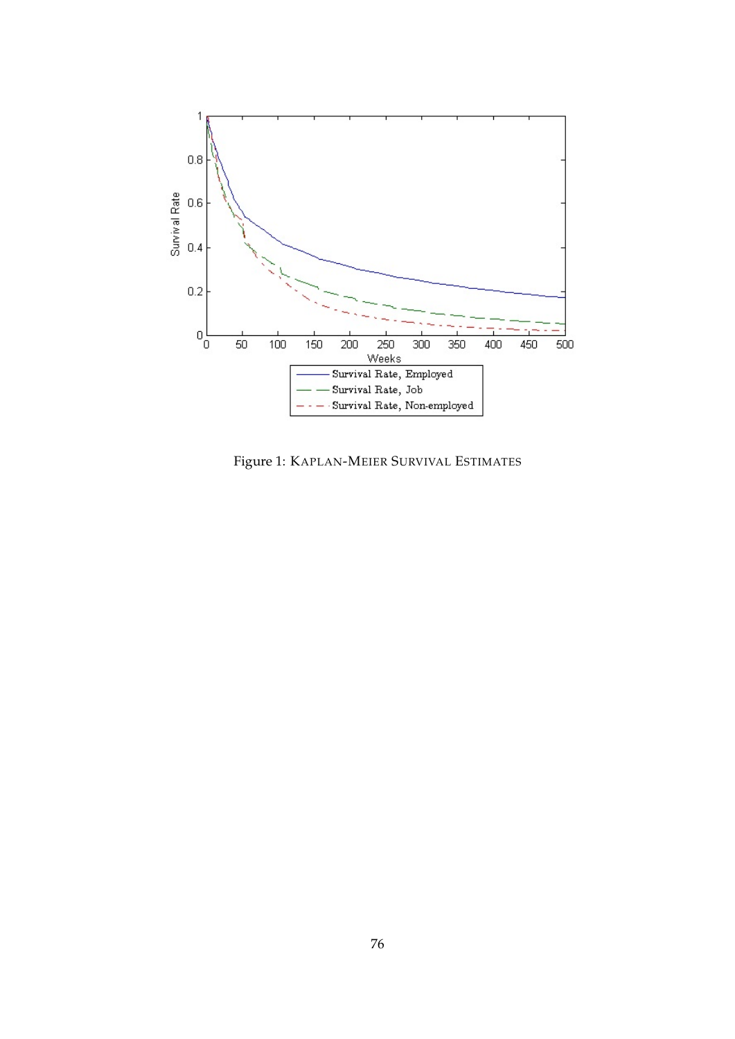Figure 1: KAPLAN-MEIER SURVIVAL ESTIMATES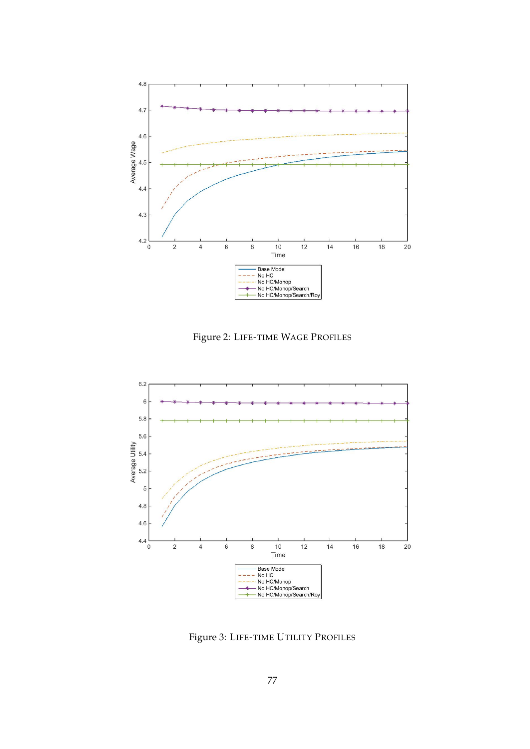4.8
4.7
4.6
4.5
4.4
4.3
4.2
Average Wage
0 2 4 6 8 10 12 14 16 18 20
Time

Base Model
No HC
No HC/Monop
No HC/Monop/Search
No HC/Monop/Search/Roy

Figure 2: LIFE-TIME WAGE PROFILES

6.2
6
5.8
5.6
5.4
5.2
5
4.8
4.6
4.4
Average Utility
0 2 4 6 8 10 12 14 16 18 20
Time

Base Model
No HC
No HC/Monop
No HC/Monop/Search
No HC/Monop/Search/Roy

Figure 3: LIFE-TIME UTILITY PROFILES